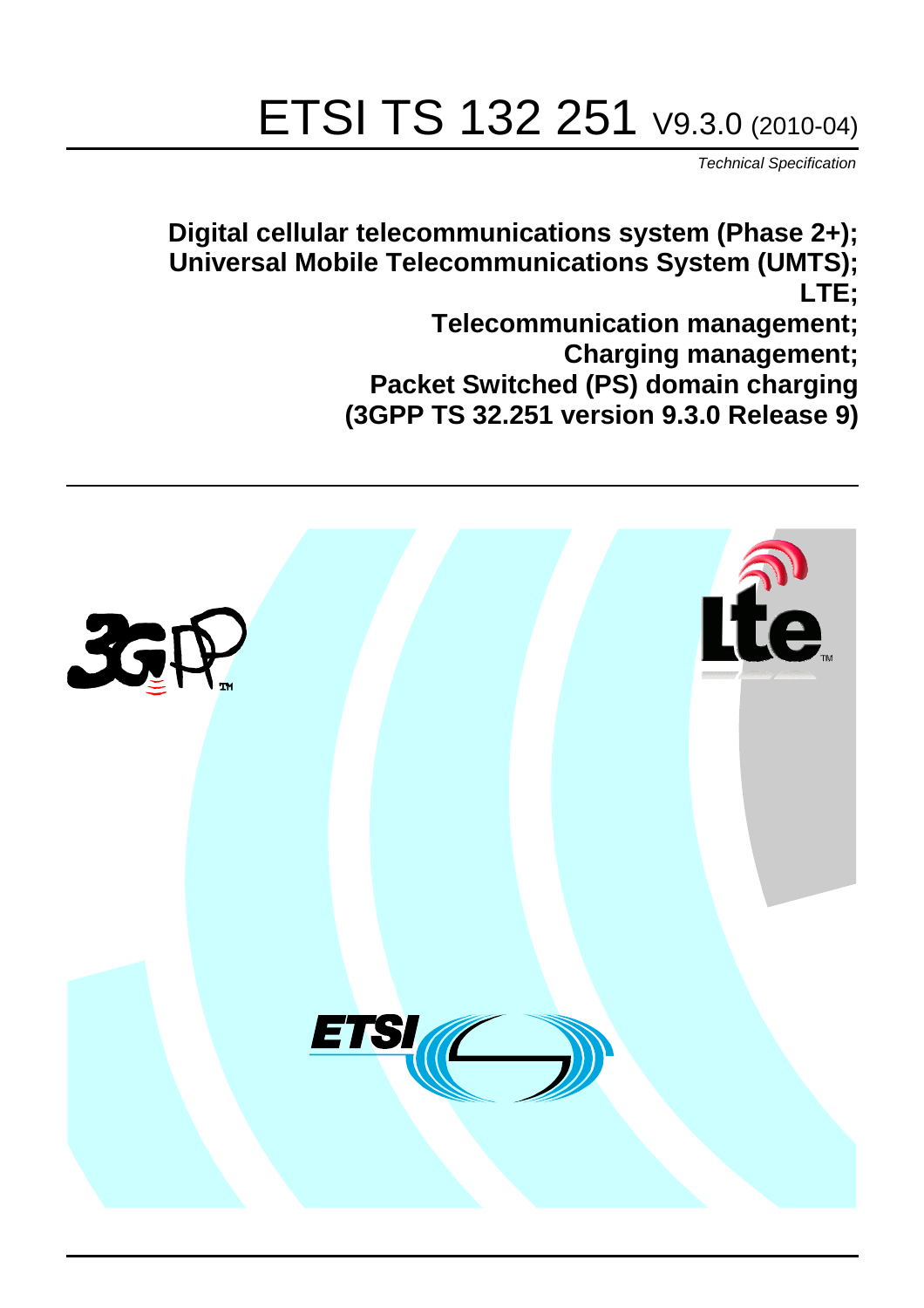# ETSI TS 132 251 V9.3.0 (2010-04)

*Technical Specification*

**Digital cellular telecommunications system (Phase 2+); Universal Mobile Telecommunications System (UMTS); LTE; Telecommunication management; Charging management; Packet Switched (PS) domain charging (3GPP TS 32.251 version 9.3.0 Release 9)**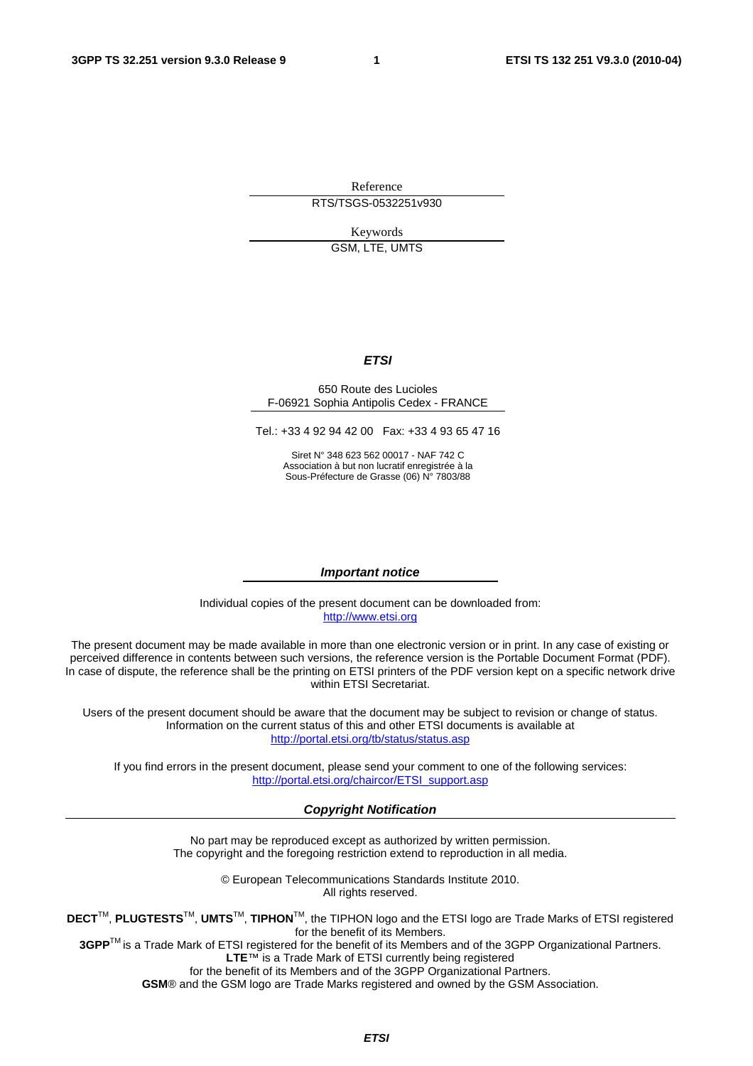Reference

RTS/TSGS-0532251v930

Keywords

GSM, LTE, UMTS

***ETSI***

650 Route des Lucioles
F-06921 Sophia Antipolis Cedex - FRANCE

Tel.: +33 4 92 94 42 00 Fax: +33 4 93 65 47 16

Siret N° 348 623 562 00017 - NAF 742 C
Association à but non lucratif enregistrée à la
Sous-Préfecture de Grasse (06) N° 7803/88

***Important notice***

Individual copies of the present document can be downloaded from:
http://www.etsi.org

The present document may be made available in more than one electronic version or in print. In any case of existing or perceived difference in contents between such versions, the reference version is the Portable Document Format (PDF). In case of dispute, the reference shall be the printing on ETSI printers of the PDF version kept on a specific network drive within ETSI Secretariat.

Users of the present document should be aware that the document may be subject to revision or change of status. Information on the current status of this and other ETSI documents is available at
http://portal.etsi.org/tb/status/status.asp

If you find errors in the present document, please send your comment to one of the following services:
http://portal.etsi.org/chaircor/ETSI_support.asp

***Copyright Notification***

No part may be reproduced except as authorized by written permission.
The copyright and the foregoing restriction extend to reproduction in all media.

© European Telecommunications Standards Institute 2010.
All rights reserved.

**DECT**™, **PLUGTESTS**™, **UMTS**™, **TIPHON**™, the TIPHON logo and the ETSI logo are Trade Marks of ETSI registered for the benefit of its Members.
**3GPP**™ is a Trade Mark of ETSI registered for the benefit of its Members and of the 3GPP Organizational Partners.
**LTE**™ is a Trade Mark of ETSI currently being registered
for the benefit of its Members and of the 3GPP Organizational Partners.
**GSM**® and the GSM logo are Trade Marks registered and owned by the GSM Association.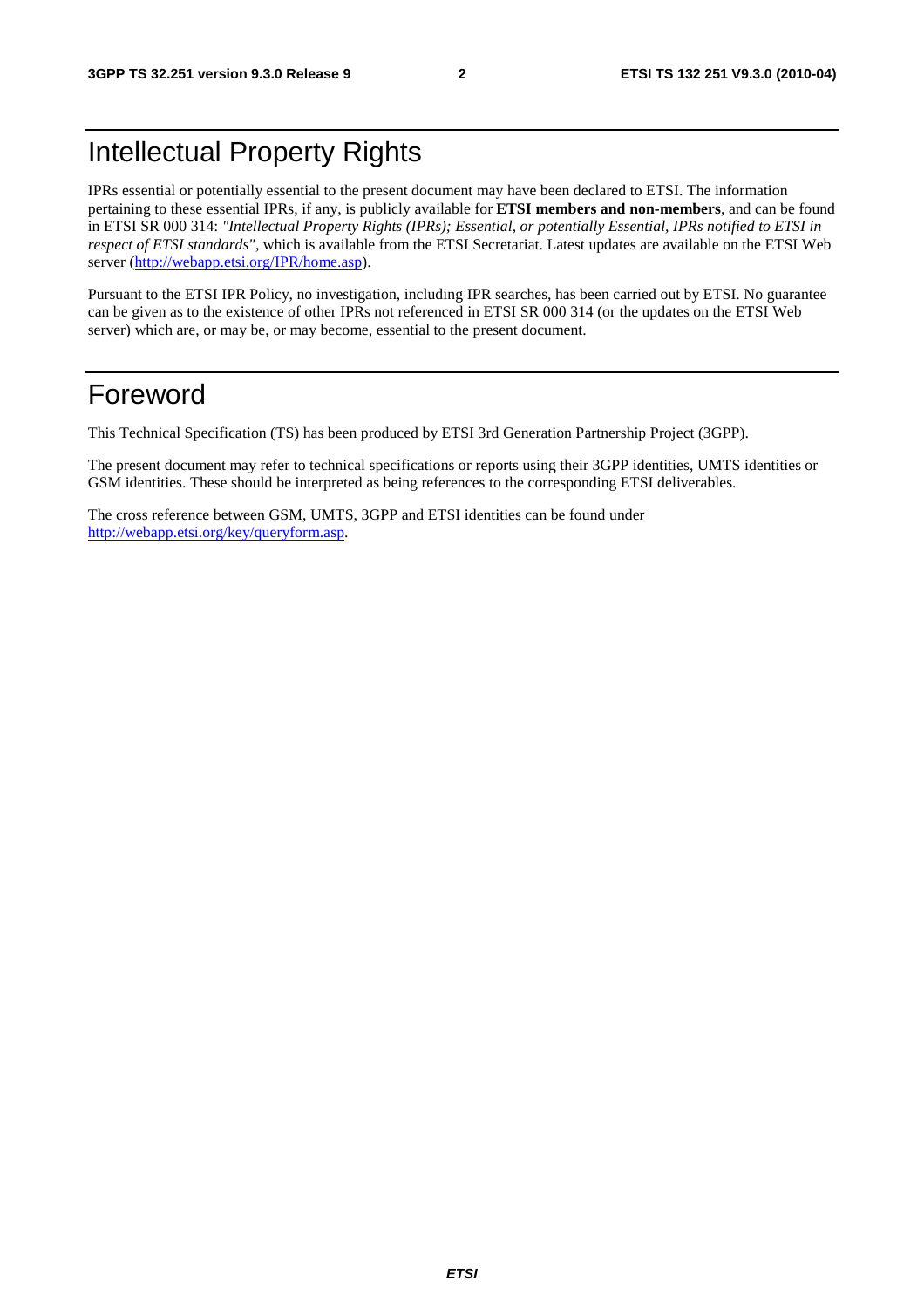# Intellectual Property Rights

IPRs essential or potentially essential to the present document may have been declared to ETSI. The information pertaining to these essential IPRs, if any, is publicly available for **ETSI members and non-members**, and can be found in ETSI SR 000 314: *"Intellectual Property Rights (IPRs); Essential, or potentially Essential, IPRs notified to ETSI in respect of ETSI standards"*, which is available from the ETSI Secretariat. Latest updates are available on the ETSI Web server (http://webapp.etsi.org/IPR/home.asp).

Pursuant to the ETSI IPR Policy, no investigation, including IPR searches, has been carried out by ETSI. No guarantee can be given as to the existence of other IPRs not referenced in ETSI SR 000 314 (or the updates on the ETSI Web server) which are, or may be, or may become, essential to the present document.

# Foreword

This Technical Specification (TS) has been produced by ETSI 3rd Generation Partnership Project (3GPP).

The present document may refer to technical specifications or reports using their 3GPP identities, UMTS identities or GSM identities. These should be interpreted as being references to the corresponding ETSI deliverables.

The cross reference between GSM, UMTS, 3GPP and ETSI identities can be found under http://webapp.etsi.org/key/queryform.asp.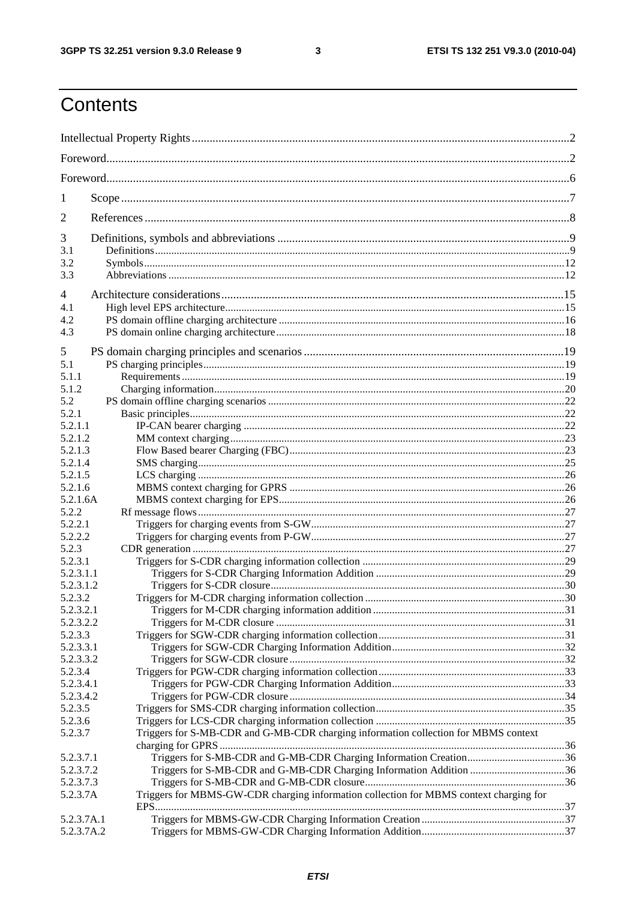# Contents

Intellectual Property Rights ..... 2

Foreword ..... 2

Foreword ..... 6

1 Scope ..... 7

2 References ..... 8

3 Definitions, symbols and abbreviations ..... 9
3.1 Definitions ..... 9
3.2 Symbols ..... 12
3.3 Abbreviations ..... 12

4 Architecture considerations ..... 15
4.1 High level EPS architecture ..... 15
4.2 PS domain offline charging architecture ..... 16
4.3 PS domain online charging architecture ..... 18

5 PS domain charging principles and scenarios ..... 19
5.1 PS charging principles ..... 19
5.1.1 Requirements ..... 19
5.1.2 Charging information ..... 20
5.2 PS domain offline charging scenarios ..... 22
5.2.1 Basic principles ..... 22
5.2.1.1 IP-CAN bearer charging ..... 22
5.2.1.2 MM context charging ..... 23
5.2.1.3 Flow Based bearer Charging (FBC) ..... 23
5.2.1.4 SMS charging ..... 25
5.2.1.5 LCS charging ..... 26
5.2.1.6 MBMS context charging for GPRS ..... 26
5.2.1.6A MBMS context charging for EPS ..... 26
5.2.2 Rf message flows ..... 27
5.2.2.1 Triggers for charging events from S-GW ..... 27
5.2.2.2 Triggers for charging events from P-GW ..... 27
5.2.3 CDR generation ..... 27
5.2.3.1 Triggers for S-CDR charging information collection ..... 29
5.2.3.1.1 Triggers for S-CDR Charging Information Addition ..... 29
5.2.3.1.2 Triggers for S-CDR closure ..... 30
5.2.3.2 Triggers for M-CDR charging information collection ..... 30
5.2.3.2.1 Triggers for M-CDR charging information addition ..... 31
5.2.3.2.2 Triggers for M-CDR closure ..... 31
5.2.3.3 Triggers for SGW-CDR charging information collection ..... 31
5.2.3.3.1 Triggers for SGW-CDR Charging Information Addition ..... 32
5.2.3.3.2 Triggers for SGW-CDR closure ..... 32
5.2.3.4 Triggers for PGW-CDR charging information collection ..... 33
5.2.3.4.1 Triggers for PGW-CDR Charging Information Addition ..... 33
5.2.3.4.2 Triggers for PGW-CDR closure ..... 34
5.2.3.5 Triggers for SMS-CDR charging information collection ..... 35
5.2.3.6 Triggers for LCS-CDR charging information collection ..... 35
5.2.3.7 Triggers for S-MB-CDR and G-MB-CDR charging information collection for MBMS context charging for GPRS ..... 36
5.2.3.7.1 Triggers for S-MB-CDR and G-MB-CDR Charging Information Creation ..... 36
5.2.3.7.2 Triggers for S-MB-CDR and G-MB-CDR Charging Information Addition ..... 36
5.2.3.7.3 Triggers for S-MB-CDR and G-MB-CDR closure ..... 36
5.2.3.7A Triggers for MBMS-GW-CDR charging information collection for MBMS context charging for EPS ..... 37
5.2.3.7A.1 Triggers for MBMS-GW-CDR Charging Information Creation ..... 37
5.2.3.7A.2 Triggers for MBMS-GW-CDR Charging Information Addition ..... 37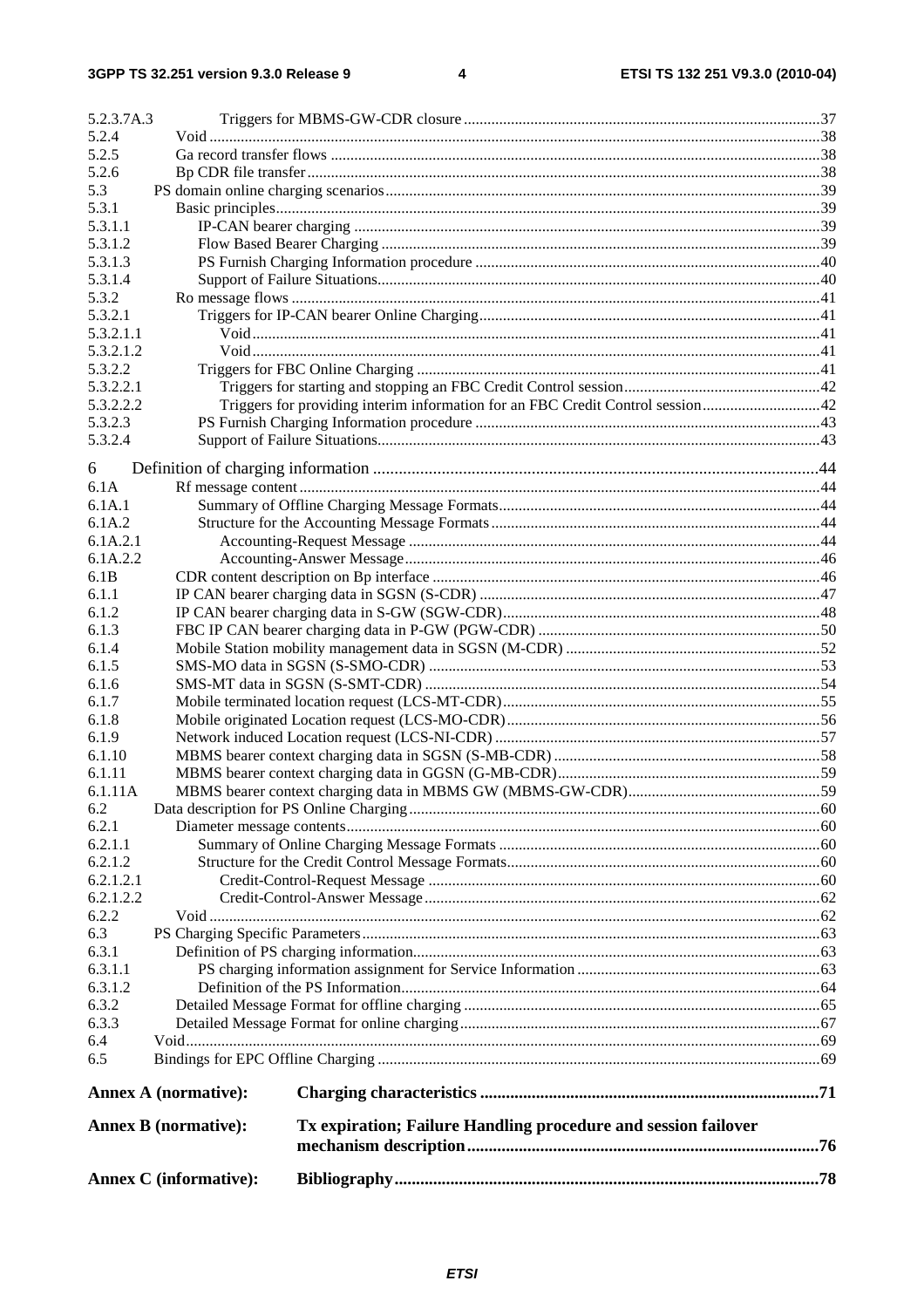5.2.3.7A.3 Triggers for MBMS-GW-CDR closure ....37
5.2.4 Void ....38
5.2.5 Ga record transfer flows ....38
5.2.6 Bp CDR file transfer ....38
5.3 PS domain online charging scenarios ....39
5.3.1 Basic principles ....39
5.3.1.1 IP-CAN bearer charging ....39
5.3.1.2 Flow Based Bearer Charging ....39
5.3.1.3 PS Furnish Charging Information procedure ....40
5.3.1.4 Support of Failure Situations ....40
5.3.2 Ro message flows ....41
5.3.2.1 Triggers for IP-CAN bearer Online Charging ....41
5.3.2.1.1 Void ....41
5.3.2.1.2 Void ....41
5.3.2.2 Triggers for FBC Online Charging ....41
5.3.2.2.1 Triggers for starting and stopping an FBC Credit Control session ....42
5.3.2.2.2 Triggers for providing interim information for an FBC Credit Control session ....42
5.3.2.3 PS Furnish Charging Information procedure ....43
5.3.2.4 Support of Failure Situations ....43

6 Definition of charging information ....44
6.1A Rf message content ....44
6.1A.1 Summary of Offline Charging Message Formats ....44
6.1A.2 Structure for the Accounting Message Formats ....44
6.1A.2.1 Accounting-Request Message ....44
6.1A.2.2 Accounting-Answer Message ....46
6.1B CDR content description on Bp interface ....46
6.1.1 IP CAN bearer charging data in SGSN (S-CDR) ....47
6.1.2 IP CAN bearer charging data in S-GW (SGW-CDR) ....48
6.1.3 FBC IP CAN bearer charging data in P-GW (PGW-CDR) ....50
6.1.4 Mobile Station mobility management data in SGSN (M-CDR) ....52
6.1.5 SMS-MO data in SGSN (S-SMO-CDR) ....53
6.1.6 SMS-MT data in SGSN (S-SMT-CDR) ....54
6.1.7 Mobile terminated location request (LCS-MT-CDR) ....55
6.1.8 Mobile originated Location request (LCS-MO-CDR) ....56
6.1.9 Network induced Location request (LCS-NI-CDR) ....57
6.1.10 MBMS bearer context charging data in SGSN (S-MB-CDR) ....58
6.1.11 MBMS bearer context charging data in GGSN (G-MB-CDR) ....59
6.1.11A MBMS bearer context charging data in MBMS GW (MBMS-GW-CDR) ....59
6.2 Data description for PS Online Charging ....60
6.2.1 Diameter message contents ....60
6.2.1.1 Summary of Online Charging Message Formats ....60
6.2.1.2 Structure for the Credit Control Message Formats ....60
6.2.1.2.1 Credit-Control-Request Message ....60
6.2.1.2.2 Credit-Control-Answer Message ....62
6.2.2 Void ....62
6.3 PS Charging Specific Parameters ....63
6.3.1 Definition of PS charging information ....63
6.3.1.1 PS charging information assignment for Service Information ....63
6.3.1.2 Definition of the PS Information ....64
6.3.2 Detailed Message Format for offline charging ....65
6.3.3 Detailed Message Format for online charging ....67
6.4 Void ....69
6.5 Bindings for EPC Offline Charging ....69

**Annex A (normative): Charging characteristics ....71**

**Annex B (normative): Tx expiration; Failure Handling procedure and session failover mechanism description ....76**

**Annex C (informative): Bibliography ....78**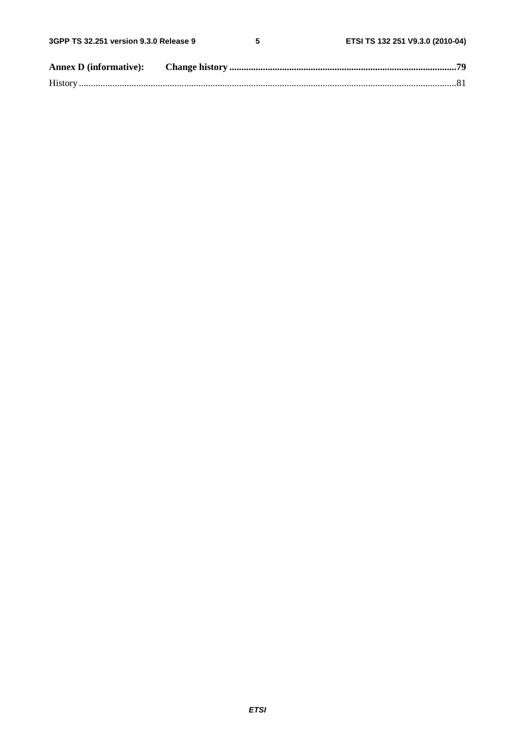**Annex D (informative): Change history** ..............................................................................................79

History ..........................................................................................................................................................81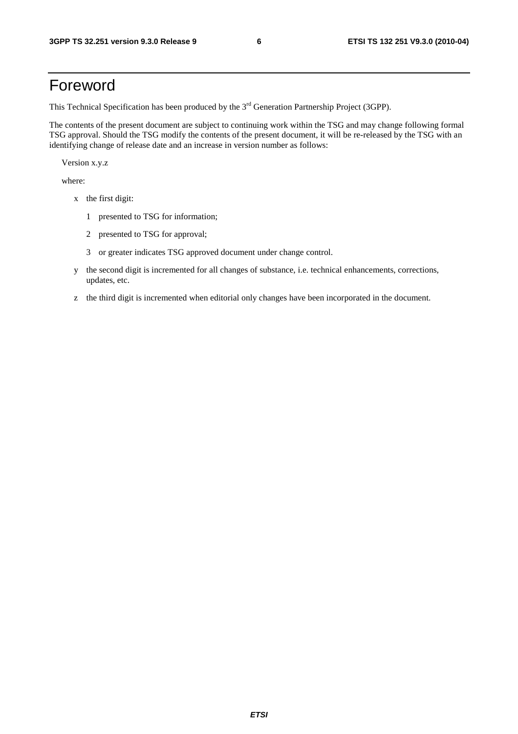# Foreword

This Technical Specification has been produced by the 3rd Generation Partnership Project (3GPP).

The contents of the present document are subject to continuing work within the TSG and may change following formal TSG approval. Should the TSG modify the contents of the present document, it will be re-released by the TSG with an identifying change of release date and an increase in version number as follows:

Version x.y.z

where:

- x the first digit:
  - 1 presented to TSG for information;
  - 2 presented to TSG for approval;
  - 3 or greater indicates TSG approved document under change control.
- y the second digit is incremented for all changes of substance, i.e. technical enhancements, corrections, updates, etc.
- z the third digit is incremented when editorial only changes have been incorporated in the document.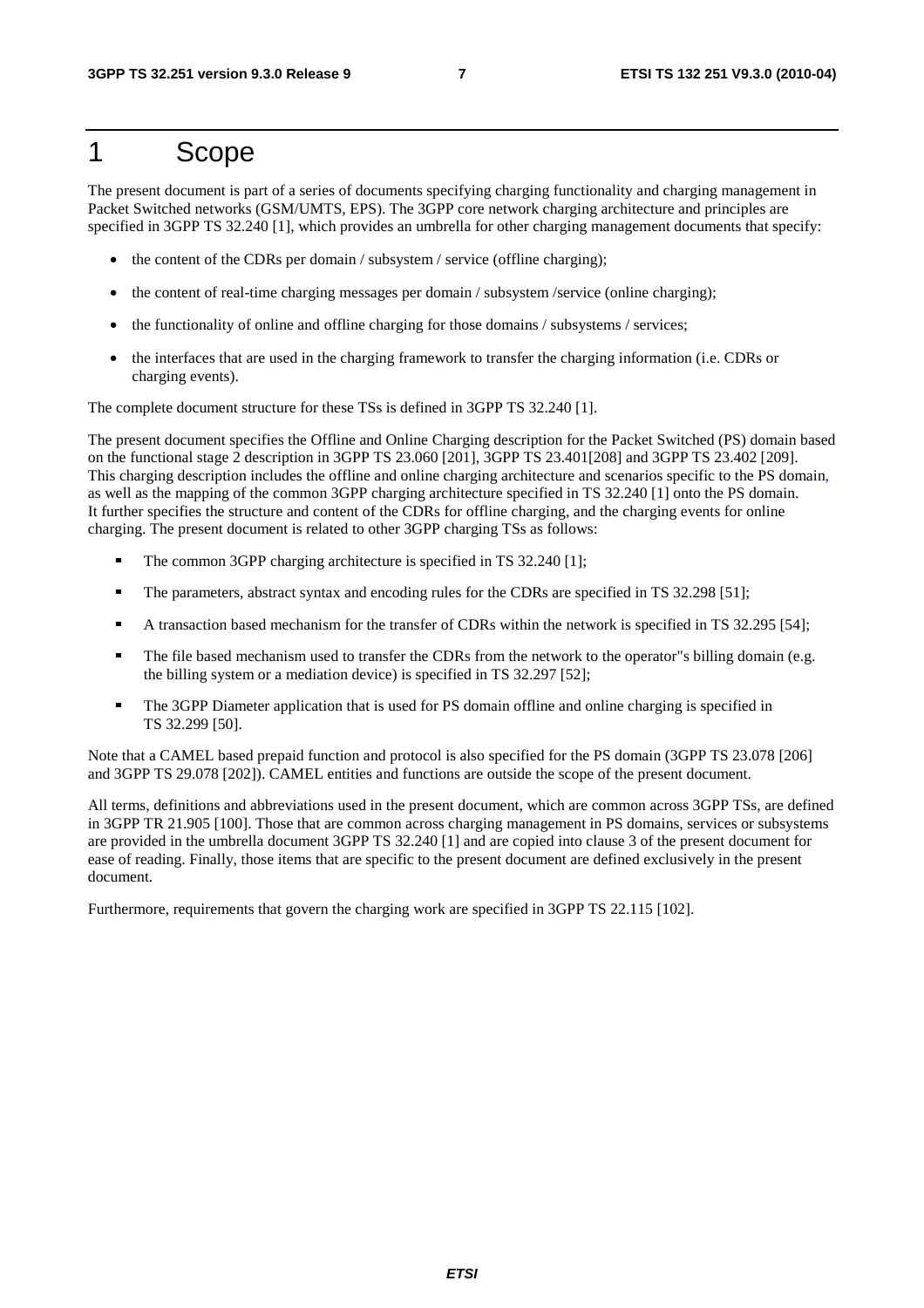# 1 Scope

The present document is part of a series of documents specifying charging functionality and charging management in Packet Switched networks (GSM/UMTS, EPS). The 3GPP core network charging architecture and principles are specified in 3GPP TS 32.240 [1], which provides an umbrella for other charging management documents that specify:

- the content of the CDRs per domain / subsystem / service (offline charging);
- the content of real-time charging messages per domain / subsystem /service (online charging);
- the functionality of online and offline charging for those domains / subsystems / services;
- the interfaces that are used in the charging framework to transfer the charging information (i.e. CDRs or charging events).

The complete document structure for these TSs is defined in 3GPP TS 32.240 [1].

The present document specifies the Offline and Online Charging description for the Packet Switched (PS) domain based on the functional stage 2 description in 3GPP TS 23.060 [201], 3GPP TS 23.401[208] and 3GPP TS 23.402 [209]. This charging description includes the offline and online charging architecture and scenarios specific to the PS domain, as well as the mapping of the common 3GPP charging architecture specified in TS 32.240 [1] onto the PS domain. It further specifies the structure and content of the CDRs for offline charging, and the charging events for online charging. The present document is related to other 3GPP charging TSs as follows:

- The common 3GPP charging architecture is specified in TS 32.240 [1];
- The parameters, abstract syntax and encoding rules for the CDRs are specified in TS 32.298 [51];
- A transaction based mechanism for the transfer of CDRs within the network is specified in TS 32.295 [54];
- The file based mechanism used to transfer the CDRs from the network to the operator"s billing domain (e.g. the billing system or a mediation device) is specified in TS 32.297 [52];
- The 3GPP Diameter application that is used for PS domain offline and online charging is specified in TS 32.299 [50].

Note that a CAMEL based prepaid function and protocol is also specified for the PS domain (3GPP TS 23.078 [206] and 3GPP TS 29.078 [202]). CAMEL entities and functions are outside the scope of the present document.

All terms, definitions and abbreviations used in the present document, which are common across 3GPP TSs, are defined in 3GPP TR 21.905 [100]. Those that are common across charging management in PS domains, services or subsystems are provided in the umbrella document 3GPP TS 32.240 [1] and are copied into clause 3 of the present document for ease of reading. Finally, those items that are specific to the present document are defined exclusively in the present document.

Furthermore, requirements that govern the charging work are specified in 3GPP TS 22.115 [102].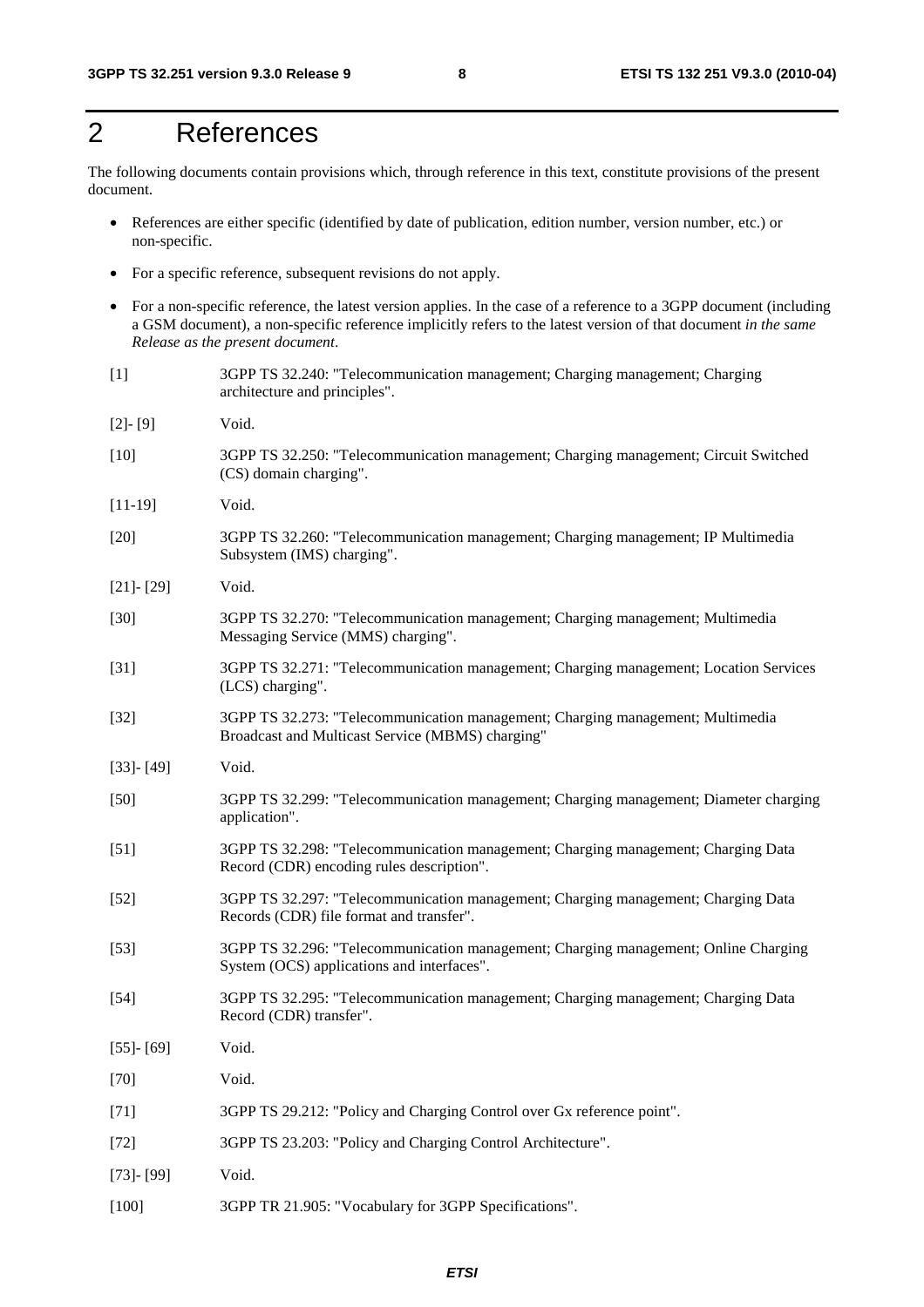# 2 References

The following documents contain provisions which, through reference in this text, constitute provisions of the present document.

- References are either specific (identified by date of publication, edition number, version number, etc.) or non-specific.
- For a specific reference, subsequent revisions do not apply.
- For a non-specific reference, the latest version applies. In the case of a reference to a 3GPP document (including a GSM document), a non-specific reference implicitly refers to the latest version of that document *in the same Release as the present document*.

[1] 3GPP TS 32.240: "Telecommunication management; Charging management; Charging architecture and principles".

[2]- [9] Void.

[10] 3GPP TS 32.250: "Telecommunication management; Charging management; Circuit Switched (CS) domain charging".

[11-19] Void.

[20] 3GPP TS 32.260: "Telecommunication management; Charging management; IP Multimedia Subsystem (IMS) charging".

[21]- [29] Void.

[30] 3GPP TS 32.270: "Telecommunication management; Charging management; Multimedia Messaging Service (MMS) charging".

[31] 3GPP TS 32.271: "Telecommunication management; Charging management; Location Services (LCS) charging".

[32] 3GPP TS 32.273: "Telecommunication management; Charging management; Multimedia Broadcast and Multicast Service (MBMS) charging"

[33]- [49] Void.

[50] 3GPP TS 32.299: "Telecommunication management; Charging management; Diameter charging application".

[51] 3GPP TS 32.298: "Telecommunication management; Charging management; Charging Data Record (CDR) encoding rules description".

[52] 3GPP TS 32.297: "Telecommunication management; Charging management; Charging Data Records (CDR) file format and transfer".

[53] 3GPP TS 32.296: "Telecommunication management; Charging management; Online Charging System (OCS) applications and interfaces".

[54] 3GPP TS 32.295: "Telecommunication management; Charging management; Charging Data Record (CDR) transfer".

[55]- [69] Void.

[70] Void.

[71] 3GPP TS 29.212: "Policy and Charging Control over Gx reference point".

[72] 3GPP TS 23.203: "Policy and Charging Control Architecture".

[73]- [99] Void.

[100] 3GPP TR 21.905: "Vocabulary for 3GPP Specifications".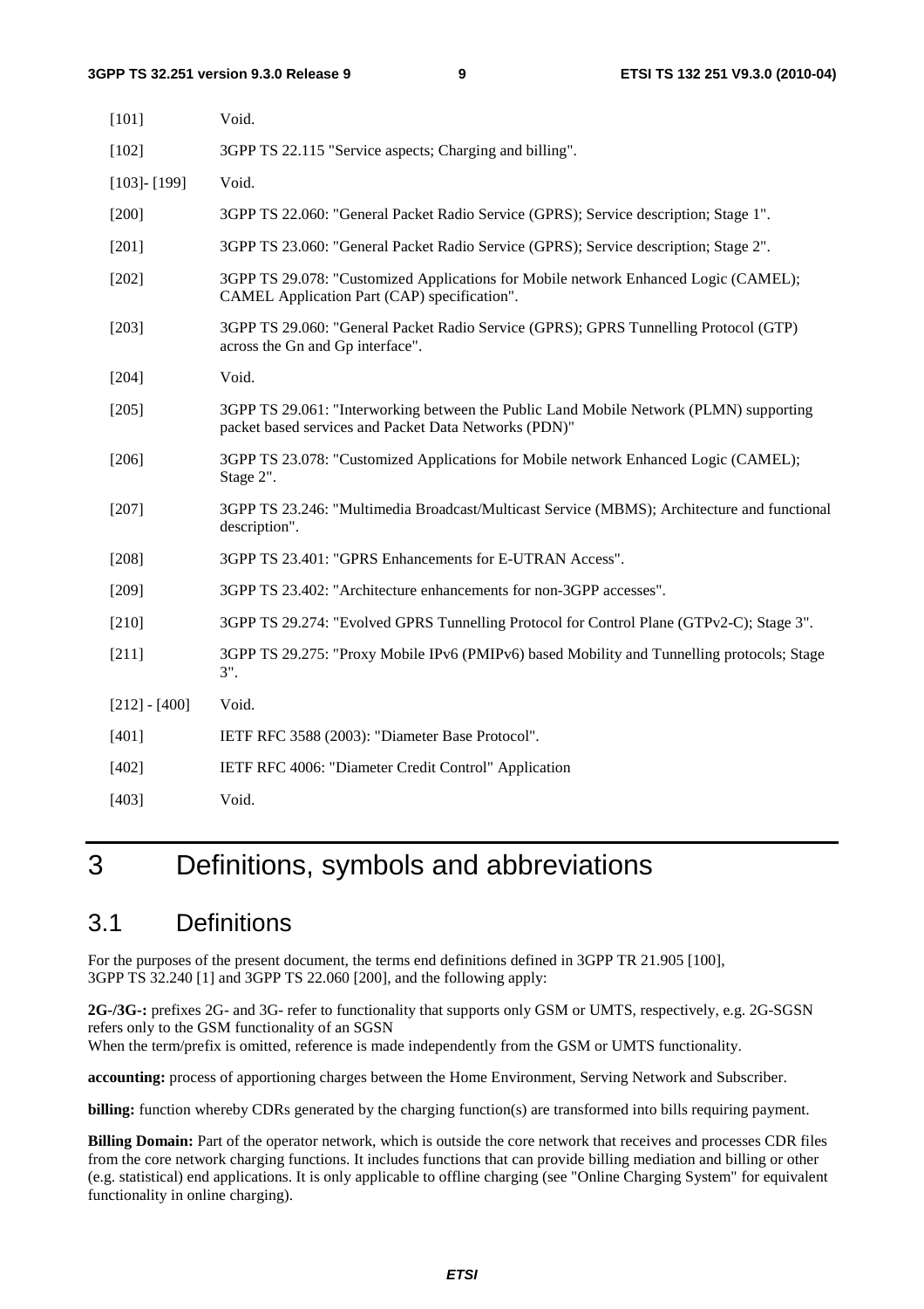[101] Void.

[102] 3GPP TS 22.115 "Service aspects; Charging and billing".

[103]- [199] Void.

[200] 3GPP TS 22.060: "General Packet Radio Service (GPRS); Service description; Stage 1".

[201] 3GPP TS 23.060: "General Packet Radio Service (GPRS); Service description; Stage 2".

[202] 3GPP TS 29.078: "Customized Applications for Mobile network Enhanced Logic (CAMEL); CAMEL Application Part (CAP) specification".

[203] 3GPP TS 29.060: "General Packet Radio Service (GPRS); GPRS Tunnelling Protocol (GTP) across the Gn and Gp interface".

[204] Void.

[205] 3GPP TS 29.061: "Interworking between the Public Land Mobile Network (PLMN) supporting packet based services and Packet Data Networks (PDN)"

[206] 3GPP TS 23.078: "Customized Applications for Mobile network Enhanced Logic (CAMEL); Stage 2".

[207] 3GPP TS 23.246: "Multimedia Broadcast/Multicast Service (MBMS); Architecture and functional description".

[208] 3GPP TS 23.401: "GPRS Enhancements for E-UTRAN Access".

[209] 3GPP TS 23.402: "Architecture enhancements for non-3GPP accesses".

[210] 3GPP TS 29.274: "Evolved GPRS Tunnelling Protocol for Control Plane (GTPv2-C); Stage 3".

[211] 3GPP TS 29.275: "Proxy Mobile IPv6 (PMIPv6) based Mobility and Tunnelling protocols; Stage 3".

[212] - [400] Void.

[401] IETF RFC 3588 (2003): "Diameter Base Protocol".

[402] IETF RFC 4006: "Diameter Credit Control" Application

[403] Void.

# 3 Definitions, symbols and abbreviations

## 3.1 Definitions

For the purposes of the present document, the terms end definitions defined in 3GPP TR 21.905 [100], 3GPP TS 32.240 [1] and 3GPP TS 22.060 [200], and the following apply:

**2G-/3G-:** prefixes 2G- and 3G- refer to functionality that supports only GSM or UMTS, respectively, e.g. 2G-SGSN refers only to the GSM functionality of an SGSN
When the term/prefix is omitted, reference is made independently from the GSM or UMTS functionality.

**accounting:** process of apportioning charges between the Home Environment, Serving Network and Subscriber.

**billing:** function whereby CDRs generated by the charging function(s) are transformed into bills requiring payment.

**Billing Domain:** Part of the operator network, which is outside the core network that receives and processes CDR files from the core network charging functions. It includes functions that can provide billing mediation and billing or other (e.g. statistical) end applications. It is only applicable to offline charging (see "Online Charging System" for equivalent functionality in online charging).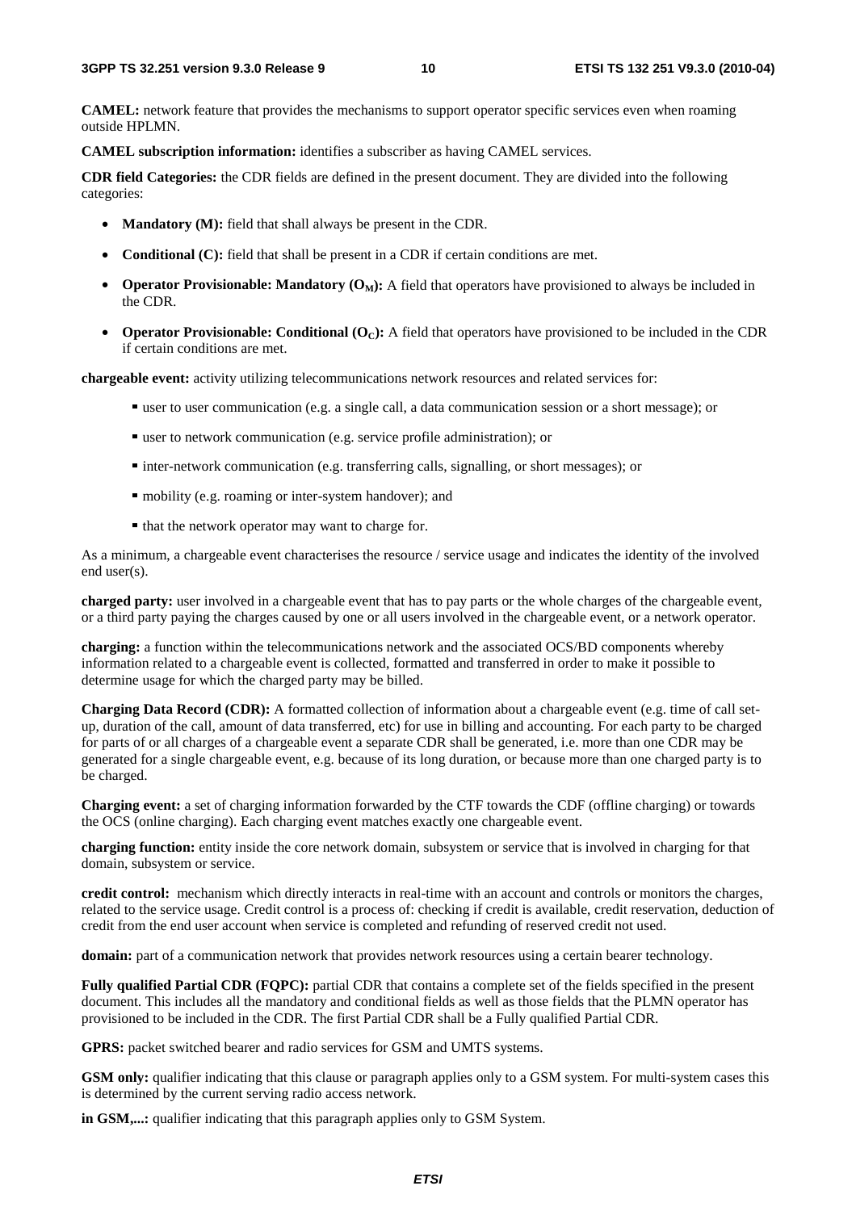**CAMEL:** network feature that provides the mechanisms to support operator specific services even when roaming outside HPLMN.

**CAMEL subscription information:** identifies a subscriber as having CAMEL services.

**CDR field Categories:** the CDR fields are defined in the present document. They are divided into the following categories:

- **Mandatory (M):** field that shall always be present in the CDR.
- **Conditional (C):** field that shall be present in a CDR if certain conditions are met.
- **Operator Provisionable: Mandatory ($O_M$):** A field that operators have provisioned to always be included in the CDR.
- **Operator Provisionable: Conditional ($O_C$):** A field that operators have provisioned to be included in the CDR if certain conditions are met.

**chargeable event:** activity utilizing telecommunications network resources and related services for:

- user to user communication (e.g. a single call, a data communication session or a short message); or
- user to network communication (e.g. service profile administration); or
- inter-network communication (e.g. transferring calls, signalling, or short messages); or
- mobility (e.g. roaming or inter-system handover); and
- that the network operator may want to charge for.

As a minimum, a chargeable event characterises the resource / service usage and indicates the identity of the involved end user(s).

**charged party:** user involved in a chargeable event that has to pay parts or the whole charges of the chargeable event, or a third party paying the charges caused by one or all users involved in the chargeable event, or a network operator.

**charging:** a function within the telecommunications network and the associated OCS/BD components whereby information related to a chargeable event is collected, formatted and transferred in order to make it possible to determine usage for which the charged party may be billed.

**Charging Data Record (CDR):** A formatted collection of information about a chargeable event (e.g. time of call set-up, duration of the call, amount of data transferred, etc) for use in billing and accounting. For each party to be charged for parts of or all charges of a chargeable event a separate CDR shall be generated, i.e. more than one CDR may be generated for a single chargeable event, e.g. because of its long duration, or because more than one charged party is to be charged.

**Charging event:** a set of charging information forwarded by the CTF towards the CDF (offline charging) or towards the OCS (online charging). Each charging event matches exactly one chargeable event.

**charging function:** entity inside the core network domain, subsystem or service that is involved in charging for that domain, subsystem or service.

**credit control:** mechanism which directly interacts in real-time with an account and controls or monitors the charges, related to the service usage. Credit control is a process of: checking if credit is available, credit reservation, deduction of credit from the end user account when service is completed and refunding of reserved credit not used.

**domain:** part of a communication network that provides network resources using a certain bearer technology.

**Fully qualified Partial CDR (FQPC):** partial CDR that contains a complete set of the fields specified in the present document. This includes all the mandatory and conditional fields as well as those fields that the PLMN operator has provisioned to be included in the CDR. The first Partial CDR shall be a Fully qualified Partial CDR.

**GPRS:** packet switched bearer and radio services for GSM and UMTS systems.

**GSM only:** qualifier indicating that this clause or paragraph applies only to a GSM system. For multi-system cases this is determined by the current serving radio access network.

**in GSM,...:** qualifier indicating that this paragraph applies only to GSM System.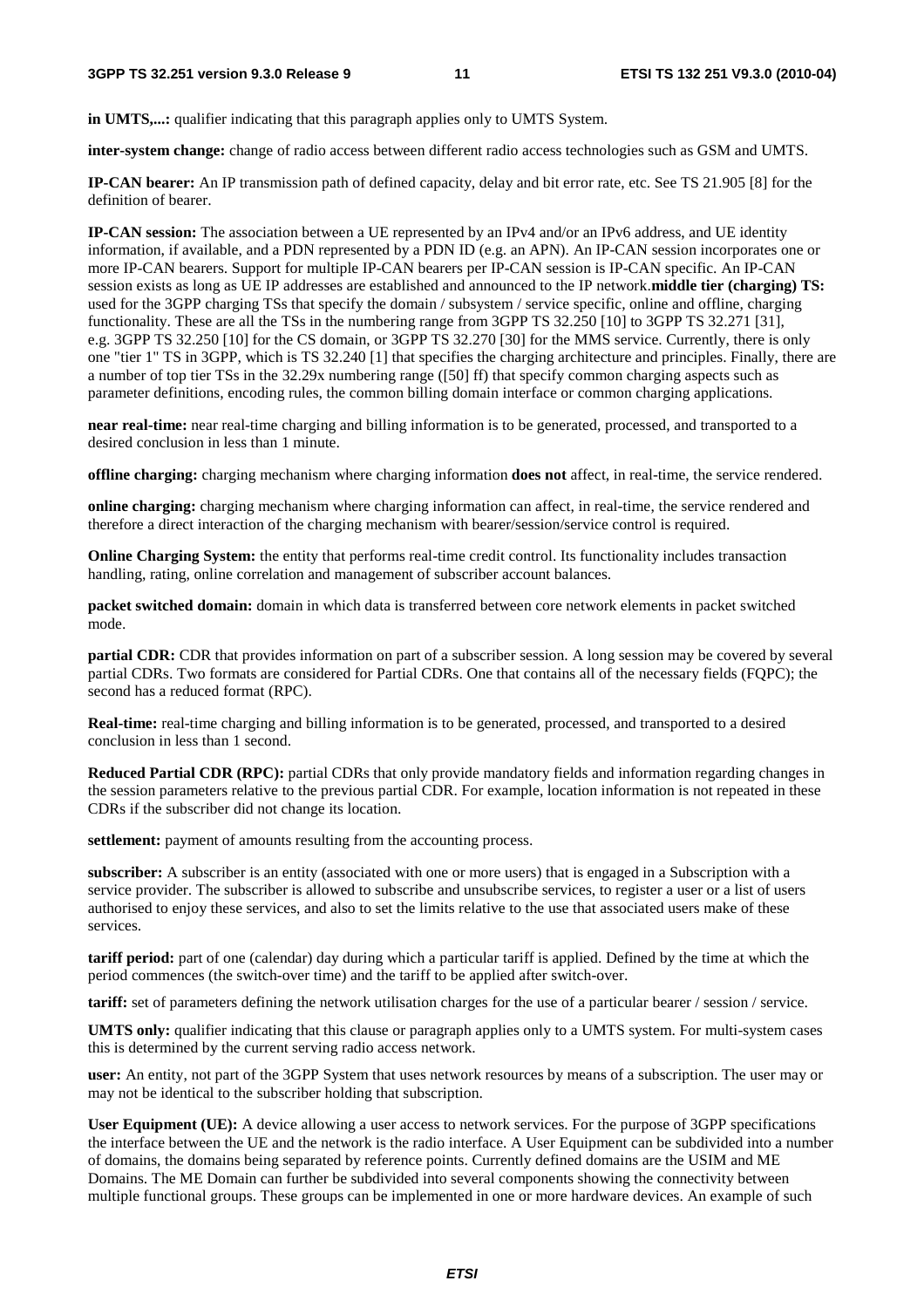**in UMTS,...:** qualifier indicating that this paragraph applies only to UMTS System.

**inter-system change:** change of radio access between different radio access technologies such as GSM and UMTS.

**IP-CAN bearer:** An IP transmission path of defined capacity, delay and bit error rate, etc. See TS 21.905 [8] for the definition of bearer.

**IP-CAN session:** The association between a UE represented by an IPv4 and/or an IPv6 address, and UE identity information, if available, and a PDN represented by a PDN ID (e.g. an APN). An IP-CAN session incorporates one or more IP-CAN bearers. Support for multiple IP-CAN bearers per IP-CAN session is IP-CAN specific. An IP-CAN session exists as long as UE IP addresses are established and announced to the IP network.**middle tier (charging) TS:** used for the 3GPP charging TSs that specify the domain / subsystem / service specific, online and offline, charging functionality. These are all the TSs in the numbering range from 3GPP TS 32.250 [10] to 3GPP TS 32.271 [31], e.g. 3GPP TS 32.250 [10] for the CS domain, or 3GPP TS 32.270 [30] for the MMS service. Currently, there is only one "tier 1" TS in 3GPP, which is TS 32.240 [1] that specifies the charging architecture and principles. Finally, there are a number of top tier TSs in the 32.29x numbering range ([50] ff) that specify common charging aspects such as parameter definitions, encoding rules, the common billing domain interface or common charging applications.

**near real-time:** near real-time charging and billing information is to be generated, processed, and transported to a desired conclusion in less than 1 minute.

**offline charging:** charging mechanism where charging information **does not** affect, in real-time, the service rendered.

**online charging:** charging mechanism where charging information can affect, in real-time, the service rendered and therefore a direct interaction of the charging mechanism with bearer/session/service control is required.

**Online Charging System:** the entity that performs real-time credit control. Its functionality includes transaction handling, rating, online correlation and management of subscriber account balances.

**packet switched domain:** domain in which data is transferred between core network elements in packet switched mode.

**partial CDR:** CDR that provides information on part of a subscriber session. A long session may be covered by several partial CDRs. Two formats are considered for Partial CDRs. One that contains all of the necessary fields (FQPC); the second has a reduced format (RPC).

**Real-time:** real-time charging and billing information is to be generated, processed, and transported to a desired conclusion in less than 1 second.

**Reduced Partial CDR (RPC):** partial CDRs that only provide mandatory fields and information regarding changes in the session parameters relative to the previous partial CDR. For example, location information is not repeated in these CDRs if the subscriber did not change its location.

**settlement:** payment of amounts resulting from the accounting process.

**subscriber:** A subscriber is an entity (associated with one or more users) that is engaged in a Subscription with a service provider. The subscriber is allowed to subscribe and unsubscribe services, to register a user or a list of users authorised to enjoy these services, and also to set the limits relative to the use that associated users make of these services.

**tariff period:** part of one (calendar) day during which a particular tariff is applied. Defined by the time at which the period commences (the switch-over time) and the tariff to be applied after switch-over.

**tariff:** set of parameters defining the network utilisation charges for the use of a particular bearer / session / service.

**UMTS only:** qualifier indicating that this clause or paragraph applies only to a UMTS system. For multi-system cases this is determined by the current serving radio access network.

**user:** An entity, not part of the 3GPP System that uses network resources by means of a subscription. The user may or may not be identical to the subscriber holding that subscription.

**User Equipment (UE):** A device allowing a user access to network services. For the purpose of 3GPP specifications the interface between the UE and the network is the radio interface. A User Equipment can be subdivided into a number of domains, the domains being separated by reference points. Currently defined domains are the USIM and ME Domains. The ME Domain can further be subdivided into several components showing the connectivity between multiple functional groups. These groups can be implemented in one or more hardware devices. An example of such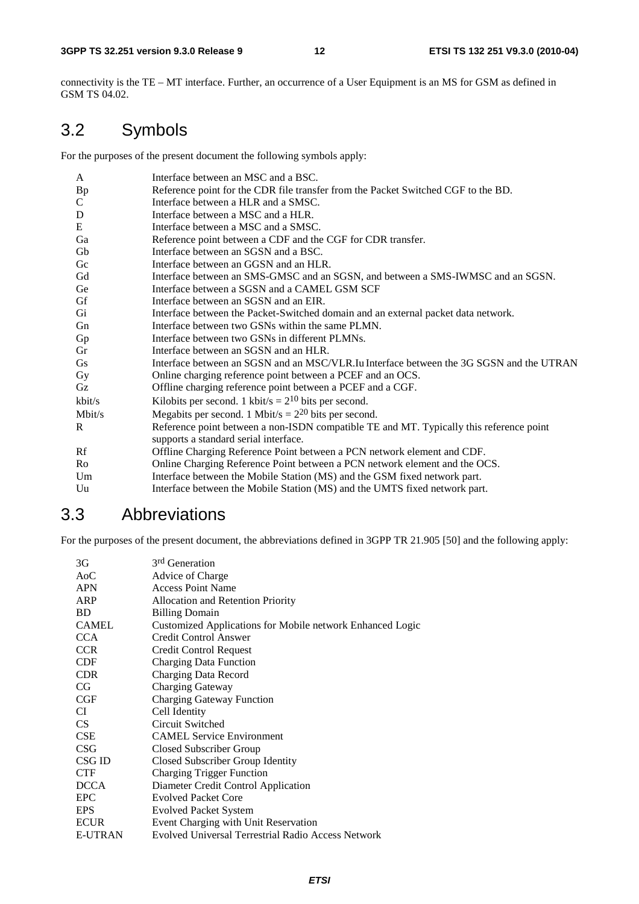connectivity is the TE – MT interface. Further, an occurrence of a User Equipment is an MS for GSM as defined in GSM TS 04.02.

## 3.2 Symbols

For the purposes of the present document the following symbols apply:

| | |
|---|---|
| A | Interface between an MSC and a BSC. |
| Bp | Reference point for the CDR file transfer from the Packet Switched CGF to the BD. |
| C | Interface between a HLR and a SMSC. |
| D | Interface between a MSC and a HLR. |
| E | Interface between a MSC and a SMSC. |
| Ga | Reference point between a CDF and the CGF for CDR transfer. |
| Gb | Interface between an SGSN and a BSC. |
| Gc | Interface between an GGSN and an HLR. |
| Gd | Interface between an SMS-GMSC and an SGSN, and between a SMS-IWMSC and an SGSN. |
| Ge | Interface between a SGSN and a CAMEL GSM SCF |
| Gf | Interface between an SGSN and an EIR. |
| Gi | Interface between the Packet-Switched domain and an external packet data network. |
| Gn | Interface between two GSNs within the same PLMN. |
| Gp | Interface between two GSNs in different PLMNs. |
| Gr | Interface between an SGSN and an HLR. |
| Gs | Interface between an SGSN and an MSC/VLR.Iu Interface between the 3G SGSN and the UTRAN |
| Gy | Online charging reference point between a PCEF and an OCS. |
| Gz | Offline charging reference point between a PCEF and a CGF. |
| kbit/s | Kilobits per second. 1 kbit/s = $2^{10}$ bits per second. |
| Mbit/s | Megabits per second. 1 Mbit/s = $2^{20}$ bits per second. |
| R | Reference point between a non-ISDN compatible TE and MT. Typically this reference point supports a standard serial interface. |
| Rf | Offline Charging Reference Point between a PCN network element and CDF. |
| Ro | Online Charging Reference Point between a PCN network element and the OCS. |
| Um | Interface between the Mobile Station (MS) and the GSM fixed network part. |
| Uu | Interface between the Mobile Station (MS) and the UMTS fixed network part. |

## 3.3 Abbreviations

For the purposes of the present document, the abbreviations defined in 3GPP TR 21.905 [50] and the following apply:

| | |
|---|---|
| 3G | 3rd Generation |
| AoC | Advice of Charge |
| APN | Access Point Name |
| ARP | Allocation and Retention Priority |
| BD | Billing Domain |
| CAMEL | Customized Applications for Mobile network Enhanced Logic |
| CCA | Credit Control Answer |
| CCR | Credit Control Request |
| CDF | Charging Data Function |
| CDR | Charging Data Record |
| CG | Charging Gateway |
| CGF | Charging Gateway Function |
| CI | Cell Identity |
| CS | Circuit Switched |
| CSE | CAMEL Service Environment |
| CSG | Closed Subscriber Group |
| CSG ID | Closed Subscriber Group Identity |
| CTF | Charging Trigger Function |
| DCCA | Diameter Credit Control Application |
| EPC | Evolved Packet Core |
| EPS | Evolved Packet System |
| ECUR | Event Charging with Unit Reservation |
| E-UTRAN | Evolved Universal Terrestrial Radio Access Network |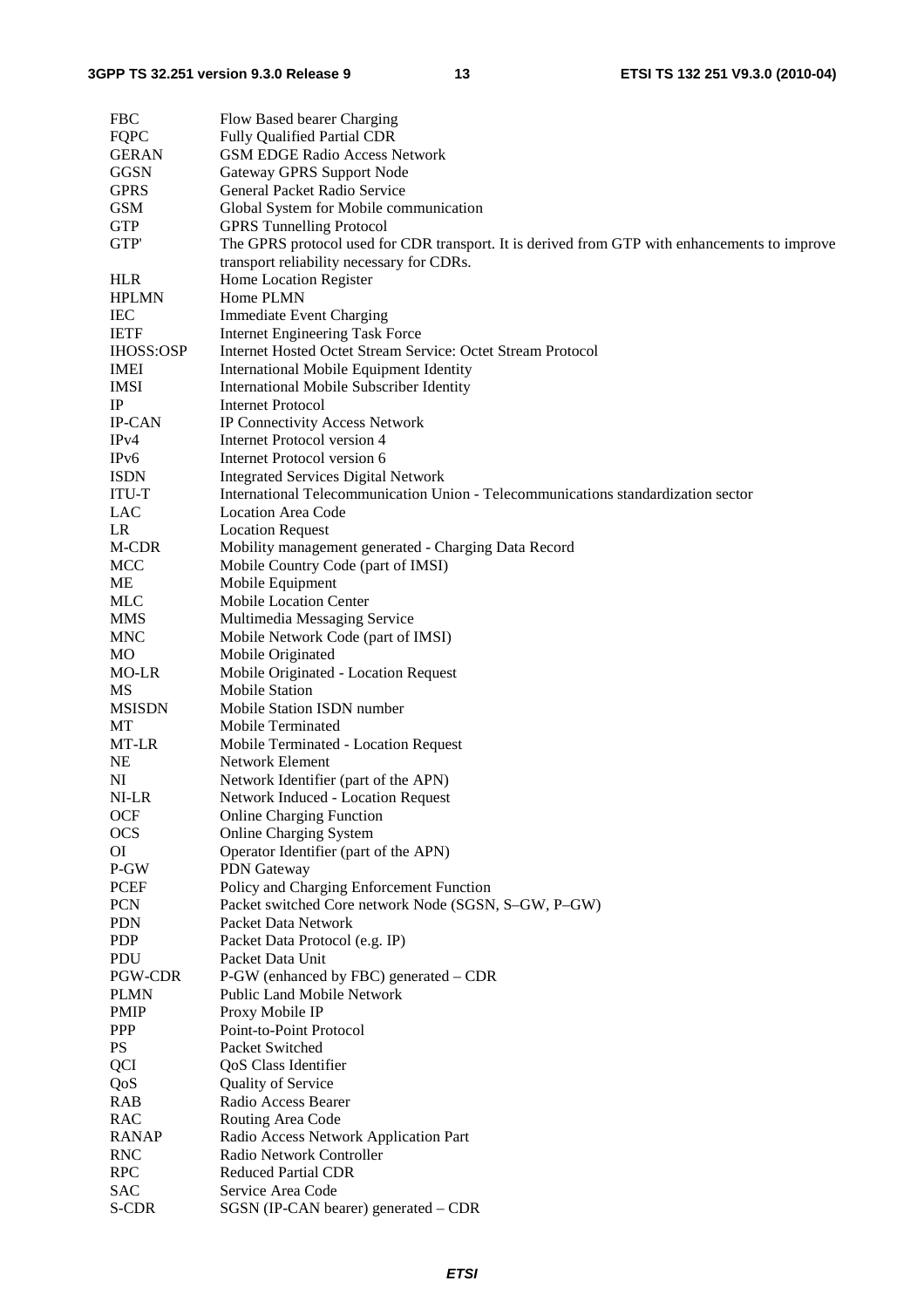| | |
|---|---|
| FBC | Flow Based bearer Charging |
| FQPC | Fully Qualified Partial CDR |
| GERAN | GSM EDGE Radio Access Network |
| GGSN | Gateway GPRS Support Node |
| GPRS | General Packet Radio Service |
| GSM | Global System for Mobile communication |
| GTP | GPRS Tunnelling Protocol |
| GTP' | The GPRS protocol used for CDR transport. It is derived from GTP with enhancements to improve transport reliability necessary for CDRs. |
| HLR | Home Location Register |
| HPLMN | Home PLMN |
| IEC | Immediate Event Charging |
| IETF | Internet Engineering Task Force |
| IHOSS:OSP | Internet Hosted Octet Stream Service: Octet Stream Protocol |
| IMEI | International Mobile Equipment Identity |
| IMSI | International Mobile Subscriber Identity |
| IP | Internet Protocol |
| IP-CAN | IP Connectivity Access Network |
| IPv4 | Internet Protocol version 4 |
| IPv6 | Internet Protocol version 6 |
| ISDN | Integrated Services Digital Network |
| ITU-T | International Telecommunication Union - Telecommunications standardization sector |
| LAC | Location Area Code |
| LR | Location Request |
| M-CDR | Mobility management generated - Charging Data Record |
| MCC | Mobile Country Code (part of IMSI) |
| ME | Mobile Equipment |
| MLC | Mobile Location Center |
| MMS | Multimedia Messaging Service |
| MNC | Mobile Network Code (part of IMSI) |
| MO | Mobile Originated |
| MO-LR | Mobile Originated - Location Request |
| MS | Mobile Station |
| MSISDN | Mobile Station ISDN number |
| MT | Mobile Terminated |
| MT-LR | Mobile Terminated - Location Request |
| NE | Network Element |
| NI | Network Identifier (part of the APN) |
| NI-LR | Network Induced - Location Request |
| OCF | Online Charging Function |
| OCS | Online Charging System |
| OI | Operator Identifier (part of the APN) |
| P-GW | PDN Gateway |
| PCEF | Policy and Charging Enforcement Function |
| PCN | Packet switched Core network Node (SGSN, S–GW, P–GW) |
| PDN | Packet Data Network |
| PDP | Packet Data Protocol (e.g. IP) |
| PDU | Packet Data Unit |
| PGW-CDR | P-GW (enhanced by FBC) generated – CDR |
| PLMN | Public Land Mobile Network |
| PMIP | Proxy Mobile IP |
| PPP | Point-to-Point Protocol |
| PS | Packet Switched |
| QCI | QoS Class Identifier |
| QoS | Quality of Service |
| RAB | Radio Access Bearer |
| RAC | Routing Area Code |
| RANAP | Radio Access Network Application Part |
| RNC | Radio Network Controller |
| RPC | Reduced Partial CDR |
| SAC | Service Area Code |
| S-CDR | SGSN (IP-CAN bearer) generated – CDR |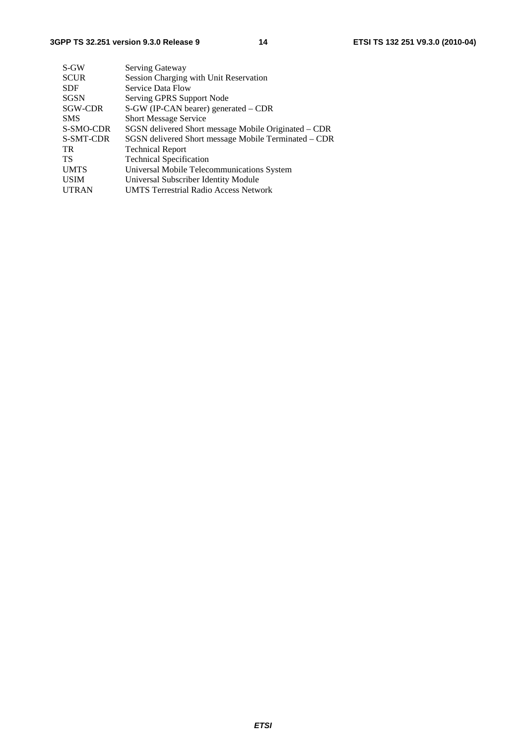S-GW	Serving Gateway
SCUR	Session Charging with Unit Reservation
SDF	Service Data Flow
SGSN	Serving GPRS Support Node
SGW-CDR	S-GW (IP-CAN bearer) generated – CDR
SMS	Short Message Service
S-SMO-CDR	SGSN delivered Short message Mobile Originated – CDR
S-SMT-CDR	SGSN delivered Short message Mobile Terminated – CDR
TR	Technical Report
TS	Technical Specification
UMTS	Universal Mobile Telecommunications System
USIM	Universal Subscriber Identity Module
UTRAN	UMTS Terrestrial Radio Access Network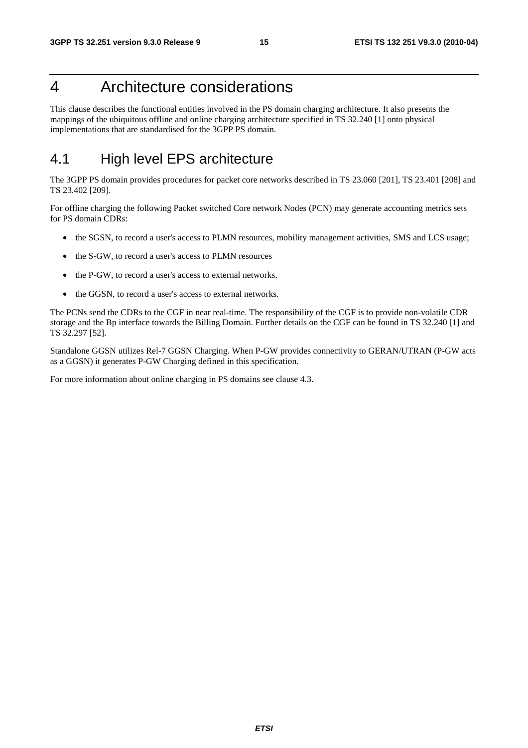# 4 Architecture considerations

This clause describes the functional entities involved in the PS domain charging architecture. It also presents the mappings of the ubiquitous offline and online charging architecture specified in TS 32.240 [1] onto physical implementations that are standardised for the 3GPP PS domain.

## 4.1 High level EPS architecture

The 3GPP PS domain provides procedures for packet core networks described in TS 23.060 [201], TS 23.401 [208] and TS 23.402 [209].

For offline charging the following Packet switched Core network Nodes (PCN) may generate accounting metrics sets for PS domain CDRs:

- the SGSN, to record a user's access to PLMN resources, mobility management activities, SMS and LCS usage;
- the S-GW, to record a user's access to PLMN resources
- the P-GW, to record a user's access to external networks.
- the GGSN, to record a user's access to external networks.

The PCNs send the CDRs to the CGF in near real-time. The responsibility of the CGF is to provide non-volatile CDR storage and the Bp interface towards the Billing Domain. Further details on the CGF can be found in TS 32.240 [1] and TS 32.297 [52].

Standalone GGSN utilizes Rel-7 GGSN Charging. When P-GW provides connectivity to GERAN/UTRAN (P-GW acts as a GGSN) it generates P-GW Charging defined in this specification.

For more information about online charging in PS domains see clause 4.3.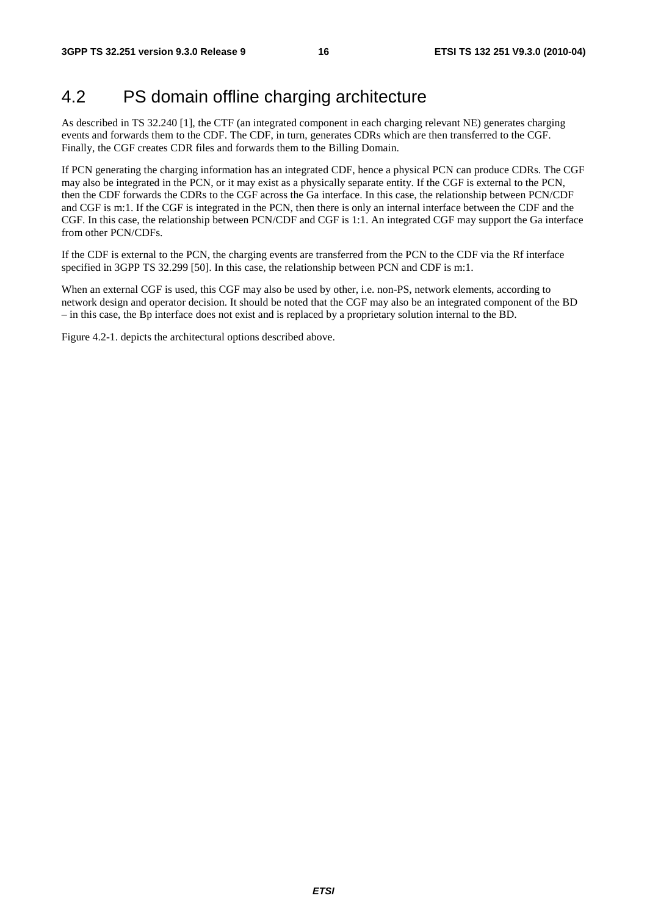## 4.2 PS domain offline charging architecture

As described in TS 32.240 [1], the CTF (an integrated component in each charging relevant NE) generates charging events and forwards them to the CDF. The CDF, in turn, generates CDRs which are then transferred to the CGF. Finally, the CGF creates CDR files and forwards them to the Billing Domain.

If PCN generating the charging information has an integrated CDF, hence a physical PCN can produce CDRs. The CGF may also be integrated in the PCN, or it may exist as a physically separate entity. If the CGF is external to the PCN, then the CDF forwards the CDRs to the CGF across the Ga interface. In this case, the relationship between PCN/CDF and CGF is m:1. If the CGF is integrated in the PCN, then there is only an internal interface between the CDF and the CGF. In this case, the relationship between PCN/CDF and CGF is 1:1. An integrated CGF may support the Ga interface from other PCN/CDFs.

If the CDF is external to the PCN, the charging events are transferred from the PCN to the CDF via the Rf interface specified in 3GPP TS 32.299 [50]. In this case, the relationship between PCN and CDF is m:1.

When an external CGF is used, this CGF may also be used by other, i.e. non-PS, network elements, according to network design and operator decision. It should be noted that the CGF may also be an integrated component of the BD – in this case, the Bp interface does not exist and is replaced by a proprietary solution internal to the BD.

Figure 4.2-1. depicts the architectural options described above.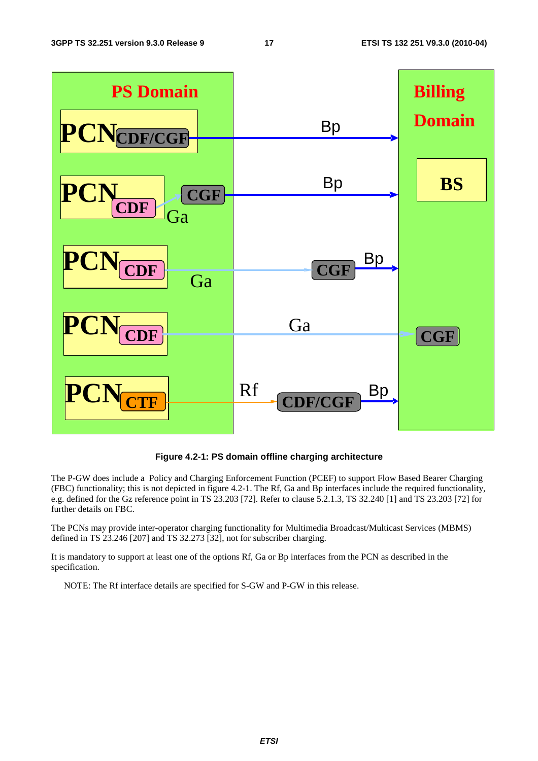**Figure 4.2-1: PS domain offline charging architecture**

The P-GW does include a Policy and Charging Enforcement Function (PCEF) to support Flow Based Bearer Charging (FBC) functionality; this is not depicted in figure 4.2-1. The Rf, Ga and Bp interfaces include the required functionality, e.g. defined for the Gz reference point in TS 23.203 [72]. Refer to clause 5.2.1.3, TS 32.240 [1] and TS 23.203 [72] for further details on FBC.

The PCNs may provide inter-operator charging functionality for Multimedia Broadcast/Multicast Services (MBMS) defined in TS 23.246 [207] and TS 32.273 [32], not for subscriber charging.

It is mandatory to support at least one of the options Rf, Ga or Bp interfaces from the PCN as described in the specification.

NOTE: The Rf interface details are specified for S-GW and P-GW in this release.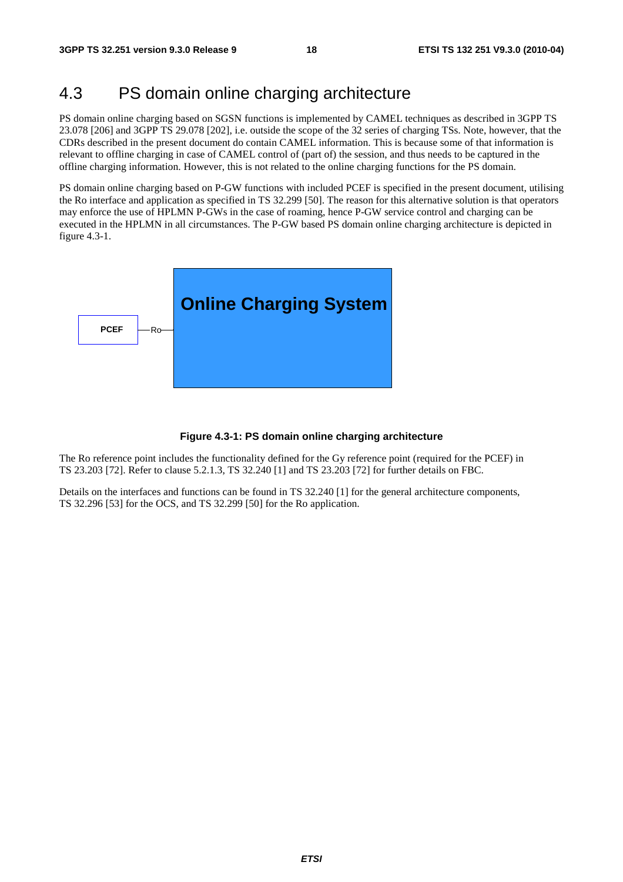## 4.3 PS domain online charging architecture

PS domain online charging based on SGSN functions is implemented by CAMEL techniques as described in 3GPP TS 23.078 [206] and 3GPP TS 29.078 [202], i.e. outside the scope of the 32 series of charging TSs. Note, however, that the CDRs described in the present document do contain CAMEL information. This is because some of that information is relevant to offline charging in case of CAMEL control of (part of) the session, and thus needs to be captured in the offline charging information. However, this is not related to the online charging functions for the PS domain.

PS domain online charging based on P-GW functions with included PCEF is specified in the present document, utilising the Ro interface and application as specified in TS 32.299 [50]. The reason for this alternative solution is that operators may enforce the use of HPLMN P-GWs in the case of roaming, hence P-GW service control and charging can be executed in the HPLMN in all circumstances. The P-GW based PS domain online charging architecture is depicted in figure 4.3-1.

PCEF —Ro— Online Charging System

**Figure 4.3-1: PS domain online charging architecture**

The Ro reference point includes the functionality defined for the Gy reference point (required for the PCEF) in TS 23.203 [72]. Refer to clause 5.2.1.3, TS 32.240 [1] and TS 23.203 [72] for further details on FBC.

Details on the interfaces and functions can be found in TS 32.240 [1] for the general architecture components, TS 32.296 [53] for the OCS, and TS 32.299 [50] for the Ro application.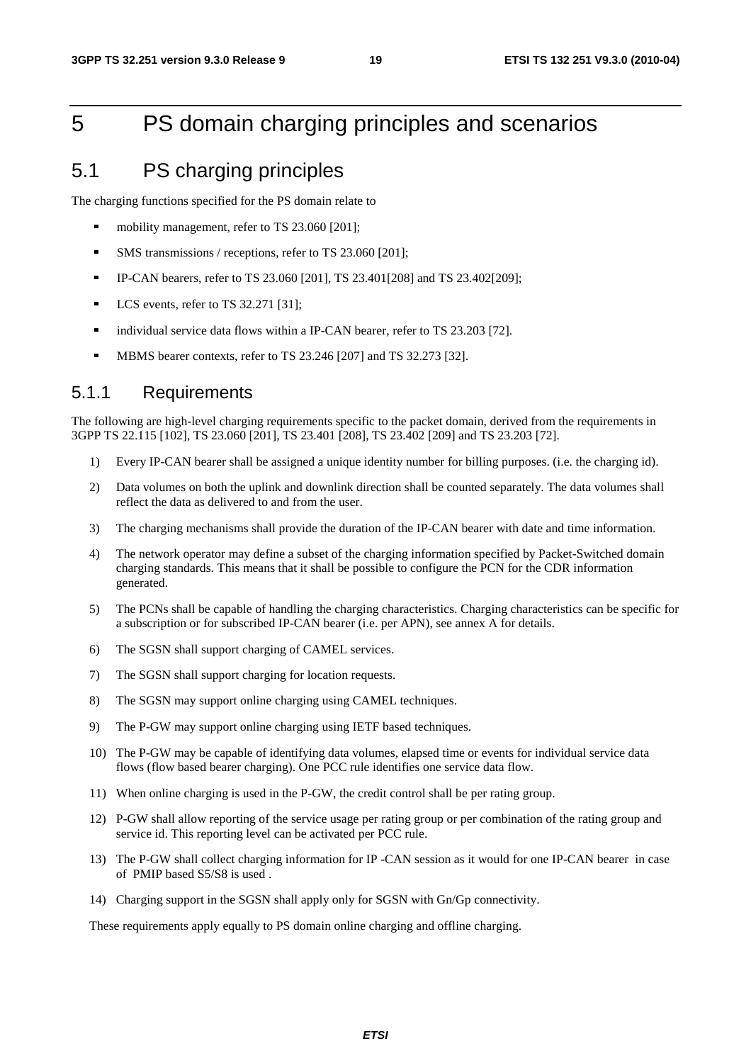# 5 PS domain charging principles and scenarios

## 5.1 PS charging principles

The charging functions specified for the PS domain relate to

- mobility management, refer to TS 23.060 [201];
- SMS transmissions / receptions, refer to TS 23.060 [201];
- IP-CAN bearers, refer to TS 23.060 [201], TS 23.401[208] and TS 23.402[209];
- LCS events, refer to TS 32.271 [31];
- individual service data flows within a IP-CAN bearer, refer to TS 23.203 [72].
- MBMS bearer contexts, refer to TS 23.246 [207] and TS 32.273 [32].

### 5.1.1 Requirements

The following are high-level charging requirements specific to the packet domain, derived from the requirements in 3GPP TS 22.115 [102], TS 23.060 [201], TS 23.401 [208], TS 23.402 [209] and TS 23.203 [72].

1) Every IP-CAN bearer shall be assigned a unique identity number for billing purposes. (i.e. the charging id).
2) Data volumes on both the uplink and downlink direction shall be counted separately. The data volumes shall reflect the data as delivered to and from the user.
3) The charging mechanisms shall provide the duration of the IP-CAN bearer with date and time information.
4) The network operator may define a subset of the charging information specified by Packet-Switched domain charging standards. This means that it shall be possible to configure the PCN for the CDR information generated.
5) The PCNs shall be capable of handling the charging characteristics. Charging characteristics can be specific for a subscription or for subscribed IP-CAN bearer (i.e. per APN), see annex A for details.
6) The SGSN shall support charging of CAMEL services.
7) The SGSN shall support charging for location requests.
8) The SGSN may support online charging using CAMEL techniques.
9) The P-GW may support online charging using IETF based techniques.
10) The P-GW may be capable of identifying data volumes, elapsed time or events for individual service data flows (flow based bearer charging). One PCC rule identifies one service data flow.
11) When online charging is used in the P-GW, the credit control shall be per rating group.
12) P-GW shall allow reporting of the service usage per rating group or per combination of the rating group and service id. This reporting level can be activated per PCC rule.
13) The P-GW shall collect charging information for IP -CAN session as it would for one IP-CAN bearer in case of PMIP based S5/S8 is used .
14) Charging support in the SGSN shall apply only for SGSN with Gn/Gp connectivity.

These requirements apply equally to PS domain online charging and offline charging.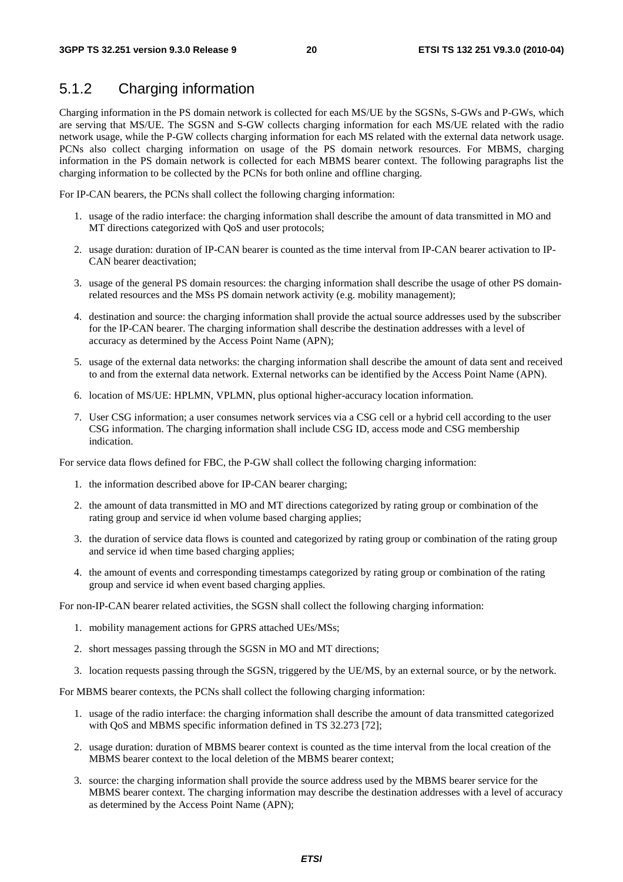## 5.1.2 Charging information

Charging information in the PS domain network is collected for each MS/UE by the SGSNs, S-GWs and P-GWs, which are serving that MS/UE. The SGSN and S-GW collects charging information for each MS/UE related with the radio network usage, while the P-GW collects charging information for each MS related with the external data network usage. PCNs also collect charging information on usage of the PS domain network resources. For MBMS, charging information in the PS domain network is collected for each MBMS bearer context. The following paragraphs list the charging information to be collected by the PCNs for both online and offline charging.

For IP-CAN bearers, the PCNs shall collect the following charging information:

1. usage of the radio interface: the charging information shall describe the amount of data transmitted in MO and MT directions categorized with QoS and user protocols;
2. usage duration: duration of IP-CAN bearer is counted as the time interval from IP-CAN bearer activation to IP-CAN bearer deactivation;
3. usage of the general PS domain resources: the charging information shall describe the usage of other PS domain-related resources and the MSs PS domain network activity (e.g. mobility management);
4. destination and source: the charging information shall provide the actual source addresses used by the subscriber for the IP-CAN bearer. The charging information shall describe the destination addresses with a level of accuracy as determined by the Access Point Name (APN);
5. usage of the external data networks: the charging information shall describe the amount of data sent and received to and from the external data network. External networks can be identified by the Access Point Name (APN).
6. location of MS/UE: HPLMN, VPLMN, plus optional higher-accuracy location information.
7. User CSG information; a user consumes network services via a CSG cell or a hybrid cell according to the user CSG information. The charging information shall include CSG ID, access mode and CSG membership indication.

For service data flows defined for FBC, the P-GW shall collect the following charging information:

1. the information described above for IP-CAN bearer charging;
2. the amount of data transmitted in MO and MT directions categorized by rating group or combination of the rating group and service id when volume based charging applies;
3. the duration of service data flows is counted and categorized by rating group or combination of the rating group and service id when time based charging applies;
4. the amount of events and corresponding timestamps categorized by rating group or combination of the rating group and service id when event based charging applies.

For non-IP-CAN bearer related activities, the SGSN shall collect the following charging information:

1. mobility management actions for GPRS attached UEs/MSs;
2. short messages passing through the SGSN in MO and MT directions;
3. location requests passing through the SGSN, triggered by the UE/MS, by an external source, or by the network.

For MBMS bearer contexts, the PCNs shall collect the following charging information:

1. usage of the radio interface: the charging information shall describe the amount of data transmitted categorized with QoS and MBMS specific information defined in TS 32.273 [72];
2. usage duration: duration of MBMS bearer context is counted as the time interval from the local creation of the MBMS bearer context to the local deletion of the MBMS bearer context;
3. source: the charging information shall provide the source address used by the MBMS bearer service for the MBMS bearer context. The charging information may describe the destination addresses with a level of accuracy as determined by the Access Point Name (APN);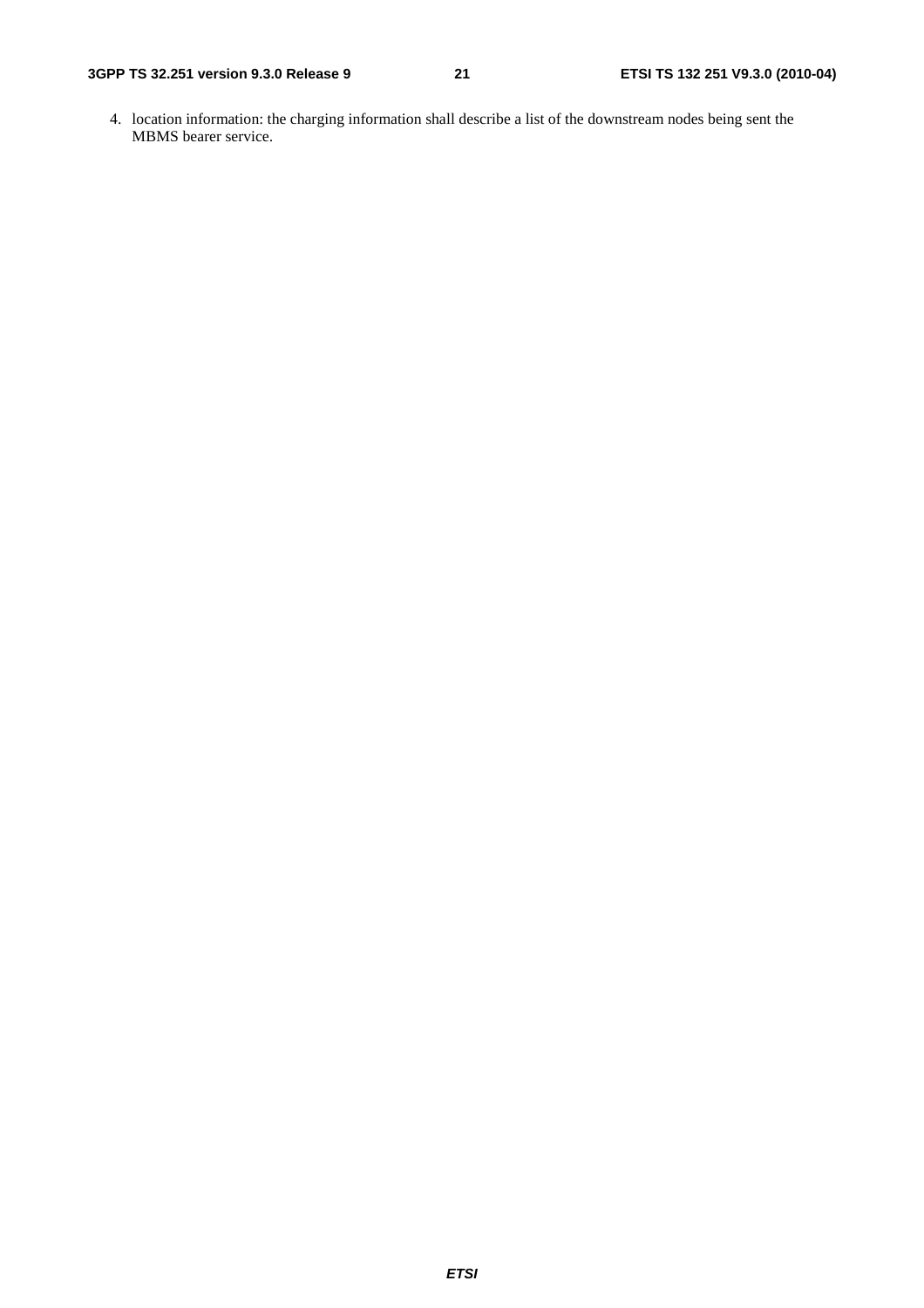4. location information: the charging information shall describe a list of the downstream nodes being sent the MBMS bearer service.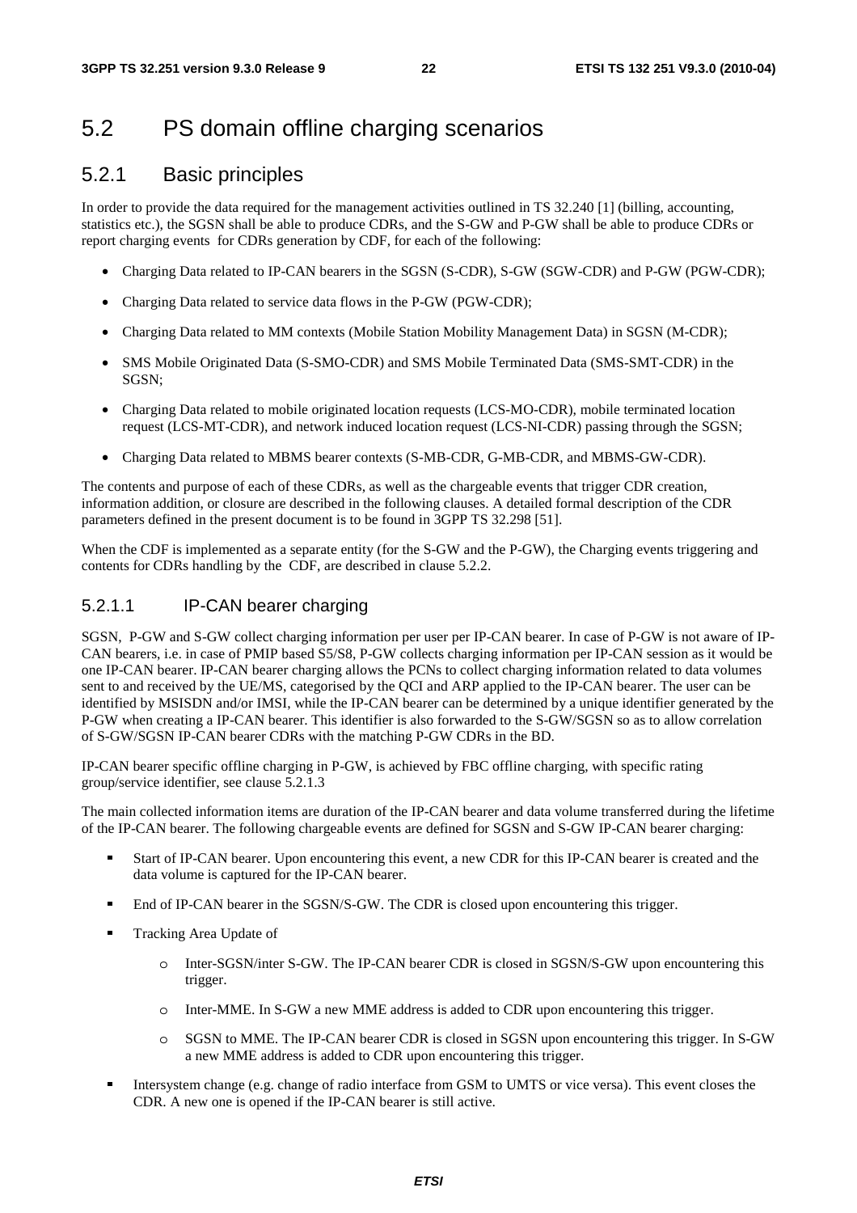# 5.2 PS domain offline charging scenarios

## 5.2.1 Basic principles

In order to provide the data required for the management activities outlined in TS 32.240 [1] (billing, accounting, statistics etc.), the SGSN shall be able to produce CDRs, and the S-GW and P-GW shall be able to produce CDRs or report charging events for CDRs generation by CDF, for each of the following:

- Charging Data related to IP-CAN bearers in the SGSN (S-CDR), S-GW (SGW-CDR) and P-GW (PGW-CDR);
- Charging Data related to service data flows in the P-GW (PGW-CDR);
- Charging Data related to MM contexts (Mobile Station Mobility Management Data) in SGSN (M-CDR);
- SMS Mobile Originated Data (S-SMO-CDR) and SMS Mobile Terminated Data (SMS-SMT-CDR) in the SGSN;
- Charging Data related to mobile originated location requests (LCS-MO-CDR), mobile terminated location request (LCS-MT-CDR), and network induced location request (LCS-NI-CDR) passing through the SGSN;
- Charging Data related to MBMS bearer contexts (S-MB-CDR, G-MB-CDR, and MBMS-GW-CDR).

The contents and purpose of each of these CDRs, as well as the chargeable events that trigger CDR creation, information addition, or closure are described in the following clauses. A detailed formal description of the CDR parameters defined in the present document is to be found in 3GPP TS 32.298 [51].

When the CDF is implemented as a separate entity (for the S-GW and the P-GW), the Charging events triggering and contents for CDRs handling by the CDF, are described in clause 5.2.2.

### 5.2.1.1 IP-CAN bearer charging

SGSN, P-GW and S-GW collect charging information per user per IP-CAN bearer. In case of P-GW is not aware of IP-CAN bearers, i.e. in case of PMIP based S5/S8, P-GW collects charging information per IP-CAN session as it would be one IP-CAN bearer. IP-CAN bearer charging allows the PCNs to collect charging information related to data volumes sent to and received by the UE/MS, categorised by the QCI and ARP applied to the IP-CAN bearer. The user can be identified by MSISDN and/or IMSI, while the IP-CAN bearer can be determined by a unique identifier generated by the P-GW when creating a IP-CAN bearer. This identifier is also forwarded to the S-GW/SGSN so as to allow correlation of S-GW/SGSN IP-CAN bearer CDRs with the matching P-GW CDRs in the BD.

IP-CAN bearer specific offline charging in P-GW, is achieved by FBC offline charging, with specific rating group/service identifier, see clause 5.2.1.3

The main collected information items are duration of the IP-CAN bearer and data volume transferred during the lifetime of the IP-CAN bearer. The following chargeable events are defined for SGSN and S-GW IP-CAN bearer charging:

- Start of IP-CAN bearer. Upon encountering this event, a new CDR for this IP-CAN bearer is created and the data volume is captured for the IP-CAN bearer.
- End of IP-CAN bearer in the SGSN/S-GW. The CDR is closed upon encountering this trigger.
- Tracking Area Update of
  - Inter-SGSN/inter S-GW. The IP-CAN bearer CDR is closed in SGSN/S-GW upon encountering this trigger.
  - Inter-MME. In S-GW a new MME address is added to CDR upon encountering this trigger.
  - SGSN to MME. The IP-CAN bearer CDR is closed in SGSN upon encountering this trigger. In S-GW a new MME address is added to CDR upon encountering this trigger.
- Intersystem change (e.g. change of radio interface from GSM to UMTS or vice versa). This event closes the CDR. A new one is opened if the IP-CAN bearer is still active.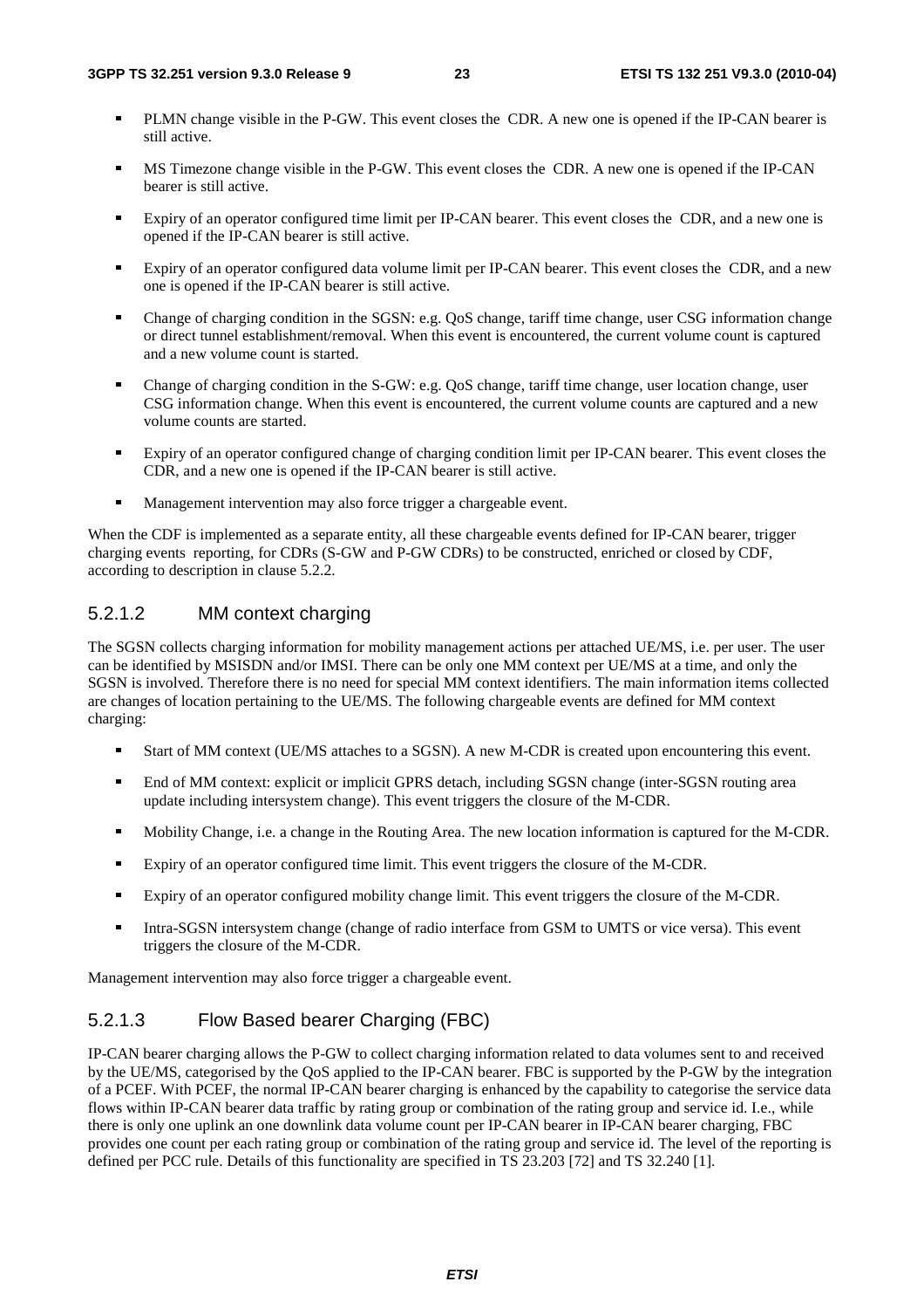- PLMN change visible in the P-GW. This event closes the CDR. A new one is opened if the IP-CAN bearer is still active.
- MS Timezone change visible in the P-GW. This event closes the CDR. A new one is opened if the IP-CAN bearer is still active.
- Expiry of an operator configured time limit per IP-CAN bearer. This event closes the CDR, and a new one is opened if the IP-CAN bearer is still active.
- Expiry of an operator configured data volume limit per IP-CAN bearer. This event closes the CDR, and a new one is opened if the IP-CAN bearer is still active.
- Change of charging condition in the SGSN: e.g. QoS change, tariff time change, user CSG information change or direct tunnel establishment/removal. When this event is encountered, the current volume count is captured and a new volume count is started.
- Change of charging condition in the S-GW: e.g. QoS change, tariff time change, user location change, user CSG information change. When this event is encountered, the current volume counts are captured and a new volume counts are started.
- Expiry of an operator configured change of charging condition limit per IP-CAN bearer. This event closes the CDR, and a new one is opened if the IP-CAN bearer is still active.
- Management intervention may also force trigger a chargeable event.

When the CDF is implemented as a separate entity, all these chargeable events defined for IP-CAN bearer, trigger charging events reporting, for CDRs (S-GW and P-GW CDRs) to be constructed, enriched or closed by CDF, according to description in clause 5.2.2.

#### 5.2.1.2 MM context charging

The SGSN collects charging information for mobility management actions per attached UE/MS, i.e. per user. The user can be identified by MSISDN and/or IMSI. There can be only one MM context per UE/MS at a time, and only the SGSN is involved. Therefore there is no need for special MM context identifiers. The main information items collected are changes of location pertaining to the UE/MS. The following chargeable events are defined for MM context charging:

- Start of MM context (UE/MS attaches to a SGSN). A new M-CDR is created upon encountering this event.
- End of MM context: explicit or implicit GPRS detach, including SGSN change (inter-SGSN routing area update including intersystem change). This event triggers the closure of the M-CDR.
- Mobility Change, i.e. a change in the Routing Area. The new location information is captured for the M-CDR.
- Expiry of an operator configured time limit. This event triggers the closure of the M-CDR.
- Expiry of an operator configured mobility change limit. This event triggers the closure of the M-CDR.
- Intra-SGSN intersystem change (change of radio interface from GSM to UMTS or vice versa). This event triggers the closure of the M-CDR.

Management intervention may also force trigger a chargeable event.

#### 5.2.1.3 Flow Based bearer Charging (FBC)

IP-CAN bearer charging allows the P-GW to collect charging information related to data volumes sent to and received by the UE/MS, categorised by the QoS applied to the IP-CAN bearer. FBC is supported by the P-GW by the integration of a PCEF. With PCEF, the normal IP-CAN bearer charging is enhanced by the capability to categorise the service data flows within IP-CAN bearer data traffic by rating group or combination of the rating group and service id. I.e., while there is only one uplink an one downlink data volume count per IP-CAN bearer in IP-CAN bearer charging, FBC provides one count per each rating group or combination of the rating group and service id. The level of the reporting is defined per PCC rule. Details of this functionality are specified in TS 23.203 [72] and TS 32.240 [1].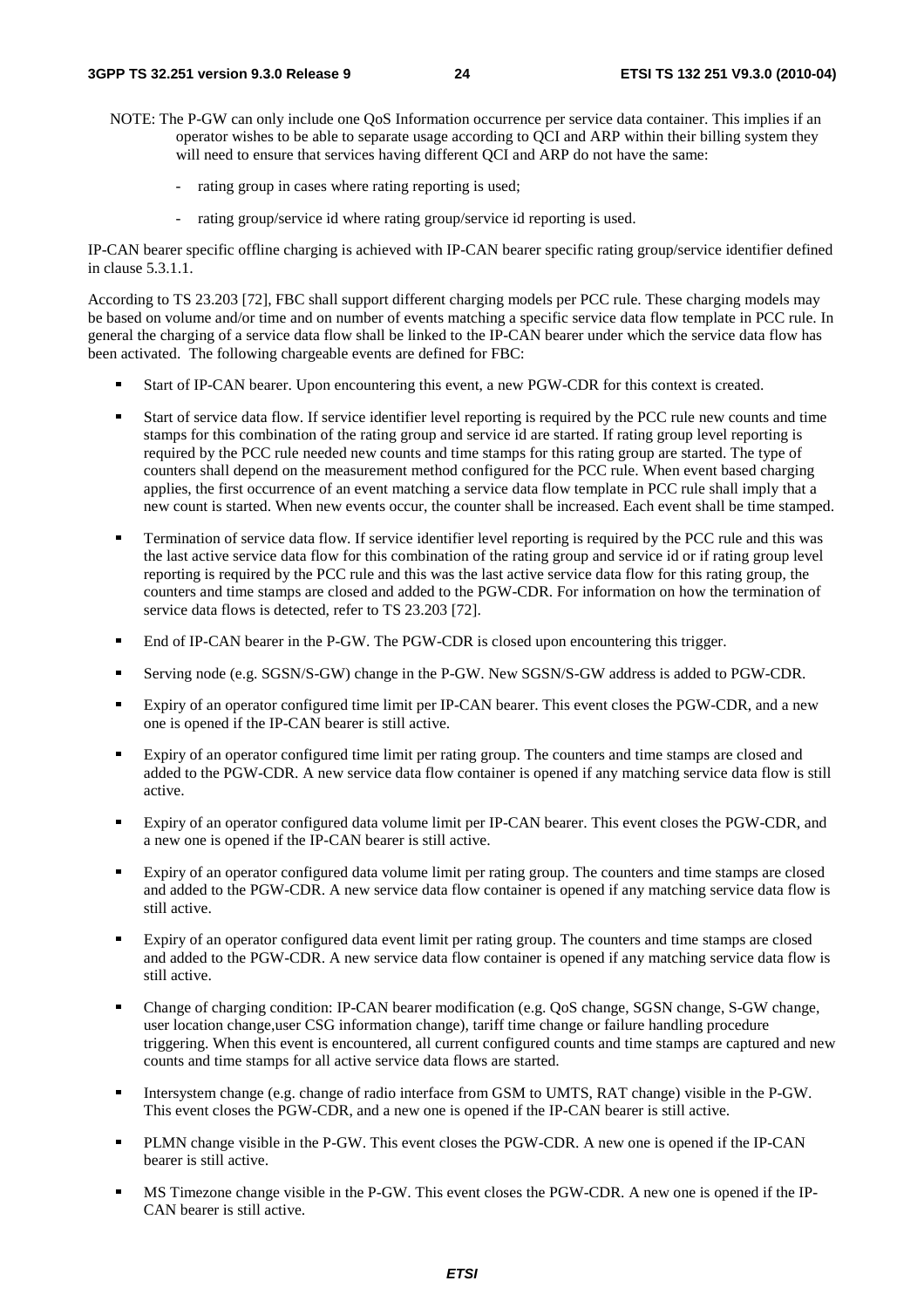NOTE: The P-GW can only include one QoS Information occurrence per service data container. This implies if an operator wishes to be able to separate usage according to QCI and ARP within their billing system they will need to ensure that services having different QCI and ARP do not have the same:

- rating group in cases where rating reporting is used;
- rating group/service id where rating group/service id reporting is used.

IP-CAN bearer specific offline charging is achieved with IP-CAN bearer specific rating group/service identifier defined in clause 5.3.1.1.

According to TS 23.203 [72], FBC shall support different charging models per PCC rule. These charging models may be based on volume and/or time and on number of events matching a specific service data flow template in PCC rule. In general the charging of a service data flow shall be linked to the IP-CAN bearer under which the service data flow has been activated. The following chargeable events are defined for FBC:

- Start of IP-CAN bearer. Upon encountering this event, a new PGW-CDR for this context is created.
- Start of service data flow. If service identifier level reporting is required by the PCC rule new counts and time stamps for this combination of the rating group and service id are started. If rating group level reporting is required by the PCC rule needed new counts and time stamps for this rating group are started. The type of counters shall depend on the measurement method configured for the PCC rule. When event based charging applies, the first occurrence of an event matching a service data flow template in PCC rule shall imply that a new count is started. When new events occur, the counter shall be increased. Each event shall be time stamped.
- Termination of service data flow. If service identifier level reporting is required by the PCC rule and this was the last active service data flow for this combination of the rating group and service id or if rating group level reporting is required by the PCC rule and this was the last active service data flow for this rating group, the counters and time stamps are closed and added to the PGW-CDR. For information on how the termination of service data flows is detected, refer to TS 23.203 [72].
- End of IP-CAN bearer in the P-GW. The PGW-CDR is closed upon encountering this trigger.
- Serving node (e.g. SGSN/S-GW) change in the P-GW. New SGSN/S-GW address is added to PGW-CDR.
- Expiry of an operator configured time limit per IP-CAN bearer. This event closes the PGW-CDR, and a new one is opened if the IP-CAN bearer is still active.
- Expiry of an operator configured time limit per rating group. The counters and time stamps are closed and added to the PGW-CDR. A new service data flow container is opened if any matching service data flow is still active.
- Expiry of an operator configured data volume limit per IP-CAN bearer. This event closes the PGW-CDR, and a new one is opened if the IP-CAN bearer is still active.
- Expiry of an operator configured data volume limit per rating group. The counters and time stamps are closed and added to the PGW-CDR. A new service data flow container is opened if any matching service data flow is still active.
- Expiry of an operator configured data event limit per rating group. The counters and time stamps are closed and added to the PGW-CDR. A new service data flow container is opened if any matching service data flow is still active.
- Change of charging condition: IP-CAN bearer modification (e.g. QoS change, SGSN change, S-GW change, user location change,user CSG information change), tariff time change or failure handling procedure triggering. When this event is encountered, all current configured counts and time stamps are captured and new counts and time stamps for all active service data flows are started.
- Intersystem change (e.g. change of radio interface from GSM to UMTS, RAT change) visible in the P-GW. This event closes the PGW-CDR, and a new one is opened if the IP-CAN bearer is still active.
- PLMN change visible in the P-GW. This event closes the PGW-CDR. A new one is opened if the IP-CAN bearer is still active.
- MS Timezone change visible in the P-GW. This event closes the PGW-CDR. A new one is opened if the IP-CAN bearer is still active.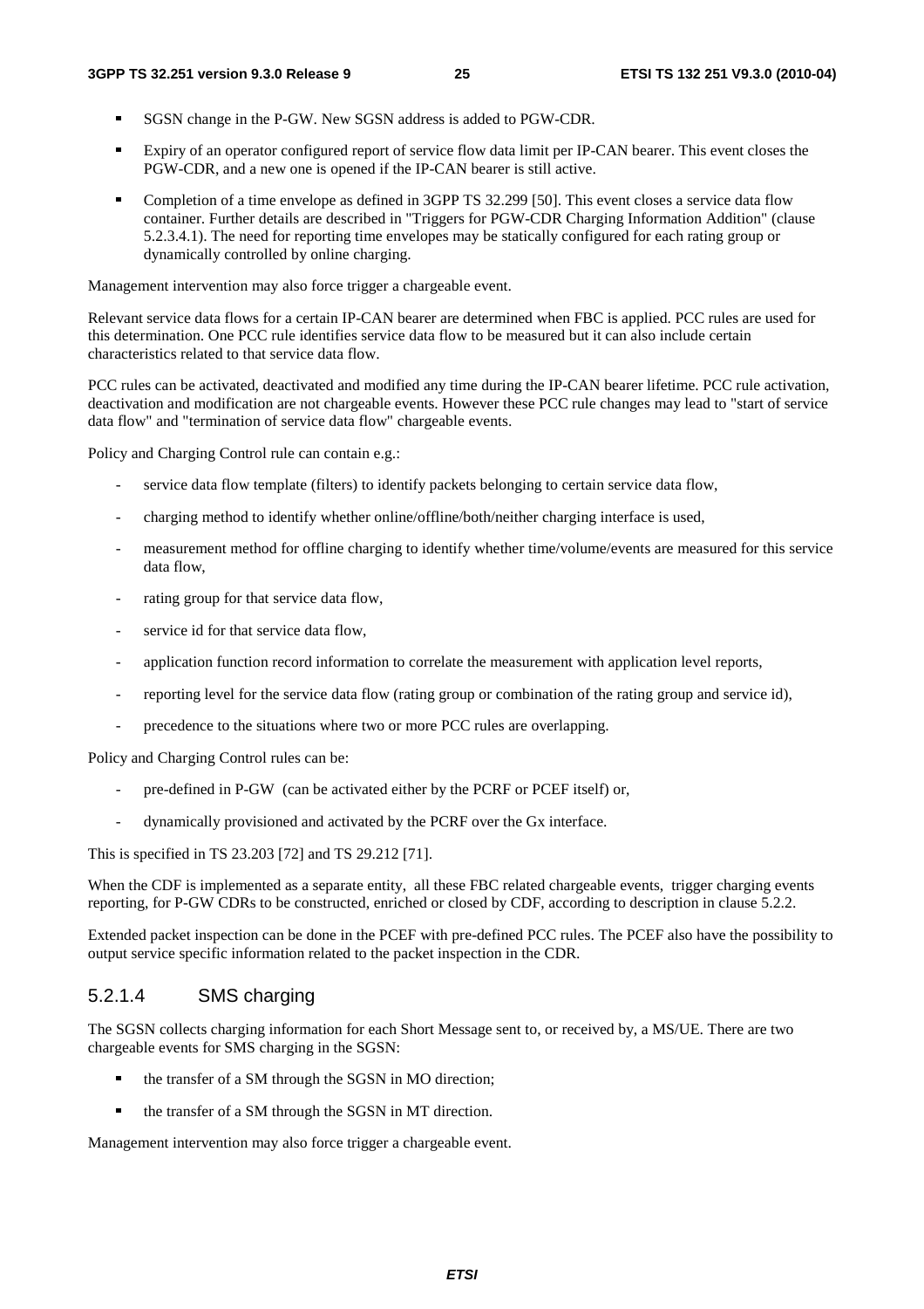- SGSN change in the P-GW. New SGSN address is added to PGW-CDR.
- Expiry of an operator configured report of service flow data limit per IP-CAN bearer. This event closes the PGW-CDR, and a new one is opened if the IP-CAN bearer is still active.
- Completion of a time envelope as defined in 3GPP TS 32.299 [50]. This event closes a service data flow container. Further details are described in "Triggers for PGW-CDR Charging Information Addition" (clause 5.2.3.4.1). The need for reporting time envelopes may be statically configured for each rating group or dynamically controlled by online charging.

Management intervention may also force trigger a chargeable event.

Relevant service data flows for a certain IP-CAN bearer are determined when FBC is applied. PCC rules are used for this determination. One PCC rule identifies service data flow to be measured but it can also include certain characteristics related to that service data flow.

PCC rules can be activated, deactivated and modified any time during the IP-CAN bearer lifetime. PCC rule activation, deactivation and modification are not chargeable events. However these PCC rule changes may lead to "start of service data flow" and "termination of service data flow" chargeable events.

Policy and Charging Control rule can contain e.g.:

- service data flow template (filters) to identify packets belonging to certain service data flow,
- charging method to identify whether online/offline/both/neither charging interface is used,
- measurement method for offline charging to identify whether time/volume/events are measured for this service data flow,
- rating group for that service data flow,
- service id for that service data flow,
- application function record information to correlate the measurement with application level reports,
- reporting level for the service data flow (rating group or combination of the rating group and service id),
- precedence to the situations where two or more PCC rules are overlapping.

Policy and Charging Control rules can be:

- pre-defined in P-GW (can be activated either by the PCRF or PCEF itself) or,
- dynamically provisioned and activated by the PCRF over the Gx interface.

This is specified in TS 23.203 [72] and TS 29.212 [71].

When the CDF is implemented as a separate entity, all these FBC related chargeable events, trigger charging events reporting, for P-GW CDRs to be constructed, enriched or closed by CDF, according to description in clause 5.2.2.

Extended packet inspection can be done in the PCEF with pre-defined PCC rules. The PCEF also have the possibility to output service specific information related to the packet inspection in the CDR.

### 5.2.1.4 SMS charging

The SGSN collects charging information for each Short Message sent to, or received by, a MS/UE. There are two chargeable events for SMS charging in the SGSN:

- the transfer of a SM through the SGSN in MO direction;
- the transfer of a SM through the SGSN in MT direction.

Management intervention may also force trigger a chargeable event.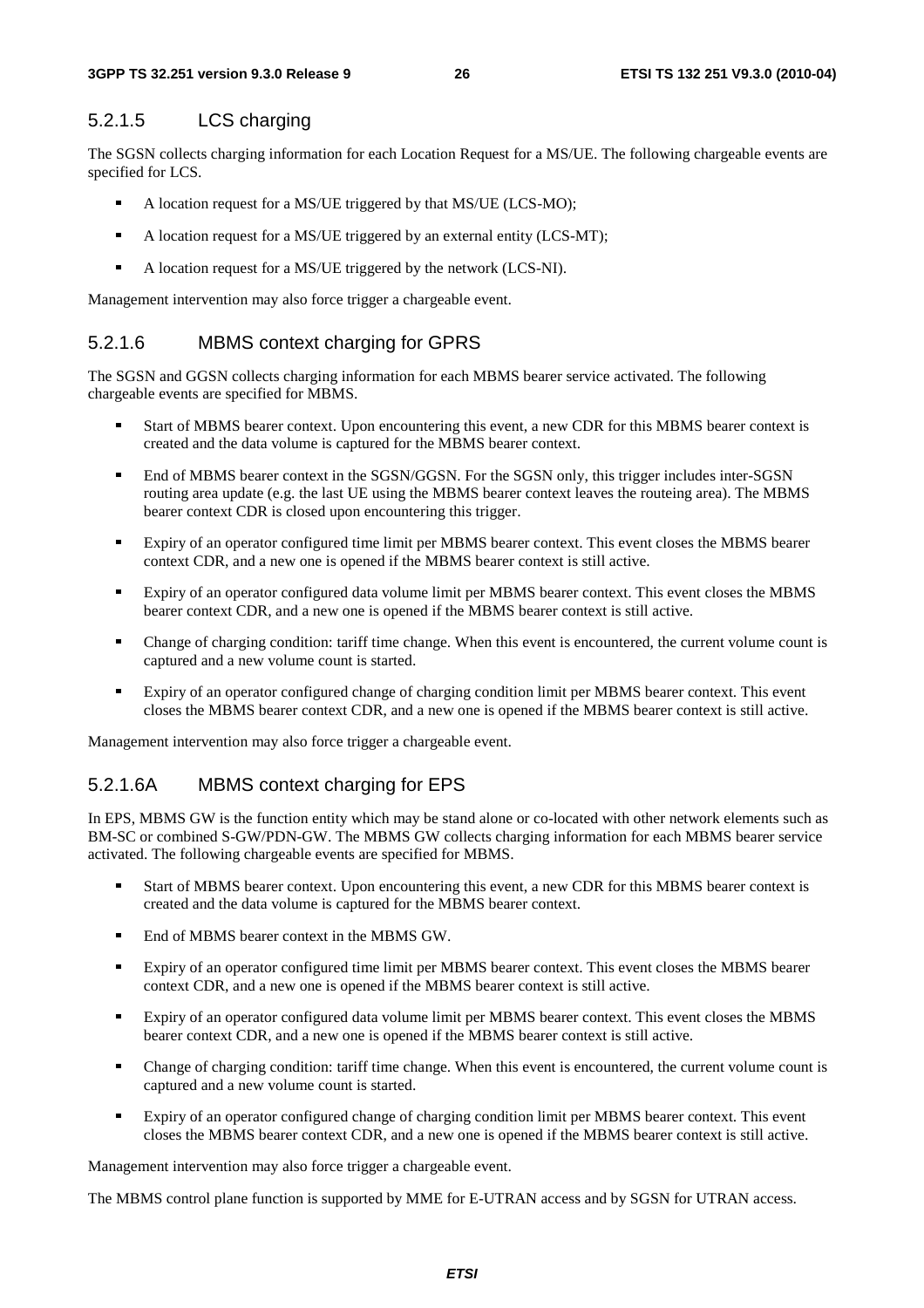#### 5.2.1.5 LCS charging

The SGSN collects charging information for each Location Request for a MS/UE. The following chargeable events are specified for LCS.

- A location request for a MS/UE triggered by that MS/UE (LCS-MO);
- A location request for a MS/UE triggered by an external entity (LCS-MT);
- A location request for a MS/UE triggered by the network (LCS-NI).

Management intervention may also force trigger a chargeable event.

#### 5.2.1.6 MBMS context charging for GPRS

The SGSN and GGSN collects charging information for each MBMS bearer service activated. The following chargeable events are specified for MBMS.

- Start of MBMS bearer context. Upon encountering this event, a new CDR for this MBMS bearer context is created and the data volume is captured for the MBMS bearer context.
- End of MBMS bearer context in the SGSN/GGSN. For the SGSN only, this trigger includes inter-SGSN routing area update (e.g. the last UE using the MBMS bearer context leaves the routeing area). The MBMS bearer context CDR is closed upon encountering this trigger.
- Expiry of an operator configured time limit per MBMS bearer context. This event closes the MBMS bearer context CDR, and a new one is opened if the MBMS bearer context is still active.
- Expiry of an operator configured data volume limit per MBMS bearer context. This event closes the MBMS bearer context CDR, and a new one is opened if the MBMS bearer context is still active.
- Change of charging condition: tariff time change. When this event is encountered, the current volume count is captured and a new volume count is started.
- Expiry of an operator configured change of charging condition limit per MBMS bearer context. This event closes the MBMS bearer context CDR, and a new one is opened if the MBMS bearer context is still active.

Management intervention may also force trigger a chargeable event.

#### 5.2.1.6A MBMS context charging for EPS

In EPS, MBMS GW is the function entity which may be stand alone or co-located with other network elements such as BM-SC or combined S-GW/PDN-GW. The MBMS GW collects charging information for each MBMS bearer service activated. The following chargeable events are specified for MBMS.

- Start of MBMS bearer context. Upon encountering this event, a new CDR for this MBMS bearer context is created and the data volume is captured for the MBMS bearer context.
- End of MBMS bearer context in the MBMS GW.
- Expiry of an operator configured time limit per MBMS bearer context. This event closes the MBMS bearer context CDR, and a new one is opened if the MBMS bearer context is still active.
- Expiry of an operator configured data volume limit per MBMS bearer context. This event closes the MBMS bearer context CDR, and a new one is opened if the MBMS bearer context is still active.
- Change of charging condition: tariff time change. When this event is encountered, the current volume count is captured and a new volume count is started.
- Expiry of an operator configured change of charging condition limit per MBMS bearer context. This event closes the MBMS bearer context CDR, and a new one is opened if the MBMS bearer context is still active.

Management intervention may also force trigger a chargeable event.

The MBMS control plane function is supported by MME for E-UTRAN access and by SGSN for UTRAN access.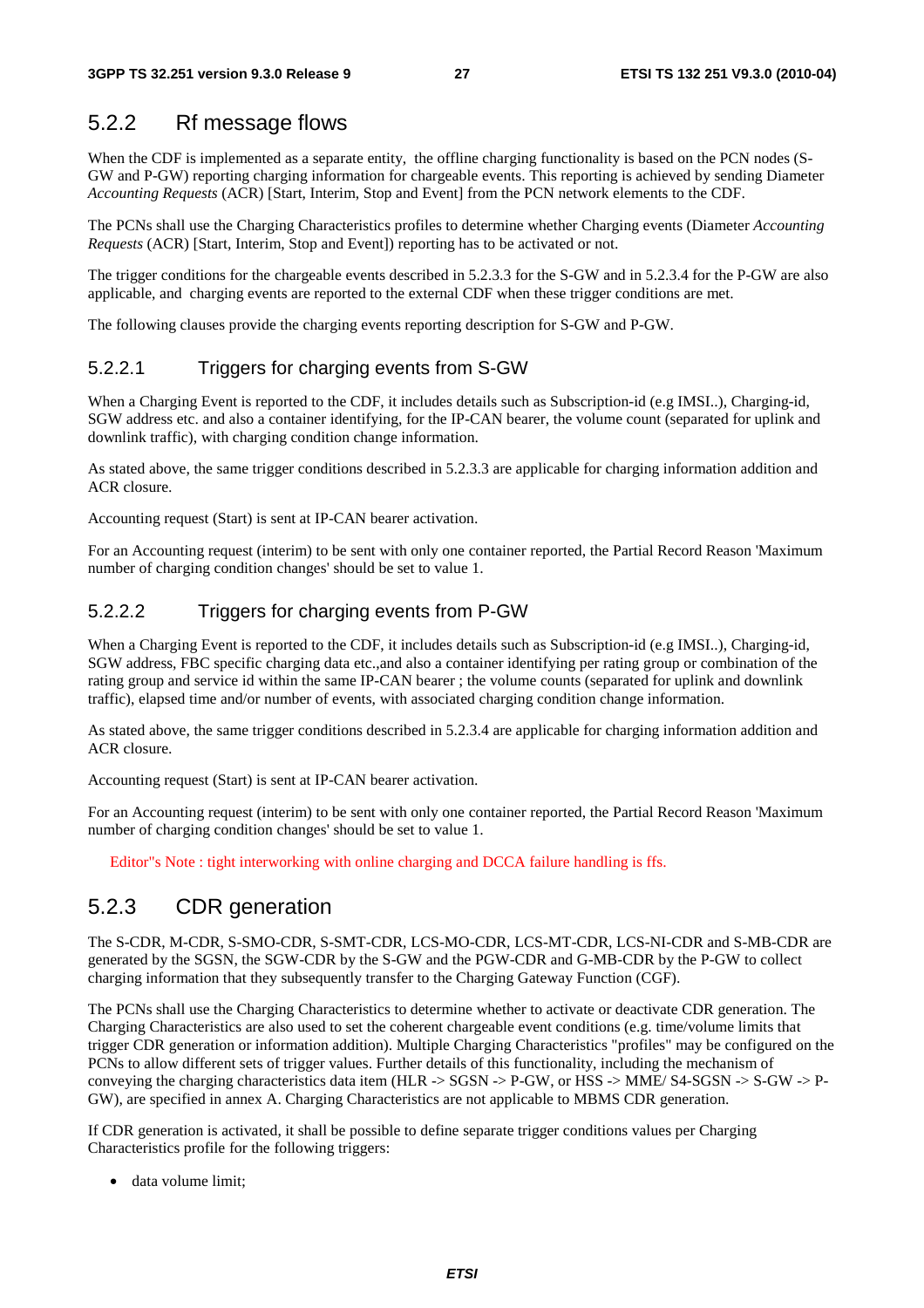## 5.2.2 Rf message flows

When the CDF is implemented as a separate entity, the offline charging functionality is based on the PCN nodes (S-GW and P-GW) reporting charging information for chargeable events. This reporting is achieved by sending Diameter *Accounting Requests* (ACR) [Start, Interim, Stop and Event] from the PCN network elements to the CDF.

The PCNs shall use the Charging Characteristics profiles to determine whether Charging events (Diameter *Accounting Requests* (ACR) [Start, Interim, Stop and Event]) reporting has to be activated or not.

The trigger conditions for the chargeable events described in 5.2.3.3 for the S-GW and in 5.2.3.4 for the P-GW are also applicable, and charging events are reported to the external CDF when these trigger conditions are met.

The following clauses provide the charging events reporting description for S-GW and P-GW.

### 5.2.2.1 Triggers for charging events from S-GW

When a Charging Event is reported to the CDF, it includes details such as Subscription-id (e.g IMSI..), Charging-id, SGW address etc. and also a container identifying, for the IP-CAN bearer, the volume count (separated for uplink and downlink traffic), with charging condition change information.

As stated above, the same trigger conditions described in 5.2.3.3 are applicable for charging information addition and ACR closure.

Accounting request (Start) is sent at IP-CAN bearer activation.

For an Accounting request (interim) to be sent with only one container reported, the Partial Record Reason 'Maximum number of charging condition changes' should be set to value 1.

### 5.2.2.2 Triggers for charging events from P-GW

When a Charging Event is reported to the CDF, it includes details such as Subscription-id (e.g IMSI..), Charging-id, SGW address, FBC specific charging data etc.,and also a container identifying per rating group or combination of the rating group and service id within the same IP-CAN bearer ; the volume counts (separated for uplink and downlink traffic), elapsed time and/or number of events, with associated charging condition change information.

As stated above, the same trigger conditions described in 5.2.3.4 are applicable for charging information addition and ACR closure.

Accounting request (Start) is sent at IP-CAN bearer activation.

For an Accounting request (interim) to be sent with only one container reported, the Partial Record Reason 'Maximum number of charging condition changes' should be set to value 1.

Editor"s Note : tight interworking with online charging and DCCA failure handling is ffs.

## 5.2.3 CDR generation

The S-CDR, M-CDR, S-SMO-CDR, S-SMT-CDR, LCS-MO-CDR, LCS-MT-CDR, LCS-NI-CDR and S-MB-CDR are generated by the SGSN, the SGW-CDR by the S-GW and the PGW-CDR and G-MB-CDR by the P-GW to collect charging information that they subsequently transfer to the Charging Gateway Function (CGF).

The PCNs shall use the Charging Characteristics to determine whether to activate or deactivate CDR generation. The Charging Characteristics are also used to set the coherent chargeable event conditions (e.g. time/volume limits that trigger CDR generation or information addition). Multiple Charging Characteristics "profiles" may be configured on the PCNs to allow different sets of trigger values. Further details of this functionality, including the mechanism of conveying the charging characteristics data item (HLR -> SGSN -> P-GW, or HSS -> MME/ S4-SGSN -> S-GW -> P-GW), are specified in annex A. Charging Characteristics are not applicable to MBMS CDR generation.

If CDR generation is activated, it shall be possible to define separate trigger conditions values per Charging Characteristics profile for the following triggers:

- data volume limit;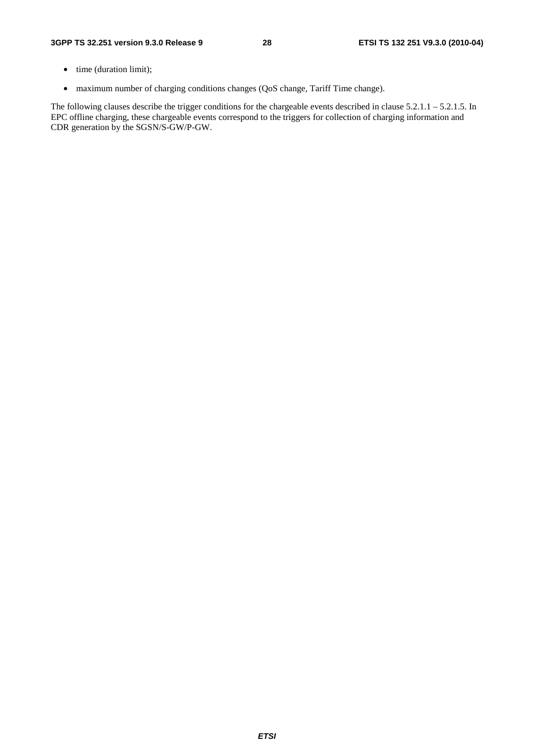- time (duration limit);
- maximum number of charging conditions changes (QoS change, Tariff Time change).

The following clauses describe the trigger conditions for the chargeable events described in clause 5.2.1.1 – 5.2.1.5. In EPC offline charging, these chargeable events correspond to the triggers for collection of charging information and CDR generation by the SGSN/S-GW/P-GW.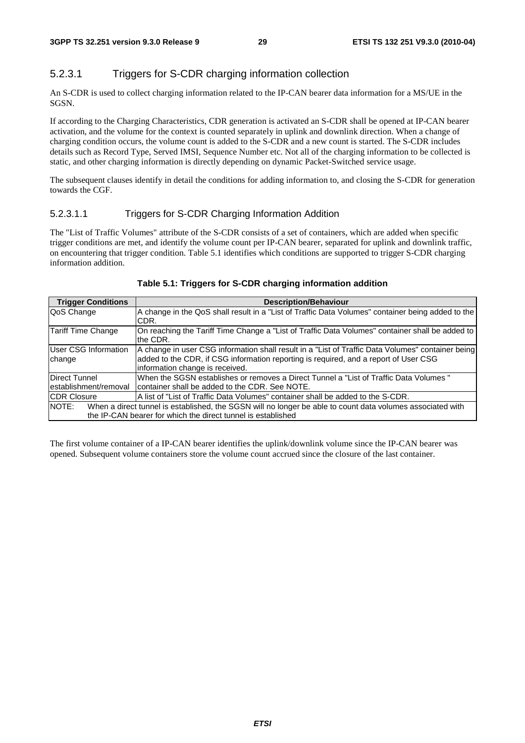#### 5.2.3.1 Triggers for S-CDR charging information collection

An S-CDR is used to collect charging information related to the IP-CAN bearer data information for a MS/UE in the SGSN.

If according to the Charging Characteristics, CDR generation is activated an S-CDR shall be opened at IP-CAN bearer activation, and the volume for the context is counted separately in uplink and downlink direction. When a change of charging condition occurs, the volume count is added to the S-CDR and a new count is started. The S-CDR includes details such as Record Type, Served IMSI, Sequence Number etc. Not all of the charging information to be collected is static, and other charging information is directly depending on dynamic Packet-Switched service usage.

The subsequent clauses identify in detail the conditions for adding information to, and closing the S-CDR for generation towards the CGF.

##### 5.2.3.1.1 Triggers for S-CDR Charging Information Addition

The "List of Traffic Volumes" attribute of the S-CDR consists of a set of containers, which are added when specific trigger conditions are met, and identify the volume count per IP-CAN bearer, separated for uplink and downlink traffic, on encountering that trigger condition. Table 5.1 identifies which conditions are supported to trigger S-CDR charging information addition.

**Table 5.1: Triggers for S-CDR charging information addition**

| Trigger Conditions | Description/Behaviour |
|---|---|
| QoS Change | A change in the QoS shall result in a "List of Traffic Data Volumes" container being added to the CDR. |
| Tariff Time Change | On reaching the Tariff Time Change a "List of Traffic Data Volumes" container shall be added to the CDR. |
| User CSG Information change | A change in user CSG information shall result in a "List of Traffic Data Volumes" container being added to the CDR, if CSG information reporting is required, and a report of User CSG information change is received. |
| Direct Tunnel establishment/removal | When the SGSN establishes or removes a Direct Tunnel a "List of Traffic Data Volumes " container shall be added to the CDR. See NOTE. |
| CDR Closure | A list of "List of Traffic Data Volumes" container shall be added to the S-CDR. |
| NOTE: When a direct tunnel is established, the SGSN will no longer be able to count data volumes associated with the IP-CAN bearer for which the direct tunnel is established | |

The first volume container of a IP-CAN bearer identifies the uplink/downlink volume since the IP-CAN bearer was opened. Subsequent volume containers store the volume count accrued since the closure of the last container.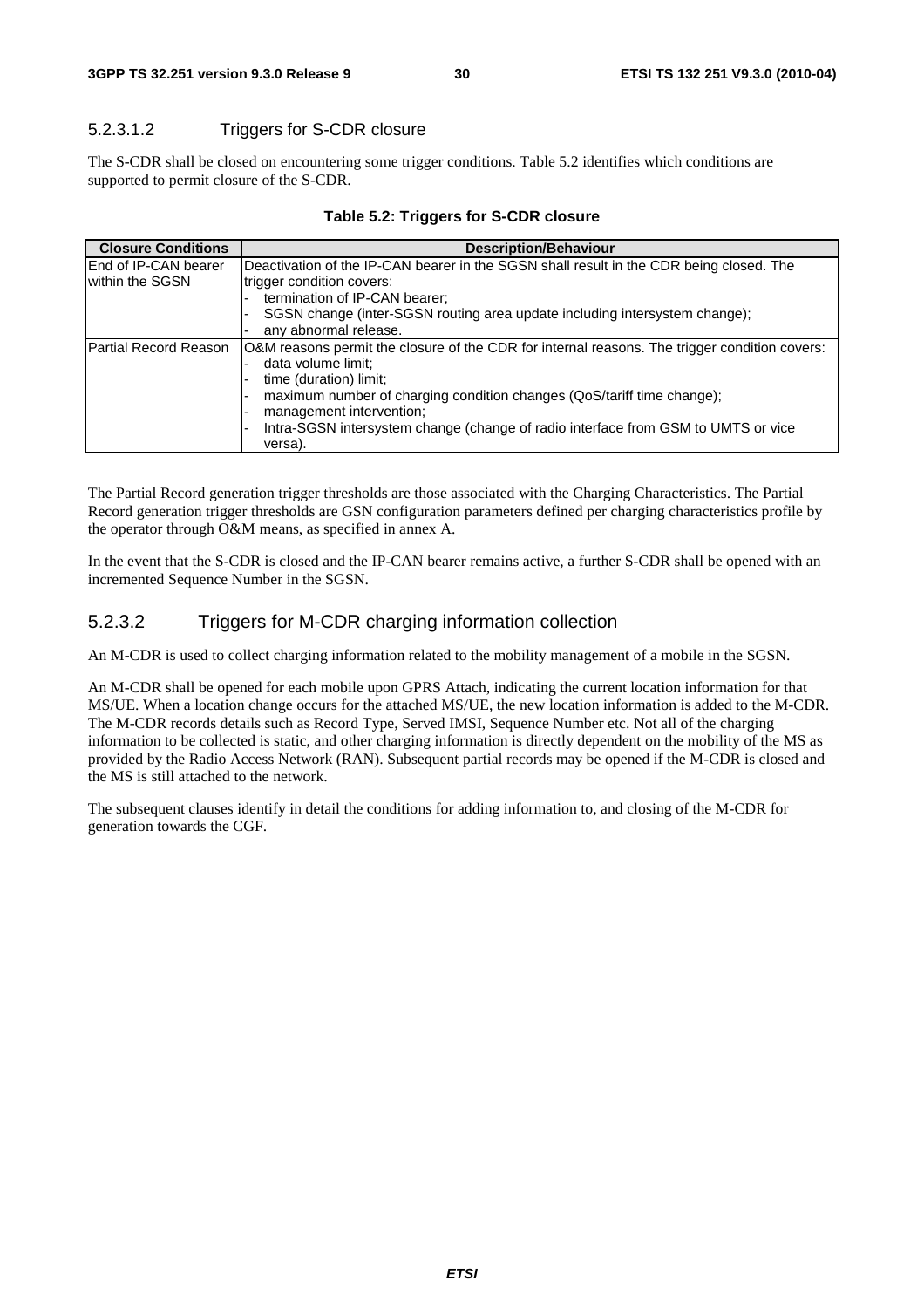#### 5.2.3.1.2 Triggers for S-CDR closure

The S-CDR shall be closed on encountering some trigger conditions. Table 5.2 identifies which conditions are supported to permit closure of the S-CDR.

**Table 5.2: Triggers for S-CDR closure**

| Closure Conditions | Description/Behaviour |
| --- | --- |
| End of IP-CAN bearer within the SGSN | Deactivation of the IP-CAN bearer in the SGSN shall result in the CDR being closed. The trigger condition covers:<br>- termination of IP-CAN bearer;<br>- SGSN change (inter-SGSN routing area update including intersystem change);<br>- any abnormal release. |
| Partial Record Reason | O&M reasons permit the closure of the CDR for internal reasons. The trigger condition covers:<br>- data volume limit;<br>- time (duration) limit;<br>- maximum number of charging condition changes (QoS/tariff time change);<br>- management intervention;<br>- Intra-SGSN intersystem change (change of radio interface from GSM to UMTS or vice versa). |

The Partial Record generation trigger thresholds are those associated with the Charging Characteristics. The Partial Record generation trigger thresholds are GSN configuration parameters defined per charging characteristics profile by the operator through O&M means, as specified in annex A.

In the event that the S-CDR is closed and the IP-CAN bearer remains active, a further S-CDR shall be opened with an incremented Sequence Number in the SGSN.

### 5.2.3.2 Triggers for M-CDR charging information collection

An M-CDR is used to collect charging information related to the mobility management of a mobile in the SGSN.

An M-CDR shall be opened for each mobile upon GPRS Attach, indicating the current location information for that MS/UE. When a location change occurs for the attached MS/UE, the new location information is added to the M-CDR. The M-CDR records details such as Record Type, Served IMSI, Sequence Number etc. Not all of the charging information to be collected is static, and other charging information is directly dependent on the mobility of the MS as provided by the Radio Access Network (RAN). Subsequent partial records may be opened if the M-CDR is closed and the MS is still attached to the network.

The subsequent clauses identify in detail the conditions for adding information to, and closing of the M-CDR for generation towards the CGF.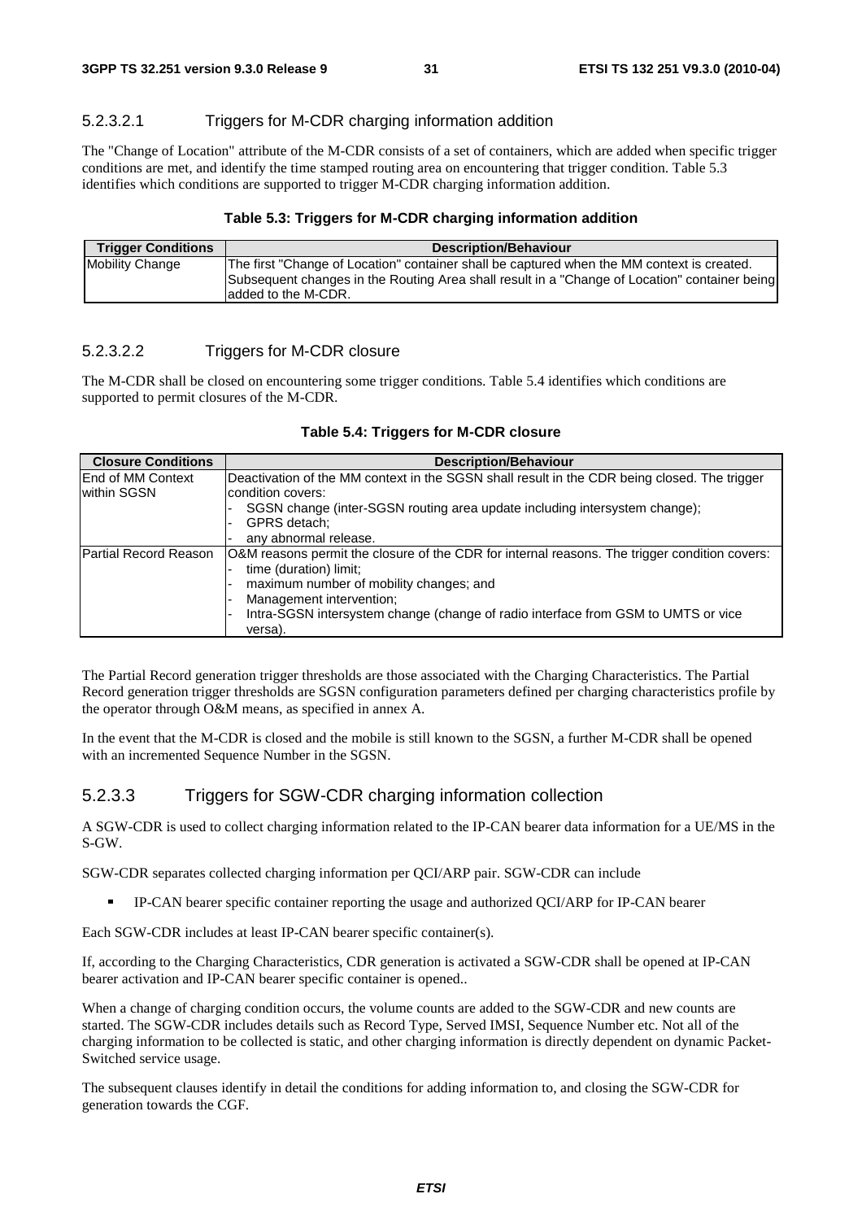#### 5.2.3.2.1 Triggers for M-CDR charging information addition

The "Change of Location" attribute of the M-CDR consists of a set of containers, which are added when specific trigger conditions are met, and identify the time stamped routing area on encountering that trigger condition. Table 5.3 identifies which conditions are supported to trigger M-CDR charging information addition.

**Table 5.3: Triggers for M-CDR charging information addition**

| Trigger Conditions | Description/Behaviour |
|---|---|
| Mobility Change | The first "Change of Location" container shall be captured when the MM context is created. Subsequent changes in the Routing Area shall result in a "Change of Location" container being added to the M-CDR. |

#### 5.2.3.2.2 Triggers for M-CDR closure

The M-CDR shall be closed on encountering some trigger conditions. Table 5.4 identifies which conditions are supported to permit closures of the M-CDR.

**Table 5.4: Triggers for M-CDR closure**

| Closure Conditions | Description/Behaviour |
|---|---|
| End of MM Context within SGSN | Deactivation of the MM context in the SGSN shall result in the CDR being closed. The trigger condition covers: <br>- SGSN change (inter-SGSN routing area update including intersystem change); <br>- GPRS detach; <br>- any abnormal release. |
| Partial Record Reason | O&M reasons permit the closure of the CDR for internal reasons. The trigger condition covers: <br>- time (duration) limit; <br>- maximum number of mobility changes; and <br>- Management intervention; <br>- Intra-SGSN intersystem change (change of radio interface from GSM to UMTS or vice versa). |

The Partial Record generation trigger thresholds are those associated with the Charging Characteristics. The Partial Record generation trigger thresholds are SGSN configuration parameters defined per charging characteristics profile by the operator through O&M means, as specified in annex A.

In the event that the M-CDR is closed and the mobile is still known to the SGSN, a further M-CDR shall be opened with an incremented Sequence Number in the SGSN.

### 5.2.3.3 Triggers for SGW-CDR charging information collection

A SGW-CDR is used to collect charging information related to the IP-CAN bearer data information for a UE/MS in the S-GW.

SGW-CDR separates collected charging information per QCI/ARP pair. SGW-CDR can include

- IP-CAN bearer specific container reporting the usage and authorized QCI/ARP for IP-CAN bearer

Each SGW-CDR includes at least IP-CAN bearer specific container(s).

If, according to the Charging Characteristics, CDR generation is activated a SGW-CDR shall be opened at IP-CAN bearer activation and IP-CAN bearer specific container is opened..

When a change of charging condition occurs, the volume counts are added to the SGW-CDR and new counts are started. The SGW-CDR includes details such as Record Type, Served IMSI, Sequence Number etc. Not all of the charging information to be collected is static, and other charging information is directly dependent on dynamic Packet-Switched service usage.

The subsequent clauses identify in detail the conditions for adding information to, and closing the SGW-CDR for generation towards the CGF.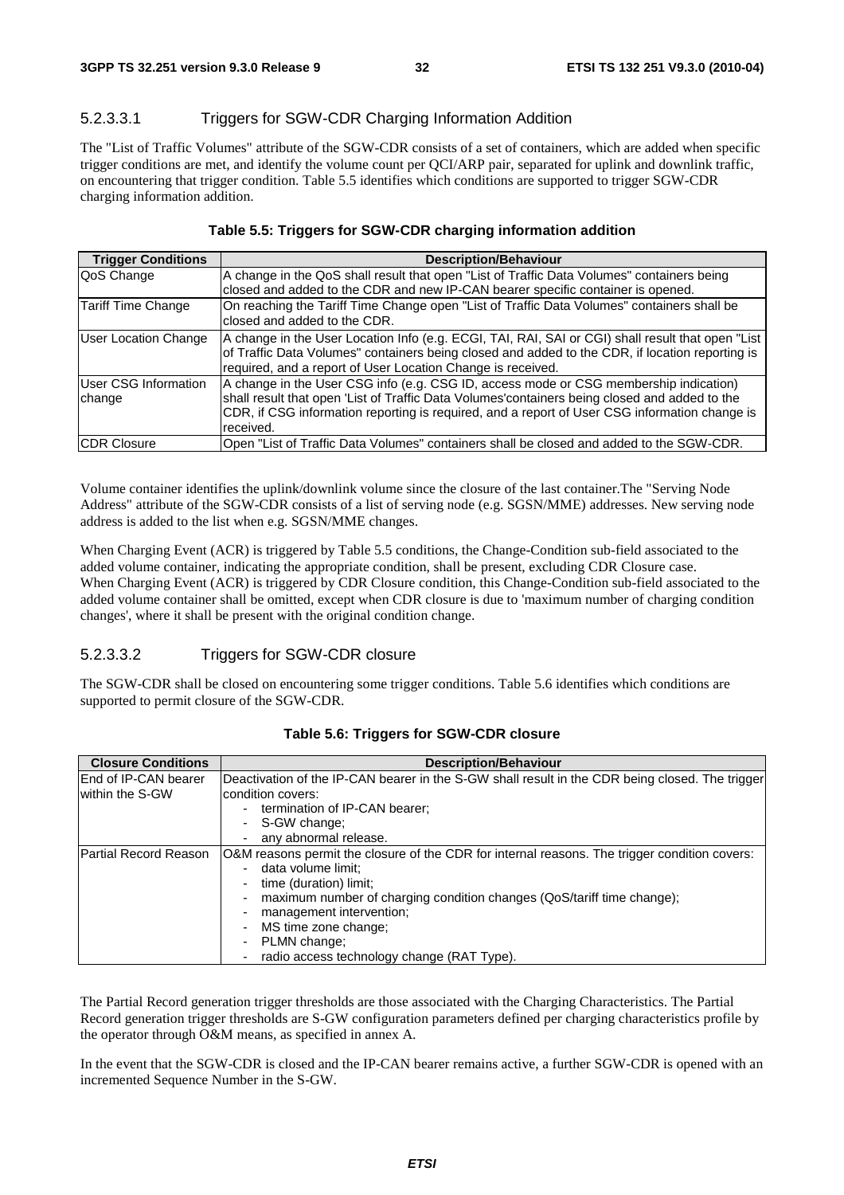#### 5.2.3.3.1 Triggers for SGW-CDR Charging Information Addition

The "List of Traffic Volumes" attribute of the SGW-CDR consists of a set of containers, which are added when specific trigger conditions are met, and identify the volume count per QCI/ARP pair, separated for uplink and downlink traffic, on encountering that trigger condition. Table 5.5 identifies which conditions are supported to trigger SGW-CDR charging information addition.

**Table 5.5: Triggers for SGW-CDR charging information addition**

| Trigger Conditions | Description/Behaviour |
|---|---|
| QoS Change | A change in the QoS shall result that open "List of Traffic Data Volumes" containers being closed and added to the CDR and new IP-CAN bearer specific container is opened. |
| Tariff Time Change | On reaching the Tariff Time Change open "List of Traffic Data Volumes" containers shall be closed and added to the CDR. |
| User Location Change | A change in the User Location Info (e.g. ECGI, TAI, RAI, SAI or CGI) shall result that open "List of Traffic Data Volumes" containers being closed and added to the CDR, if location reporting is required, and a report of User Location Change is received. |
| User CSG Information change | A change in the User CSG info (e.g. CSG ID, access mode or CSG membership indication) shall result that open 'List of Traffic Data Volumes'containers being closed and added to the CDR, if CSG information reporting is required, and a report of User CSG information change is received. |
| CDR Closure | Open "List of Traffic Data Volumes" containers shall be closed and added to the SGW-CDR. |

Volume container identifies the uplink/downlink volume since the closure of the last container.The "Serving Node Address" attribute of the SGW-CDR consists of a list of serving node (e.g. SGSN/MME) addresses. New serving node address is added to the list when e.g. SGSN/MME changes.

When Charging Event (ACR) is triggered by Table 5.5 conditions, the Change-Condition sub-field associated to the added volume container, indicating the appropriate condition, shall be present, excluding CDR Closure case. When Charging Event (ACR) is triggered by CDR Closure condition, this Change-Condition sub-field associated to the added volume container shall be omitted, except when CDR closure is due to 'maximum number of charging condition changes', where it shall be present with the original condition change.

#### 5.2.3.3.2 Triggers for SGW-CDR closure

The SGW-CDR shall be closed on encountering some trigger conditions. Table 5.6 identifies which conditions are supported to permit closure of the SGW-CDR.

**Table 5.6: Triggers for SGW-CDR closure**

| Closure Conditions | Description/Behaviour |
|---|---|
| End of IP-CAN bearer within the S-GW | Deactivation of the IP-CAN bearer in the S-GW shall result in the CDR being closed. The trigger condition covers:<br>- termination of IP-CAN bearer;<br>- S-GW change;<br>- any abnormal release. |
| Partial Record Reason | O&M reasons permit the closure of the CDR for internal reasons. The trigger condition covers:<br>- data volume limit;<br>- time (duration) limit;<br>- maximum number of charging condition changes (QoS/tariff time change);<br>- management intervention;<br>- MS time zone change;<br>- PLMN change;<br>- radio access technology change (RAT Type). |

The Partial Record generation trigger thresholds are those associated with the Charging Characteristics. The Partial Record generation trigger thresholds are S-GW configuration parameters defined per charging characteristics profile by the operator through O&M means, as specified in annex A.

In the event that the SGW-CDR is closed and the IP-CAN bearer remains active, a further SGW-CDR is opened with an incremented Sequence Number in the S-GW.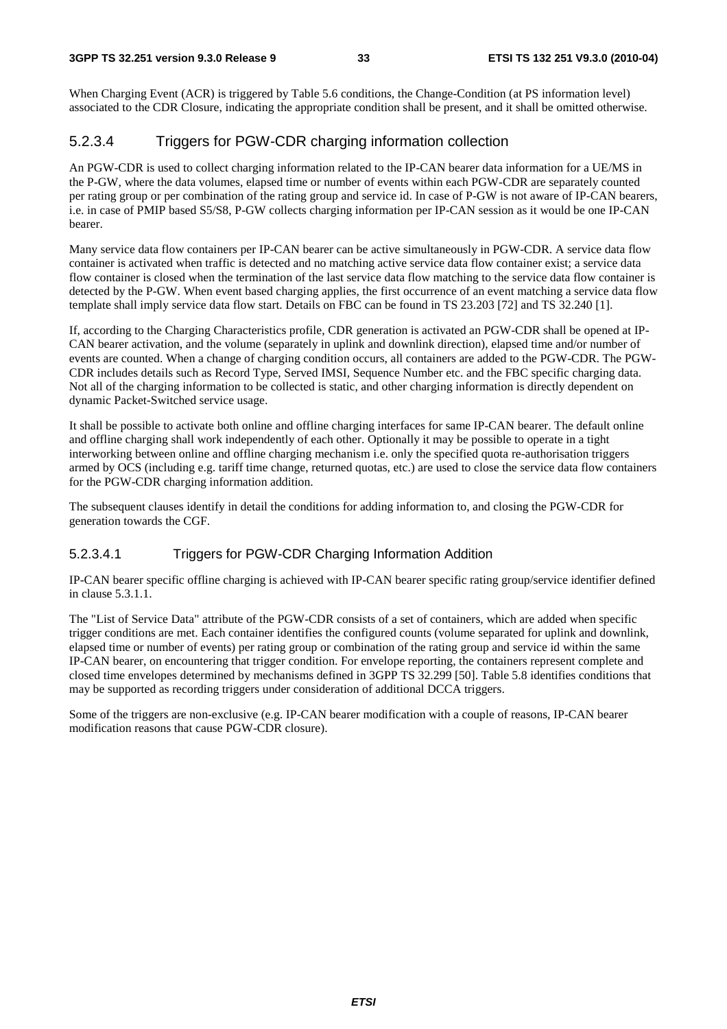When Charging Event (ACR) is triggered by Table 5.6 conditions, the Change-Condition (at PS information level) associated to the CDR Closure, indicating the appropriate condition shall be present, and it shall be omitted otherwise.

### 5.2.3.4 Triggers for PGW-CDR charging information collection

An PGW-CDR is used to collect charging information related to the IP-CAN bearer data information for a UE/MS in the P-GW, where the data volumes, elapsed time or number of events within each PGW-CDR are separately counted per rating group or per combination of the rating group and service id. In case of P-GW is not aware of IP-CAN bearers, i.e. in case of PMIP based S5/S8, P-GW collects charging information per IP-CAN session as it would be one IP-CAN bearer.

Many service data flow containers per IP-CAN bearer can be active simultaneously in PGW-CDR. A service data flow container is activated when traffic is detected and no matching active service data flow container exist; a service data flow container is closed when the termination of the last service data flow matching to the service data flow container is detected by the P-GW. When event based charging applies, the first occurrence of an event matching a service data flow template shall imply service data flow start. Details on FBC can be found in TS 23.203 [72] and TS 32.240 [1].

If, according to the Charging Characteristics profile, CDR generation is activated an PGW-CDR shall be opened at IP-CAN bearer activation, and the volume (separately in uplink and downlink direction), elapsed time and/or number of events are counted. When a change of charging condition occurs, all containers are added to the PGW-CDR. The PGW-CDR includes details such as Record Type, Served IMSI, Sequence Number etc. and the FBC specific charging data. Not all of the charging information to be collected is static, and other charging information is directly dependent on dynamic Packet-Switched service usage.

It shall be possible to activate both online and offline charging interfaces for same IP-CAN bearer. The default online and offline charging shall work independently of each other. Optionally it may be possible to operate in a tight interworking between online and offline charging mechanism i.e. only the specified quota re-authorisation triggers armed by OCS (including e.g. tariff time change, returned quotas, etc.) are used to close the service data flow containers for the PGW-CDR charging information addition.

The subsequent clauses identify in detail the conditions for adding information to, and closing the PGW-CDR for generation towards the CGF.

#### 5.2.3.4.1 Triggers for PGW-CDR Charging Information Addition

IP-CAN bearer specific offline charging is achieved with IP-CAN bearer specific rating group/service identifier defined in clause 5.3.1.1.

The "List of Service Data" attribute of the PGW-CDR consists of a set of containers, which are added when specific trigger conditions are met. Each container identifies the configured counts (volume separated for uplink and downlink, elapsed time or number of events) per rating group or combination of the rating group and service id within the same IP-CAN bearer, on encountering that trigger condition. For envelope reporting, the containers represent complete and closed time envelopes determined by mechanisms defined in 3GPP TS 32.299 [50]. Table 5.8 identifies conditions that may be supported as recording triggers under consideration of additional DCCA triggers.

Some of the triggers are non-exclusive (e.g. IP-CAN bearer modification with a couple of reasons, IP-CAN bearer modification reasons that cause PGW-CDR closure).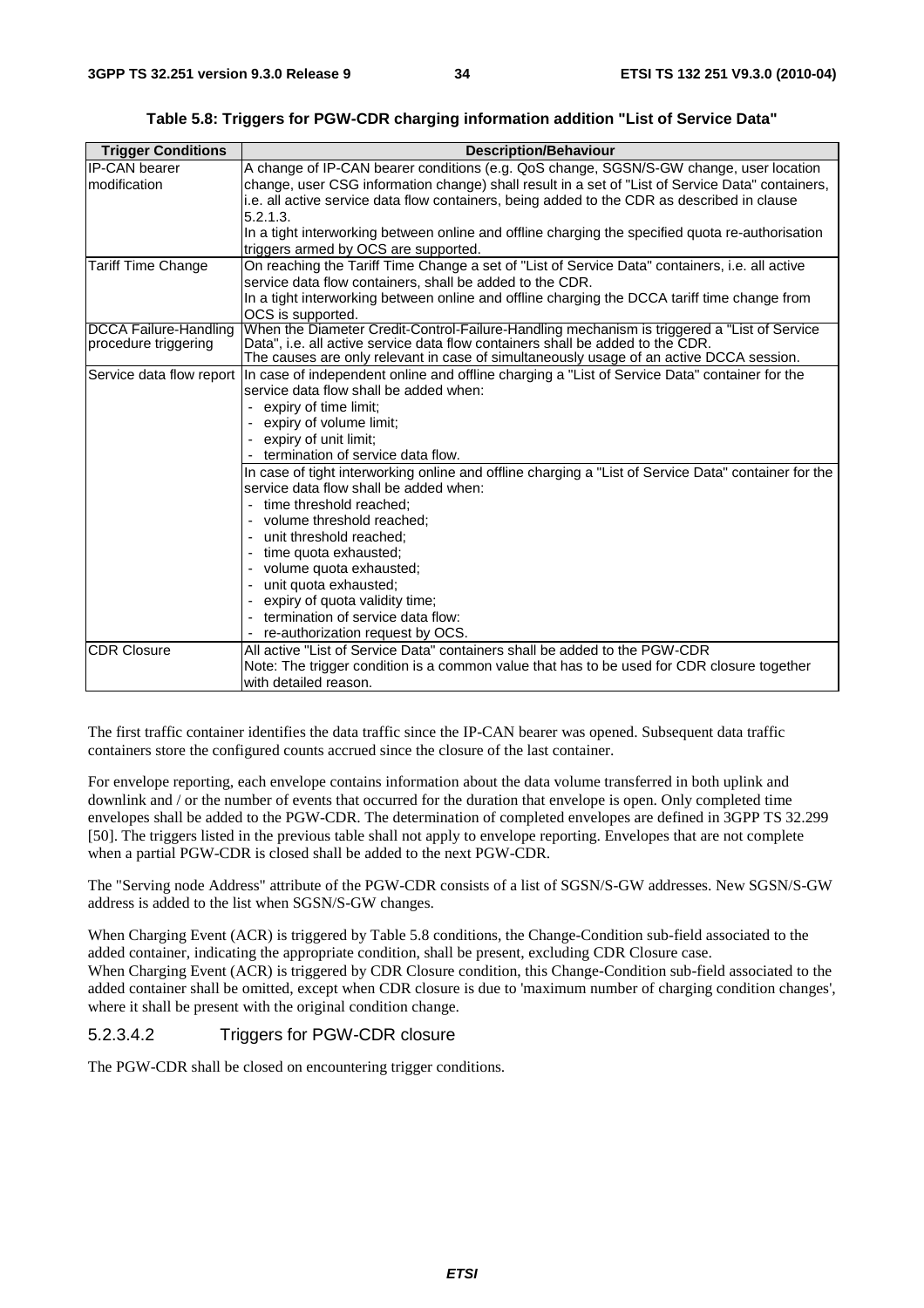**Table 5.8: Triggers for PGW-CDR charging information addition "List of Service Data"**

| Trigger Conditions | Description/Behaviour |
|---|---|
| IP-CAN bearer modification | A change of IP-CAN bearer conditions (e.g. QoS change, SGSN/S-GW change, user location change, user CSG information change) shall result in a set of "List of Service Data" containers, i.e. all active service data flow containers, being added to the CDR as described in clause 5.2.1.3.<br>In a tight interworking between online and offline charging the specified quota re-authorisation triggers armed by OCS are supported. |
| Tariff Time Change | On reaching the Tariff Time Change a set of "List of Service Data" containers, i.e. all active service data flow containers, shall be added to the CDR.<br>In a tight interworking between online and offline charging the DCCA tariff time change from OCS is supported. |
| DCCA Failure-Handling procedure triggering | When the Diameter Credit-Control-Failure-Handling mechanism is triggered a "List of Service Data", i.e. all active service data flow containers shall be added to the CDR.<br>The causes are only relevant in case of simultaneously usage of an active DCCA session. |
| Service data flow report | In case of independent online and offline charging a "List of Service Data" container for the service data flow shall be added when:<br>- expiry of time limit;<br>- expiry of volume limit;<br>- expiry of unit limit;<br>- termination of service data flow. |
| | In case of tight interworking online and offline charging a "List of Service Data" container for the service data flow shall be added when:<br>- time threshold reached;<br>- volume threshold reached;<br>- unit threshold reached;<br>- time quota exhausted;<br>- volume quota exhausted;<br>- unit quota exhausted;<br>- expiry of quota validity time;<br>- termination of service data flow:<br>- re-authorization request by OCS. |
| CDR Closure | All active "List of Service Data" containers shall be added to the PGW-CDR<br>Note: The trigger condition is a common value that has to be used for CDR closure together with detailed reason. |

The first traffic container identifies the data traffic since the IP-CAN bearer was opened. Subsequent data traffic containers store the configured counts accrued since the closure of the last container.

For envelope reporting, each envelope contains information about the data volume transferred in both uplink and downlink and / or the number of events that occurred for the duration that envelope is open. Only completed time envelopes shall be added to the PGW-CDR. The determination of completed envelopes are defined in 3GPP TS 32.299 [50]. The triggers listed in the previous table shall not apply to envelope reporting. Envelopes that are not complete when a partial PGW-CDR is closed shall be added to the next PGW-CDR.

The "Serving node Address" attribute of the PGW-CDR consists of a list of SGSN/S-GW addresses. New SGSN/S-GW address is added to the list when SGSN/S-GW changes.

When Charging Event (ACR) is triggered by Table 5.8 conditions, the Change-Condition sub-field associated to the added container, indicating the appropriate condition, shall be present, excluding CDR Closure case.
When Charging Event (ACR) is triggered by CDR Closure condition, this Change-Condition sub-field associated to the added container shall be omitted, except when CDR closure is due to 'maximum number of charging condition changes', where it shall be present with the original condition change.

##### 5.2.3.4.2 Triggers for PGW-CDR closure

The PGW-CDR shall be closed on encountering trigger conditions.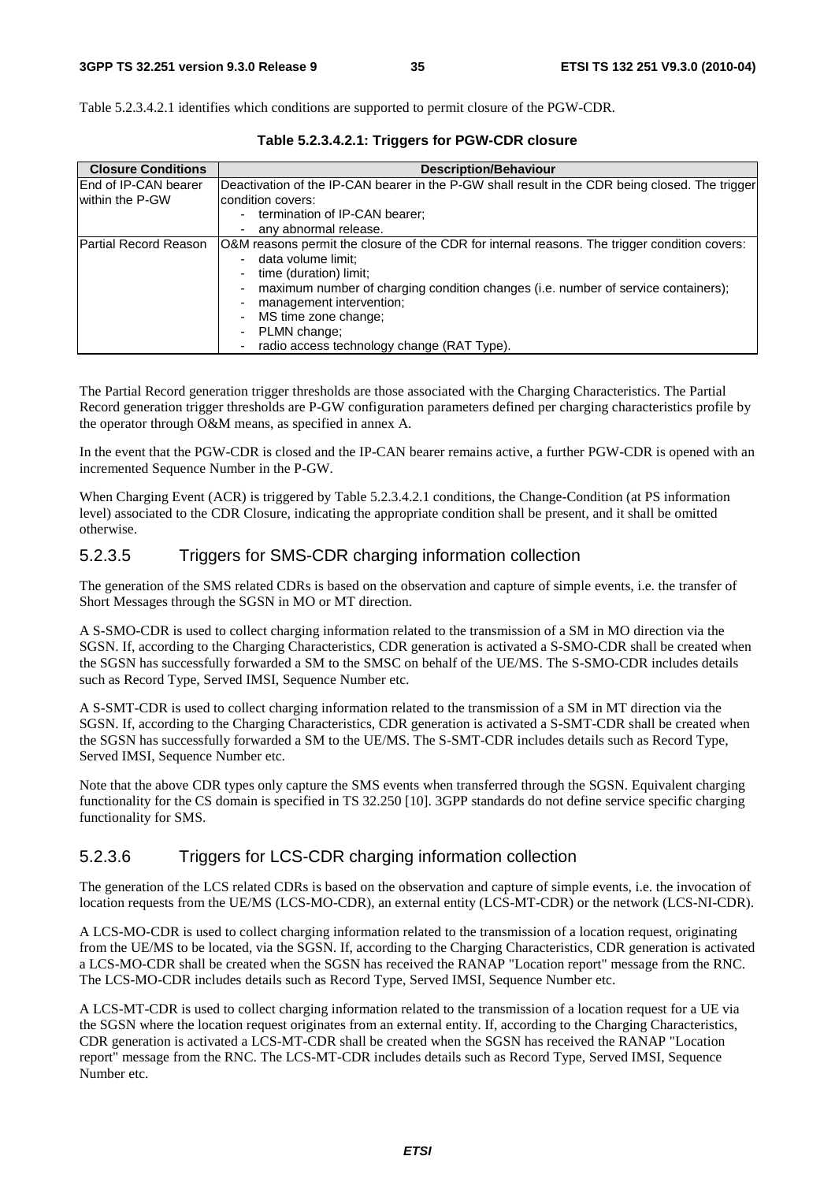Table 5.2.3.4.2.1 identifies which conditions are supported to permit closure of the PGW-CDR.

**Table 5.2.3.4.2.1: Triggers for PGW-CDR closure**

| Closure Conditions | Description/Behaviour |
| --- | --- |
| End of IP-CAN bearer within the P-GW | Deactivation of the IP-CAN bearer in the P-GW shall result in the CDR being closed. The trigger condition covers:<br>- termination of IP-CAN bearer;<br>- any abnormal release. |
| Partial Record Reason | O&M reasons permit the closure of the CDR for internal reasons. The trigger condition covers:<br>- data volume limit;<br>- time (duration) limit;<br>- maximum number of charging condition changes (i.e. number of service containers);<br>- management intervention;<br>- MS time zone change;<br>- PLMN change;<br>- radio access technology change (RAT Type). |

The Partial Record generation trigger thresholds are those associated with the Charging Characteristics. The Partial Record generation trigger thresholds are P-GW configuration parameters defined per charging characteristics profile by the operator through O&M means, as specified in annex A.

In the event that the PGW-CDR is closed and the IP-CAN bearer remains active, a further PGW-CDR is opened with an incremented Sequence Number in the P-GW.

When Charging Event (ACR) is triggered by Table 5.2.3.4.2.1 conditions, the Change-Condition (at PS information level) associated to the CDR Closure, indicating the appropriate condition shall be present, and it shall be omitted otherwise.

### 5.2.3.5 Triggers for SMS-CDR charging information collection

The generation of the SMS related CDRs is based on the observation and capture of simple events, i.e. the transfer of Short Messages through the SGSN in MO or MT direction.

A S-SMO-CDR is used to collect charging information related to the transmission of a SM in MO direction via the SGSN. If, according to the Charging Characteristics, CDR generation is activated a S-SMO-CDR shall be created when the SGSN has successfully forwarded a SM to the SMSC on behalf of the UE/MS. The S-SMO-CDR includes details such as Record Type, Served IMSI, Sequence Number etc.

A S-SMT-CDR is used to collect charging information related to the transmission of a SM in MT direction via the SGSN. If, according to the Charging Characteristics, CDR generation is activated a S-SMT-CDR shall be created when the SGSN has successfully forwarded a SM to the UE/MS. The S-SMT-CDR includes details such as Record Type, Served IMSI, Sequence Number etc.

Note that the above CDR types only capture the SMS events when transferred through the SGSN. Equivalent charging functionality for the CS domain is specified in TS 32.250 [10]. 3GPP standards do not define service specific charging functionality for SMS.

### 5.2.3.6 Triggers for LCS-CDR charging information collection

The generation of the LCS related CDRs is based on the observation and capture of simple events, i.e. the invocation of location requests from the UE/MS (LCS-MO-CDR), an external entity (LCS-MT-CDR) or the network (LCS-NI-CDR).

A LCS-MO-CDR is used to collect charging information related to the transmission of a location request, originating from the UE/MS to be located, via the SGSN. If, according to the Charging Characteristics, CDR generation is activated a LCS-MO-CDR shall be created when the SGSN has received the RANAP "Location report" message from the RNC. The LCS-MO-CDR includes details such as Record Type, Served IMSI, Sequence Number etc.

A LCS-MT-CDR is used to collect charging information related to the transmission of a location request for a UE via the SGSN where the location request originates from an external entity. If, according to the Charging Characteristics, CDR generation is activated a LCS-MT-CDR shall be created when the SGSN has received the RANAP "Location report" message from the RNC. The LCS-MT-CDR includes details such as Record Type, Served IMSI, Sequence Number etc.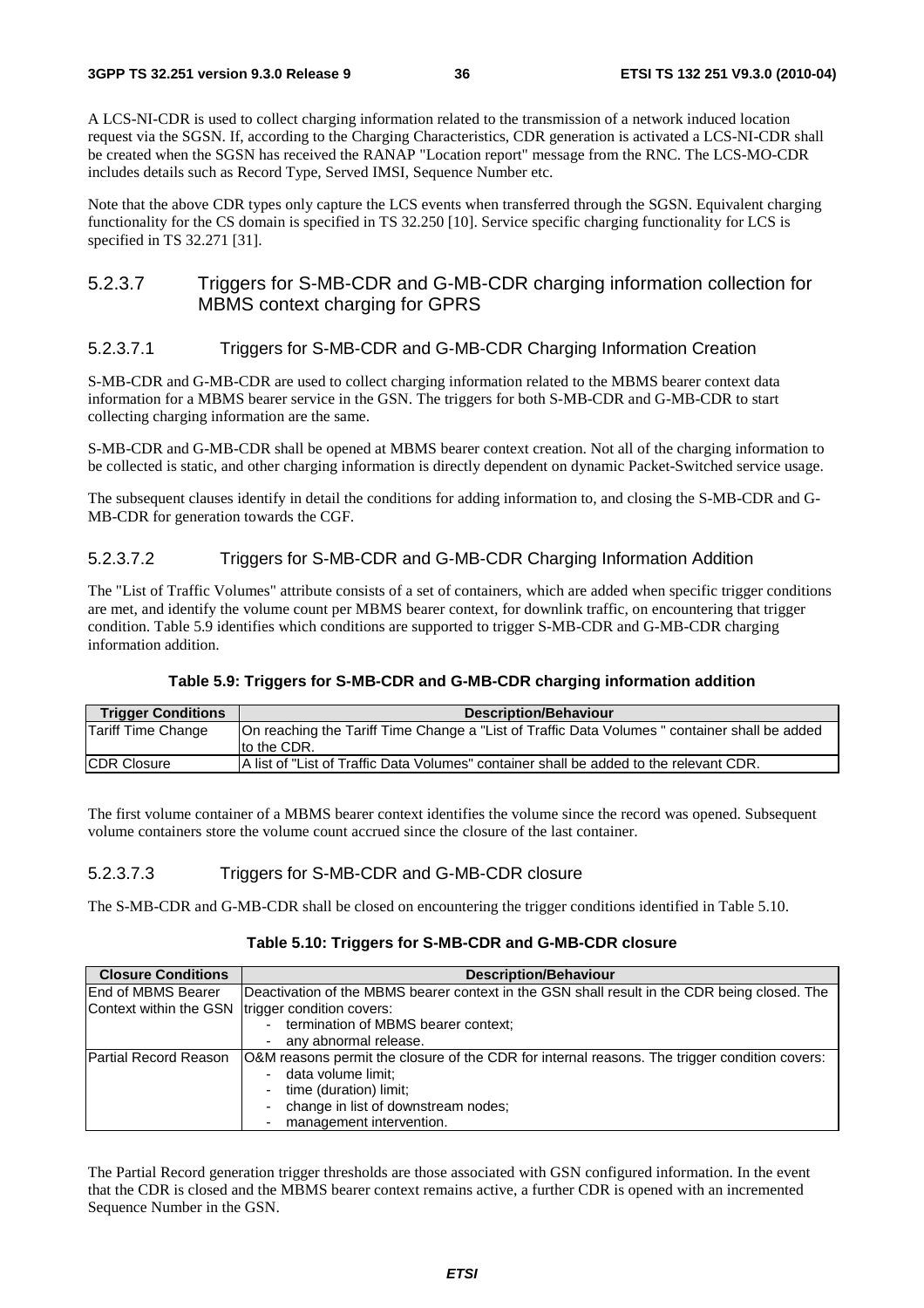A LCS-NI-CDR is used to collect charging information related to the transmission of a network induced location request via the SGSN. If, according to the Charging Characteristics, CDR generation is activated a LCS-NI-CDR shall be created when the SGSN has received the RANAP "Location report" message from the RNC. The LCS-MO-CDR includes details such as Record Type, Served IMSI, Sequence Number etc.

Note that the above CDR types only capture the LCS events when transferred through the SGSN. Equivalent charging functionality for the CS domain is specified in TS 32.250 [10]. Service specific charging functionality for LCS is specified in TS 32.271 [31].

### 5.2.3.7 Triggers for S-MB-CDR and G-MB-CDR charging information collection for MBMS context charging for GPRS

#### 5.2.3.7.1 Triggers for S-MB-CDR and G-MB-CDR Charging Information Creation

S-MB-CDR and G-MB-CDR are used to collect charging information related to the MBMS bearer context data information for a MBMS bearer service in the GSN. The triggers for both S-MB-CDR and G-MB-CDR to start collecting charging information are the same.

S-MB-CDR and G-MB-CDR shall be opened at MBMS bearer context creation. Not all of the charging information to be collected is static, and other charging information is directly dependent on dynamic Packet-Switched service usage.

The subsequent clauses identify in detail the conditions for adding information to, and closing the S-MB-CDR and G-MB-CDR for generation towards the CGF.

#### 5.2.3.7.2 Triggers for S-MB-CDR and G-MB-CDR Charging Information Addition

The "List of Traffic Volumes" attribute consists of a set of containers, which are added when specific trigger conditions are met, and identify the volume count per MBMS bearer context, for downlink traffic, on encountering that trigger condition. Table 5.9 identifies which conditions are supported to trigger S-MB-CDR and G-MB-CDR charging information addition.

**Table 5.9: Triggers for S-MB-CDR and G-MB-CDR charging information addition**

| Trigger Conditions | Description/Behaviour |
|---|---|
| Tariff Time Change | On reaching the Tariff Time Change a "List of Traffic Data Volumes " container shall be added to the CDR. |
| CDR Closure | A list of "List of Traffic Data Volumes" container shall be added to the relevant CDR. |

The first volume container of a MBMS bearer context identifies the volume since the record was opened. Subsequent volume containers store the volume count accrued since the closure of the last container.

#### 5.2.3.7.3 Triggers for S-MB-CDR and G-MB-CDR closure

The S-MB-CDR and G-MB-CDR shall be closed on encountering the trigger conditions identified in Table 5.10.

**Table 5.10: Triggers for S-MB-CDR and G-MB-CDR closure**

| Closure Conditions | Description/Behaviour |
|---|---|
| End of MBMS Bearer Context within the GSN | Deactivation of the MBMS bearer context in the GSN shall result in the CDR being closed. The trigger condition covers:<br>- termination of MBMS bearer context;<br>- any abnormal release. |
| Partial Record Reason | O&M reasons permit the closure of the CDR for internal reasons. The trigger condition covers:<br>- data volume limit;<br>- time (duration) limit;<br>- change in list of downstream nodes;<br>- management intervention. |

The Partial Record generation trigger thresholds are those associated with GSN configured information. In the event that the CDR is closed and the MBMS bearer context remains active, a further CDR is opened with an incremented Sequence Number in the GSN.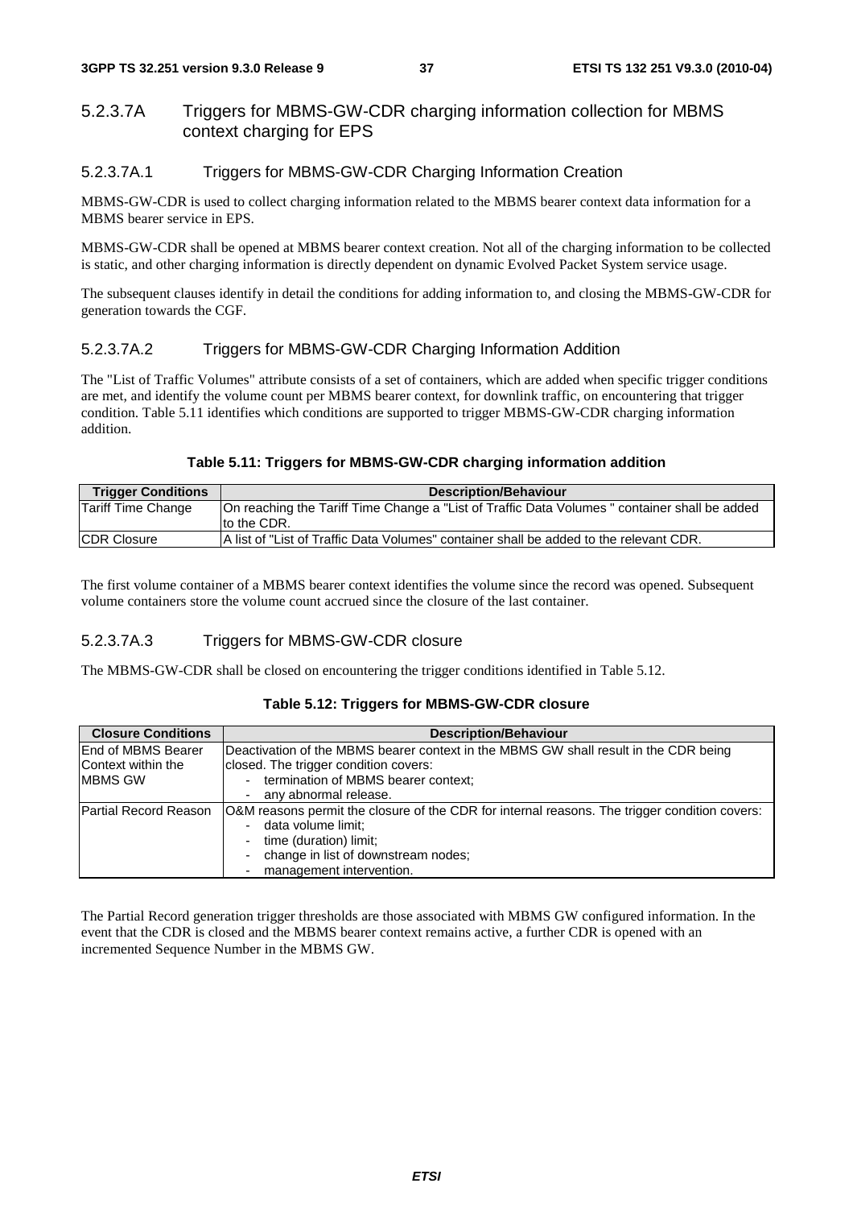### 5.2.3.7A Triggers for MBMS-GW-CDR charging information collection for MBMS context charging for EPS

#### 5.2.3.7A.1 Triggers for MBMS-GW-CDR Charging Information Creation

MBMS-GW-CDR is used to collect charging information related to the MBMS bearer context data information for a MBMS bearer service in EPS.

MBMS-GW-CDR shall be opened at MBMS bearer context creation. Not all of the charging information to be collected is static, and other charging information is directly dependent on dynamic Evolved Packet System service usage.

The subsequent clauses identify in detail the conditions for adding information to, and closing the MBMS-GW-CDR for generation towards the CGF.

#### 5.2.3.7A.2 Triggers for MBMS-GW-CDR Charging Information Addition

The "List of Traffic Volumes" attribute consists of a set of containers, which are added when specific trigger conditions are met, and identify the volume count per MBMS bearer context, for downlink traffic, on encountering that trigger condition. Table 5.11 identifies which conditions are supported to trigger MBMS-GW-CDR charging information addition.

**Table 5.11: Triggers for MBMS-GW-CDR charging information addition**

| Trigger Conditions | Description/Behaviour |
|---|---|
| Tariff Time Change | On reaching the Tariff Time Change a "List of Traffic Data Volumes " container shall be added to the CDR. |
| CDR Closure | A list of "List of Traffic Data Volumes" container shall be added to the relevant CDR. |

The first volume container of a MBMS bearer context identifies the volume since the record was opened. Subsequent volume containers store the volume count accrued since the closure of the last container.

#### 5.2.3.7A.3 Triggers for MBMS-GW-CDR closure

The MBMS-GW-CDR shall be closed on encountering the trigger conditions identified in Table 5.12.

**Table 5.12: Triggers for MBMS-GW-CDR closure**

| Closure Conditions | Description/Behaviour |
|---|---|
| End of MBMS Bearer Context within the MBMS GW | Deactivation of the MBMS bearer context in the MBMS GW shall result in the CDR being closed. The trigger condition covers:<br>- termination of MBMS bearer context;<br>- any abnormal release. |
| Partial Record Reason | O&M reasons permit the closure of the CDR for internal reasons. The trigger condition covers:<br>- data volume limit;<br>- time (duration) limit;<br>- change in list of downstream nodes;<br>- management intervention. |

The Partial Record generation trigger thresholds are those associated with MBMS GW configured information. In the event that the CDR is closed and the MBMS bearer context remains active, a further CDR is opened with an incremented Sequence Number in the MBMS GW.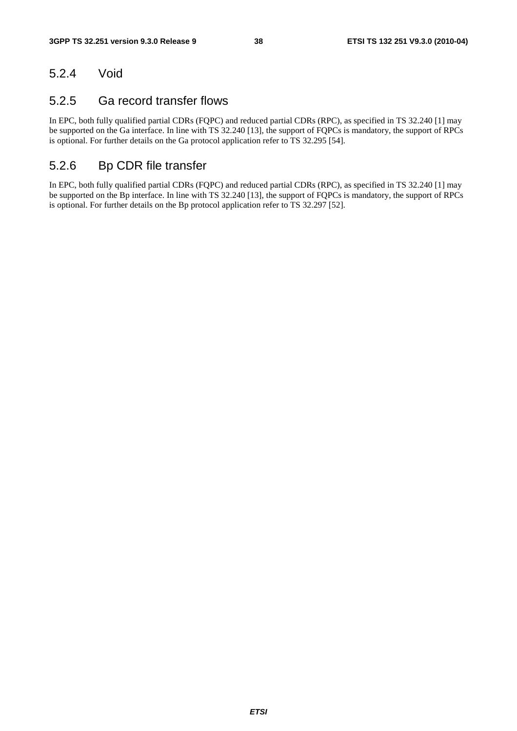### 5.2.4 Void

### 5.2.5 Ga record transfer flows

In EPC, both fully qualified partial CDRs (FQPC) and reduced partial CDRs (RPC), as specified in TS 32.240 [1] may be supported on the Ga interface. In line with TS 32.240 [13], the support of FQPCs is mandatory, the support of RPCs is optional. For further details on the Ga protocol application refer to TS 32.295 [54].

### 5.2.6 Bp CDR file transfer

In EPC, both fully qualified partial CDRs (FQPC) and reduced partial CDRs (RPC), as specified in TS 32.240 [1] may be supported on the Bp interface. In line with TS 32.240 [13], the support of FQPCs is mandatory, the support of RPCs is optional. For further details on the Bp protocol application refer to TS 32.297 [52].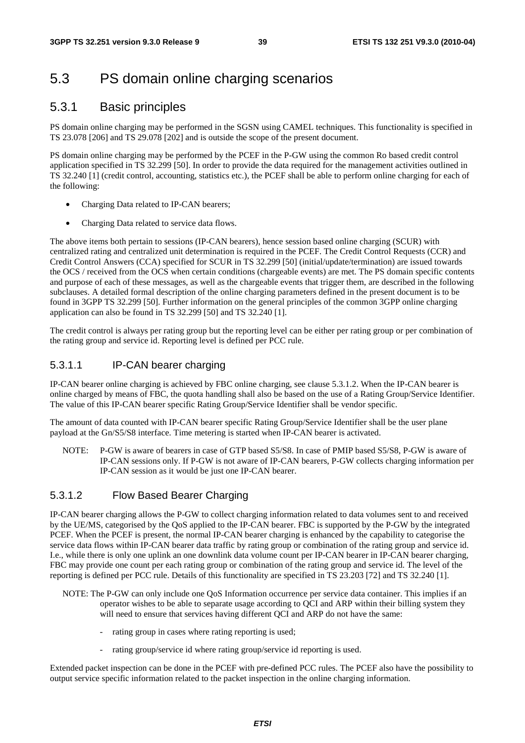# 5.3 PS domain online charging scenarios

## 5.3.1 Basic principles

PS domain online charging may be performed in the SGSN using CAMEL techniques. This functionality is specified in TS 23.078 [206] and TS 29.078 [202] and is outside the scope of the present document.

PS domain online charging may be performed by the PCEF in the P-GW using the common Ro based credit control application specified in TS 32.299 [50]. In order to provide the data required for the management activities outlined in TS 32.240 [1] (credit control, accounting, statistics etc.), the PCEF shall be able to perform online charging for each of the following:

- Charging Data related to IP-CAN bearers;
- Charging Data related to service data flows.

The above items both pertain to sessions (IP-CAN bearers), hence session based online charging (SCUR) with centralized rating and centralized unit determination is required in the PCEF. The Credit Control Requests (CCR) and Credit Control Answers (CCA) specified for SCUR in TS 32.299 [50] (initial/update/termination) are issued towards the OCS / received from the OCS when certain conditions (chargeable events) are met. The PS domain specific contents and purpose of each of these messages, as well as the chargeable events that trigger them, are described in the following subclauses. A detailed formal description of the online charging parameters defined in the present document is to be found in 3GPP TS 32.299 [50]. Further information on the general principles of the common 3GPP online charging application can also be found in TS 32.299 [50] and TS 32.240 [1].

The credit control is always per rating group but the reporting level can be either per rating group or per combination of the rating group and service id. Reporting level is defined per PCC rule.

### 5.3.1.1 IP-CAN bearer charging

IP-CAN bearer online charging is achieved by FBC online charging, see clause 5.3.1.2. When the IP-CAN bearer is online charged by means of FBC, the quota handling shall also be based on the use of a Rating Group/Service Identifier. The value of this IP-CAN bearer specific Rating Group/Service Identifier shall be vendor specific.

The amount of data counted with IP-CAN bearer specific Rating Group/Service Identifier shall be the user plane payload at the Gn/S5/S8 interface. Time metering is started when IP-CAN bearer is activated.

NOTE: P-GW is aware of bearers in case of GTP based S5/S8. In case of PMIP based S5/S8, P-GW is aware of IP-CAN sessions only. If P-GW is not aware of IP-CAN bearers, P-GW collects charging information per IP-CAN session as it would be just one IP-CAN bearer.

### 5.3.1.2 Flow Based Bearer Charging

IP-CAN bearer charging allows the P-GW to collect charging information related to data volumes sent to and received by the UE/MS, categorised by the QoS applied to the IP-CAN bearer. FBC is supported by the P-GW by the integrated PCEF. When the PCEF is present, the normal IP-CAN bearer charging is enhanced by the capability to categorise the service data flows within IP-CAN bearer data traffic by rating group or combination of the rating group and service id. I.e., while there is only one uplink an one downlink data volume count per IP-CAN bearer in IP-CAN bearer charging, FBC may provide one count per each rating group or combination of the rating group and service id. The level of the reporting is defined per PCC rule. Details of this functionality are specified in TS 23.203 [72] and TS 32.240 [1].

NOTE: The P-GW can only include one QoS Information occurrence per service data container. This implies if an operator wishes to be able to separate usage according to QCI and ARP within their billing system they will need to ensure that services having different QCI and ARP do not have the same:

- rating group in cases where rating reporting is used;
- rating group/service id where rating group/service id reporting is used.

Extended packet inspection can be done in the PCEF with pre-defined PCC rules. The PCEF also have the possibility to output service specific information related to the packet inspection in the online charging information.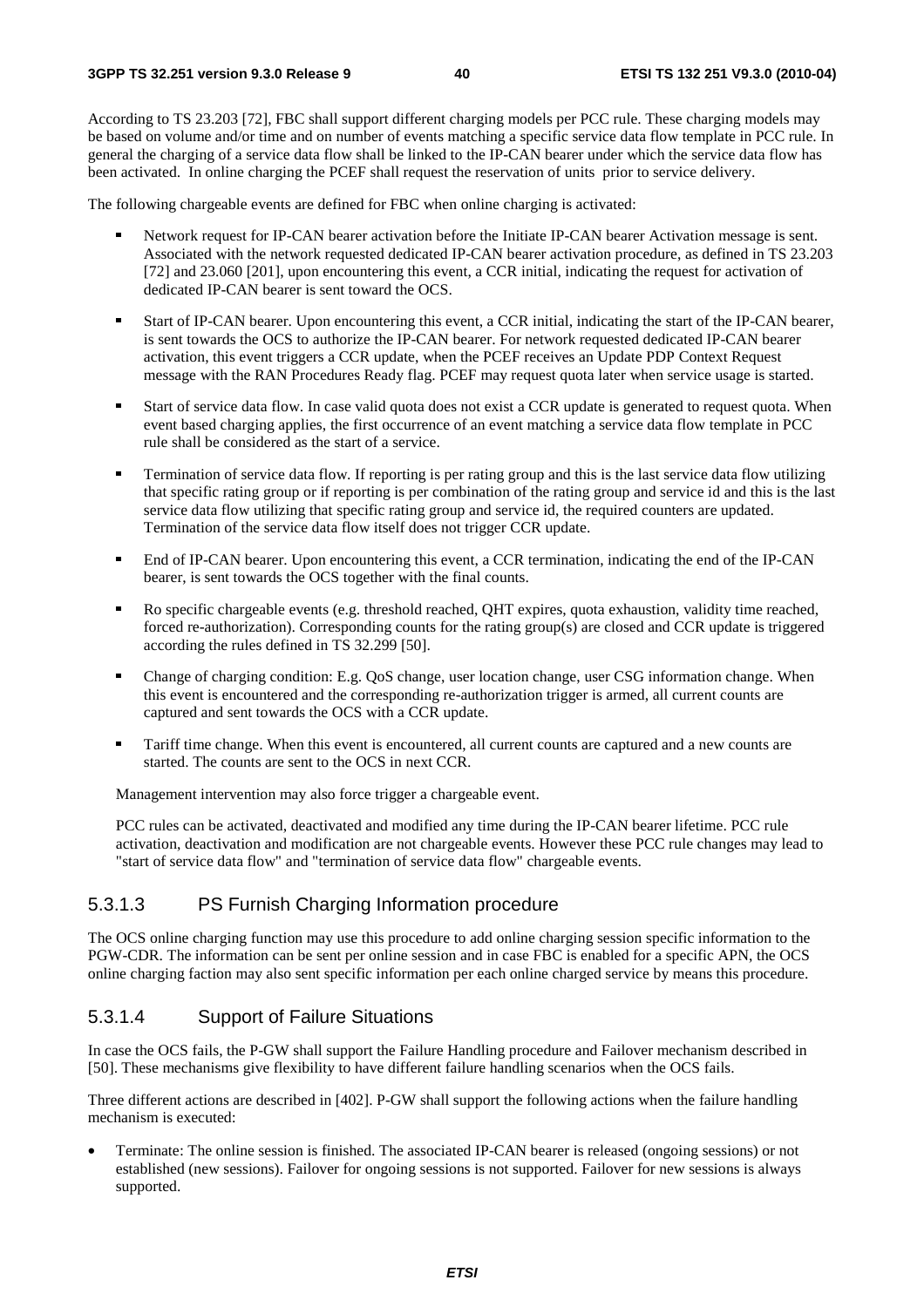According to TS 23.203 [72], FBC shall support different charging models per PCC rule. These charging models may be based on volume and/or time and on number of events matching a specific service data flow template in PCC rule. In general the charging of a service data flow shall be linked to the IP-CAN bearer under which the service data flow has been activated. In online charging the PCEF shall request the reservation of units prior to service delivery.

The following chargeable events are defined for FBC when online charging is activated:

- Network request for IP-CAN bearer activation before the Initiate IP-CAN bearer Activation message is sent. Associated with the network requested dedicated IP-CAN bearer activation procedure, as defined in TS 23.203 [72] and 23.060 [201], upon encountering this event, a CCR initial, indicating the request for activation of dedicated IP-CAN bearer is sent toward the OCS.
- Start of IP-CAN bearer. Upon encountering this event, a CCR initial, indicating the start of the IP-CAN bearer, is sent towards the OCS to authorize the IP-CAN bearer. For network requested dedicated IP-CAN bearer activation, this event triggers a CCR update, when the PCEF receives an Update PDP Context Request message with the RAN Procedures Ready flag. PCEF may request quota later when service usage is started.
- Start of service data flow. In case valid quota does not exist a CCR update is generated to request quota. When event based charging applies, the first occurrence of an event matching a service data flow template in PCC rule shall be considered as the start of a service.
- Termination of service data flow. If reporting is per rating group and this is the last service data flow utilizing that specific rating group or if reporting is per combination of the rating group and service id and this is the last service data flow utilizing that specific rating group and service id, the required counters are updated. Termination of the service data flow itself does not trigger CCR update.
- End of IP-CAN bearer. Upon encountering this event, a CCR termination, indicating the end of the IP-CAN bearer, is sent towards the OCS together with the final counts.
- Ro specific chargeable events (e.g. threshold reached, QHT expires, quota exhaustion, validity time reached, forced re-authorization). Corresponding counts for the rating group(s) are closed and CCR update is triggered according the rules defined in TS 32.299 [50].
- Change of charging condition: E.g. QoS change, user location change, user CSG information change. When this event is encountered and the corresponding re-authorization trigger is armed, all current counts are captured and sent towards the OCS with a CCR update.
- Tariff time change. When this event is encountered, all current counts are captured and a new counts are started. The counts are sent to the OCS in next CCR.

Management intervention may also force trigger a chargeable event.

PCC rules can be activated, deactivated and modified any time during the IP-CAN bearer lifetime. PCC rule activation, deactivation and modification are not chargeable events. However these PCC rule changes may lead to "start of service data flow" and "termination of service data flow" chargeable events.

### 5.3.1.3 PS Furnish Charging Information procedure

The OCS online charging function may use this procedure to add online charging session specific information to the PGW-CDR. The information can be sent per online session and in case FBC is enabled for a specific APN, the OCS online charging faction may also sent specific information per each online charged service by means this procedure.

### 5.3.1.4 Support of Failure Situations

In case the OCS fails, the P-GW shall support the Failure Handling procedure and Failover mechanism described in [50]. These mechanisms give flexibility to have different failure handling scenarios when the OCS fails.

Three different actions are described in [402]. P-GW shall support the following actions when the failure handling mechanism is executed:

- Terminate: The online session is finished. The associated IP-CAN bearer is released (ongoing sessions) or not established (new sessions). Failover for ongoing sessions is not supported. Failover for new sessions is always supported.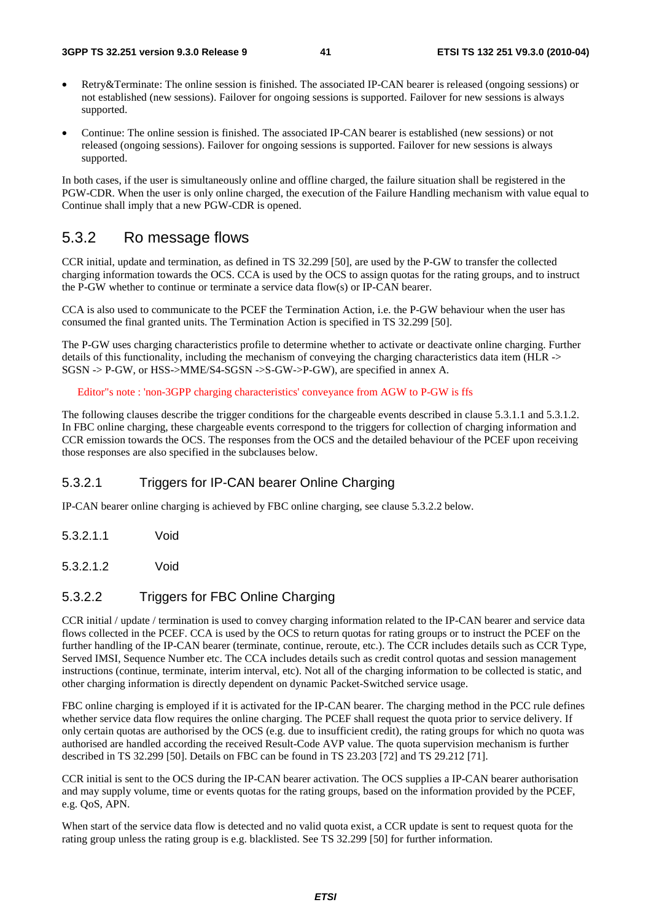- Retry&Terminate: The online session is finished. The associated IP-CAN bearer is released (ongoing sessions) or not established (new sessions). Failover for ongoing sessions is supported. Failover for new sessions is always supported.

- Continue: The online session is finished. The associated IP-CAN bearer is established (new sessions) or not released (ongoing sessions). Failover for ongoing sessions is supported. Failover for new sessions is always supported.

In both cases, if the user is simultaneously online and offline charged, the failure situation shall be registered in the PGW-CDR. When the user is only online charged, the execution of the Failure Handling mechanism with value equal to Continue shall imply that a new PGW-CDR is opened.

## 5.3.2 Ro message flows

CCR initial, update and termination, as defined in TS 32.299 [50], are used by the P-GW to transfer the collected charging information towards the OCS. CCA is used by the OCS to assign quotas for the rating groups, and to instruct the P-GW whether to continue or terminate a service data flow(s) or IP-CAN bearer.

CCA is also used to communicate to the PCEF the Termination Action, i.e. the P-GW behaviour when the user has consumed the final granted units. The Termination Action is specified in TS 32.299 [50].

The P-GW uses charging characteristics profile to determine whether to activate or deactivate online charging. Further details of this functionality, including the mechanism of conveying the charging characteristics data item (HLR -> SGSN -> P-GW, or HSS->MME/S4-SGSN ->S-GW->P-GW), are specified in annex A.

Editor"s note : 'non-3GPP charging characteristics' conveyance from AGW to P-GW is ffs

The following clauses describe the trigger conditions for the chargeable events described in clause 5.3.1.1 and 5.3.1.2. In FBC online charging, these chargeable events correspond to the triggers for collection of charging information and CCR emission towards the OCS. The responses from the OCS and the detailed behaviour of the PCEF upon receiving those responses are also specified in the subclauses below.

### 5.3.2.1 Triggers for IP-CAN bearer Online Charging

IP-CAN bearer online charging is achieved by FBC online charging, see clause 5.3.2.2 below.

#### 5.3.2.1.1 Void

#### 5.3.2.1.2 Void

### 5.3.2.2 Triggers for FBC Online Charging

CCR initial / update / termination is used to convey charging information related to the IP-CAN bearer and service data flows collected in the PCEF. CCA is used by the OCS to return quotas for rating groups or to instruct the PCEF on the further handling of the IP-CAN bearer (terminate, continue, reroute, etc.). The CCR includes details such as CCR Type, Served IMSI, Sequence Number etc. The CCA includes details such as credit control quotas and session management instructions (continue, terminate, interim interval, etc). Not all of the charging information to be collected is static, and other charging information is directly dependent on dynamic Packet-Switched service usage.

FBC online charging is employed if it is activated for the IP-CAN bearer. The charging method in the PCC rule defines whether service data flow requires the online charging. The PCEF shall request the quota prior to service delivery. If only certain quotas are authorised by the OCS (e.g. due to insufficient credit), the rating groups for which no quota was authorised are handled according the received Result-Code AVP value. The quota supervision mechanism is further described in TS 32.299 [50]. Details on FBC can be found in TS 23.203 [72] and TS 29.212 [71].

CCR initial is sent to the OCS during the IP-CAN bearer activation. The OCS supplies a IP-CAN bearer authorisation and may supply volume, time or events quotas for the rating groups, based on the information provided by the PCEF, e.g. QoS, APN.

When start of the service data flow is detected and no valid quota exist, a CCR update is sent to request quota for the rating group unless the rating group is e.g. blacklisted. See TS 32.299 [50] for further information.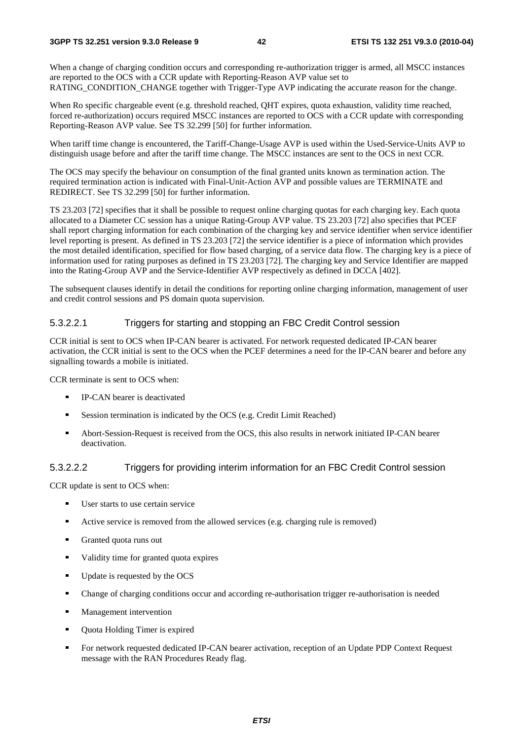When a change of charging condition occurs and corresponding re-authorization trigger is armed, all MSCC instances are reported to the OCS with a CCR update with Reporting-Reason AVP value set to RATING_CONDITION_CHANGE together with Trigger-Type AVP indicating the accurate reason for the change.

When Ro specific chargeable event (e.g. threshold reached, QHT expires, quota exhaustion, validity time reached, forced re-authorization) occurs required MSCC instances are reported to OCS with a CCR update with corresponding Reporting-Reason AVP value. See TS 32.299 [50] for further information.

When tariff time change is encountered, the Tariff-Change-Usage AVP is used within the Used-Service-Units AVP to distinguish usage before and after the tariff time change. The MSCC instances are sent to the OCS in next CCR.

The OCS may specify the behaviour on consumption of the final granted units known as termination action. The required termination action is indicated with Final-Unit-Action AVP and possible values are TERMINATE and REDIRECT. See TS 32.299 [50] for further information.

TS 23.203 [72] specifies that it shall be possible to request online charging quotas for each charging key. Each quota allocated to a Diameter CC session has a unique Rating-Group AVP value. TS 23.203 [72] also specifies that PCEF shall report charging information for each combination of the charging key and service identifier when service identifier level reporting is present. As defined in TS 23.203 [72] the service identifier is a piece of information which provides the most detailed identification, specified for flow based charging, of a service data flow. The charging key is a piece of information used for rating purposes as defined in TS 23.203 [72]. The charging key and Service Identifier are mapped into the Rating-Group AVP and the Service-Identifier AVP respectively as defined in DCCA [402].

The subsequent clauses identify in detail the conditions for reporting online charging information, management of user and credit control sessions and PS domain quota supervision.

#### 5.3.2.2.1 Triggers for starting and stopping an FBC Credit Control session

CCR initial is sent to OCS when IP-CAN bearer is activated. For network requested dedicated IP-CAN bearer activation, the CCR initial is sent to the OCS when the PCEF determines a need for the IP-CAN bearer and before any signalling towards a mobile is initiated.

CCR terminate is sent to OCS when:

- IP-CAN bearer is deactivated
- Session termination is indicated by the OCS (e.g. Credit Limit Reached)
- Abort-Session-Request is received from the OCS, this also results in network initiated IP-CAN bearer deactivation.

#### 5.3.2.2.2 Triggers for providing interim information for an FBC Credit Control session

CCR update is sent to OCS when:

- User starts to use certain service
- Active service is removed from the allowed services (e.g. charging rule is removed)
- Granted quota runs out
- Validity time for granted quota expires
- Update is requested by the OCS
- Change of charging conditions occur and according re-authorisation trigger re-authorisation is needed
- Management intervention
- Quota Holding Timer is expired
- For network requested dedicated IP-CAN bearer activation, reception of an Update PDP Context Request message with the RAN Procedures Ready flag.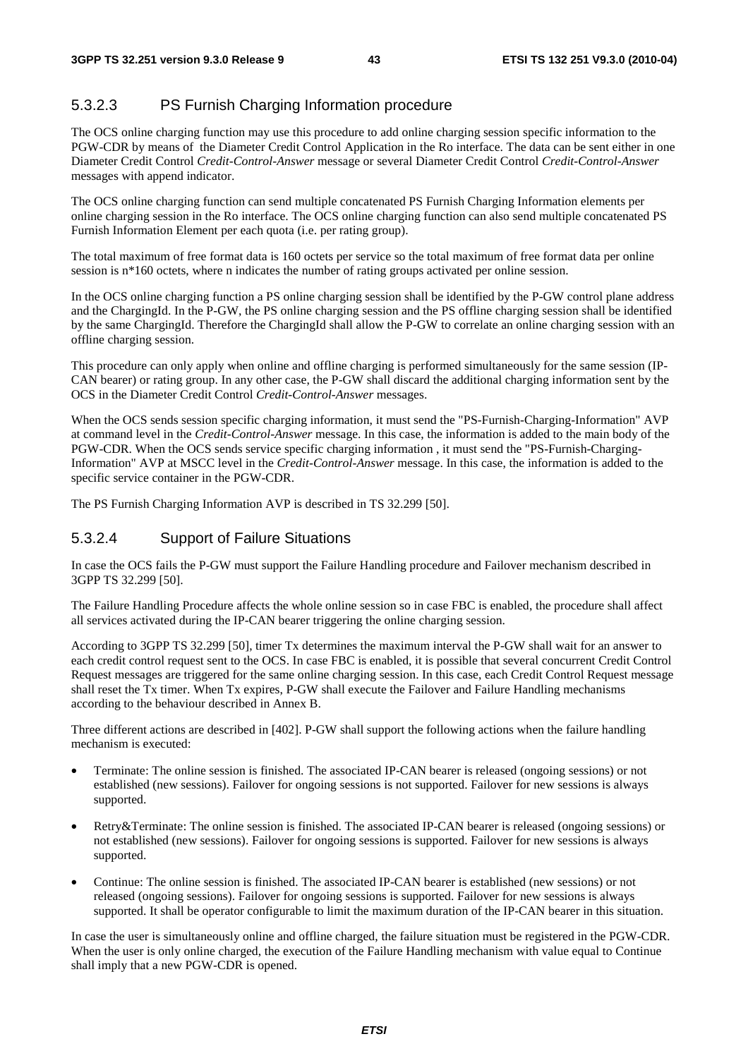### 5.3.2.3 PS Furnish Charging Information procedure

The OCS online charging function may use this procedure to add online charging session specific information to the PGW-CDR by means of the Diameter Credit Control Application in the Ro interface. The data can be sent either in one Diameter Credit Control *Credit-Control-Answer* message or several Diameter Credit Control *Credit-Control-Answer* messages with append indicator.

The OCS online charging function can send multiple concatenated PS Furnish Charging Information elements per online charging session in the Ro interface. The OCS online charging function can also send multiple concatenated PS Furnish Information Element per each quota (i.e. per rating group).

The total maximum of free format data is 160 octets per service so the total maximum of free format data per online session is n*160 octets, where n indicates the number of rating groups activated per online session.

In the OCS online charging function a PS online charging session shall be identified by the P-GW control plane address and the ChargingId. In the P-GW, the PS online charging session and the PS offline charging session shall be identified by the same ChargingId. Therefore the ChargingId shall allow the P-GW to correlate an online charging session with an offline charging session.

This procedure can only apply when online and offline charging is performed simultaneously for the same session (IP-CAN bearer) or rating group. In any other case, the P-GW shall discard the additional charging information sent by the OCS in the Diameter Credit Control *Credit-Control-Answer* messages.

When the OCS sends session specific charging information, it must send the "PS-Furnish-Charging-Information" AVP at command level in the *Credit-Control-Answer* message. In this case, the information is added to the main body of the PGW-CDR. When the OCS sends service specific charging information , it must send the "PS-Furnish-Charging-Information" AVP at MSCC level in the *Credit-Control-Answer* message. In this case, the information is added to the specific service container in the PGW-CDR.

The PS Furnish Charging Information AVP is described in TS 32.299 [50].

### 5.3.2.4 Support of Failure Situations

In case the OCS fails the P-GW must support the Failure Handling procedure and Failover mechanism described in 3GPP TS 32.299 [50].

The Failure Handling Procedure affects the whole online session so in case FBC is enabled, the procedure shall affect all services activated during the IP-CAN bearer triggering the online charging session.

According to 3GPP TS 32.299 [50], timer Tx determines the maximum interval the P-GW shall wait for an answer to each credit control request sent to the OCS. In case FBC is enabled, it is possible that several concurrent Credit Control Request messages are triggered for the same online charging session. In this case, each Credit Control Request message shall reset the Tx timer. When Tx expires, P-GW shall execute the Failover and Failure Handling mechanisms according to the behaviour described in Annex B.

Three different actions are described in [402]. P-GW shall support the following actions when the failure handling mechanism is executed:

- Terminate: The online session is finished. The associated IP-CAN bearer is released (ongoing sessions) or not established (new sessions). Failover for ongoing sessions is not supported. Failover for new sessions is always supported.
- Retry&Terminate: The online session is finished. The associated IP-CAN bearer is released (ongoing sessions) or not established (new sessions). Failover for ongoing sessions is supported. Failover for new sessions is always supported.
- Continue: The online session is finished. The associated IP-CAN bearer is established (new sessions) or not released (ongoing sessions). Failover for ongoing sessions is supported. Failover for new sessions is always supported. It shall be operator configurable to limit the maximum duration of the IP-CAN bearer in this situation.

In case the user is simultaneously online and offline charged, the failure situation must be registered in the PGW-CDR. When the user is only online charged, the execution of the Failure Handling mechanism with value equal to Continue shall imply that a new PGW-CDR is opened.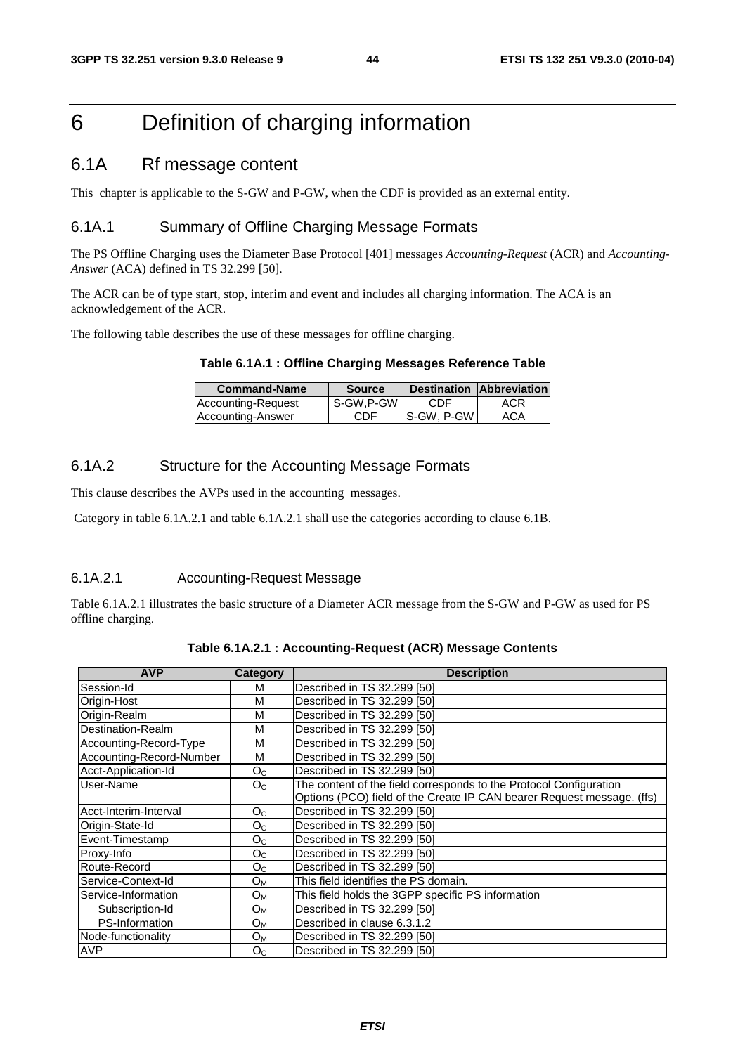# 6 Definition of charging information

## 6.1A Rf message content

This chapter is applicable to the S-GW and P-GW, when the CDF is provided as an external entity.

### 6.1A.1 Summary of Offline Charging Message Formats

The PS Offline Charging uses the Diameter Base Protocol [401] messages *Accounting-Request* (ACR) and *Accounting-Answer* (ACA) defined in TS 32.299 [50].

The ACR can be of type start, stop, interim and event and includes all charging information. The ACA is an acknowledgement of the ACR.

The following table describes the use of these messages for offline charging.

**Table 6.1A.1 : Offline Charging Messages Reference Table**

| Command-Name | Source | Destination | Abbreviation |
|---|---|---|---|
| Accounting-Request | S-GW,P-GW | CDF | ACR |
| Accounting-Answer | CDF | S-GW, P-GW | ACA |

### 6.1A.2 Structure for the Accounting Message Formats

This clause describes the AVPs used in the accounting messages.

Category in table 6.1A.2.1 and table 6.1A.2.1 shall use the categories according to clause 6.1B.

#### 6.1A.2.1 Accounting-Request Message

Table 6.1A.2.1 illustrates the basic structure of a Diameter ACR message from the S-GW and P-GW as used for PS offline charging.

**Table 6.1A.2.1 : Accounting-Request (ACR) Message Contents**

| AVP | Category | Description |
|---|---|---|
| Session-Id | M | Described in TS 32.299 [50] |
| Origin-Host | M | Described in TS 32.299 [50] |
| Origin-Realm | M | Described in TS 32.299 [50] |
| Destination-Realm | M | Described in TS 32.299 [50] |
| Accounting-Record-Type | M | Described in TS 32.299 [50] |
| Accounting-Record-Number | M | Described in TS 32.299 [50] |
| Acct-Application-Id | $O_C$ | Described in TS 32.299 [50] |
| User-Name | $O_C$ | The content of the field corresponds to the Protocol Configuration Options (PCO) field of the Create IP CAN bearer Request message. (ffs) |
| Acct-Interim-Interval | $O_C$ | Described in TS 32.299 [50] |
| Origin-State-Id | $O_C$ | Described in TS 32.299 [50] |
| Event-Timestamp | $O_C$ | Described in TS 32.299 [50] |
| Proxy-Info | $O_C$ | Described in TS 32.299 [50] |
| Route-Record | $O_C$ | Described in TS 32.299 [50] |
| Service-Context-Id | $O_M$ | This field identifies the PS domain. |
| Service-Information | $O_M$ | This field holds the 3GPP specific PS information |
| Subscription-Id | $O_M$ | Described in TS 32.299 [50] |
| PS-Information | $O_M$ | Described in clause 6.3.1.2 |
| Node-functionality | $O_M$ | Described in TS 32.299 [50] |
| AVP | $O_C$ | Described in TS 32.299 [50] |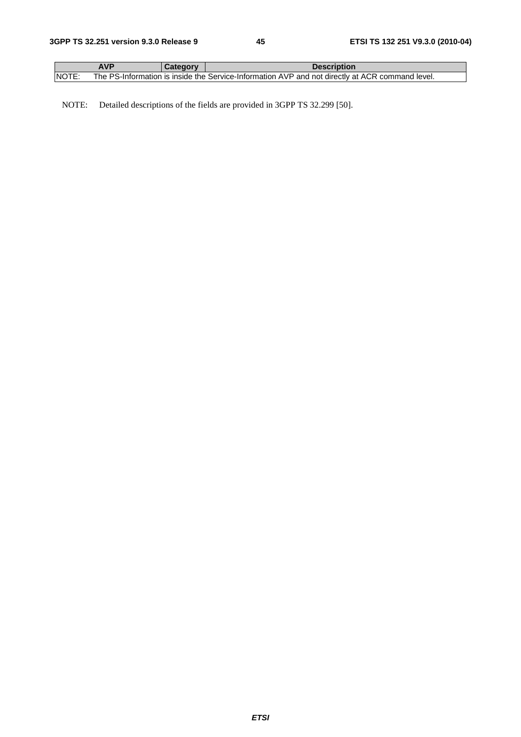| AVP | Category | Description |
| --- | --- | --- |
| NOTE: | The PS-Information is inside the Service-Information AVP and not directly at ACR command level. | |

NOTE: Detailed descriptions of the fields are provided in 3GPP TS 32.299 [50].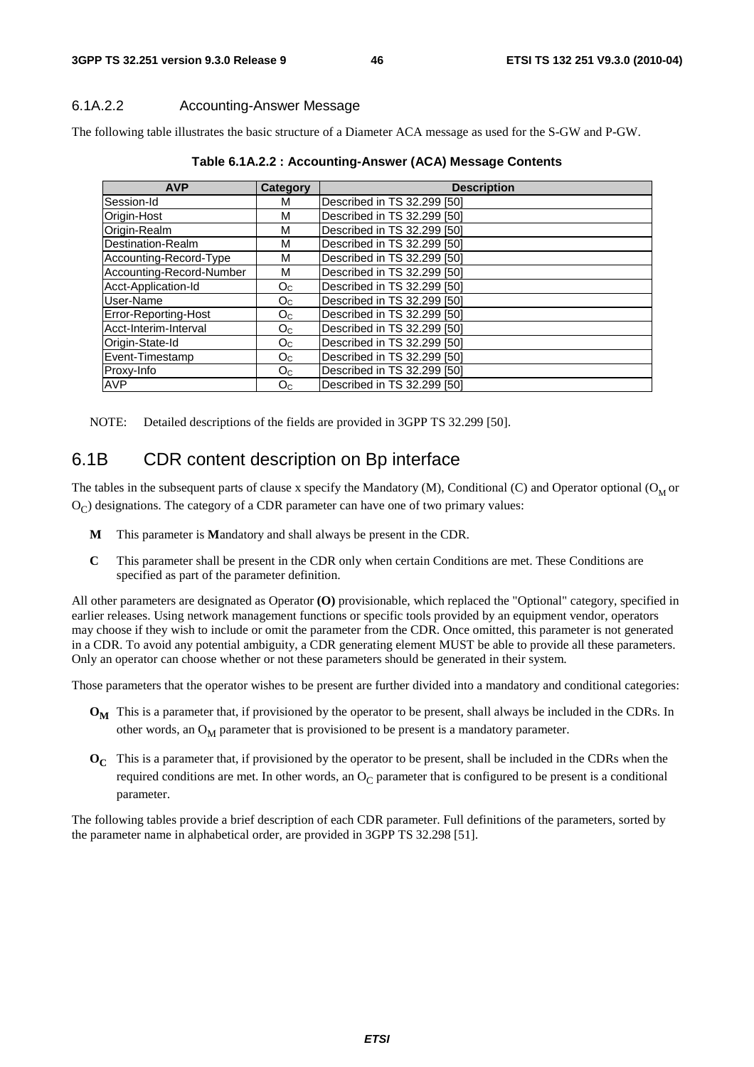#### 6.1A.2.2 Accounting-Answer Message

The following table illustrates the basic structure of a Diameter ACA message as used for the S-GW and P-GW.

**Table 6.1A.2.2 : Accounting-Answer (ACA) Message Contents**

| AVP | Category | Description |
|---|---|---|
| Session-Id | M | Described in TS 32.299 [50] |
| Origin-Host | M | Described in TS 32.299 [50] |
| Origin-Realm | M | Described in TS 32.299 [50] |
| Destination-Realm | M | Described in TS 32.299 [50] |
| Accounting-Record-Type | M | Described in TS 32.299 [50] |
| Accounting-Record-Number | M | Described in TS 32.299 [50] |
| Acct-Application-Id | $O_C$ | Described in TS 32.299 [50] |
| User-Name | $O_C$ | Described in TS 32.299 [50] |
| Error-Reporting-Host | $O_C$ | Described in TS 32.299 [50] |
| Acct-Interim-Interval | $O_C$ | Described in TS 32.299 [50] |
| Origin-State-Id | $O_C$ | Described in TS 32.299 [50] |
| Event-Timestamp | $O_C$ | Described in TS 32.299 [50] |
| Proxy-Info | $O_C$ | Described in TS 32.299 [50] |
| AVP | $O_C$ | Described in TS 32.299 [50] |

NOTE: Detailed descriptions of the fields are provided in 3GPP TS 32.299 [50].

## 6.1B CDR content description on Bp interface

The tables in the subsequent parts of clause x specify the Mandatory (M), Conditional (C) and Operator optional ($O_M$ or $O_C$) designations. The category of a CDR parameter can have one of two primary values:

- **M** This parameter is **M**andatory and shall always be present in the CDR.
- **C** This parameter shall be present in the CDR only when certain Conditions are met. These Conditions are specified as part of the parameter definition.

All other parameters are designated as Operator **(O)** provisionable, which replaced the "Optional" category, specified in earlier releases. Using network management functions or specific tools provided by an equipment vendor, operators may choose if they wish to include or omit the parameter from the CDR. Once omitted, this parameter is not generated in a CDR. To avoid any potential ambiguity, a CDR generating element MUST be able to provide all these parameters. Only an operator can choose whether or not these parameters should be generated in their system.

Those parameters that the operator wishes to be present are further divided into a mandatory and conditional categories:

- **$O_M$** This is a parameter that, if provisioned by the operator to be present, shall always be included in the CDRs. In other words, an $O_M$ parameter that is provisioned to be present is a mandatory parameter.
- **$O_C$** This is a parameter that, if provisioned by the operator to be present, shall be included in the CDRs when the required conditions are met. In other words, an $O_C$ parameter that is configured to be present is a conditional parameter.

The following tables provide a brief description of each CDR parameter. Full definitions of the parameters, sorted by the parameter name in alphabetical order, are provided in 3GPP TS 32.298 [51].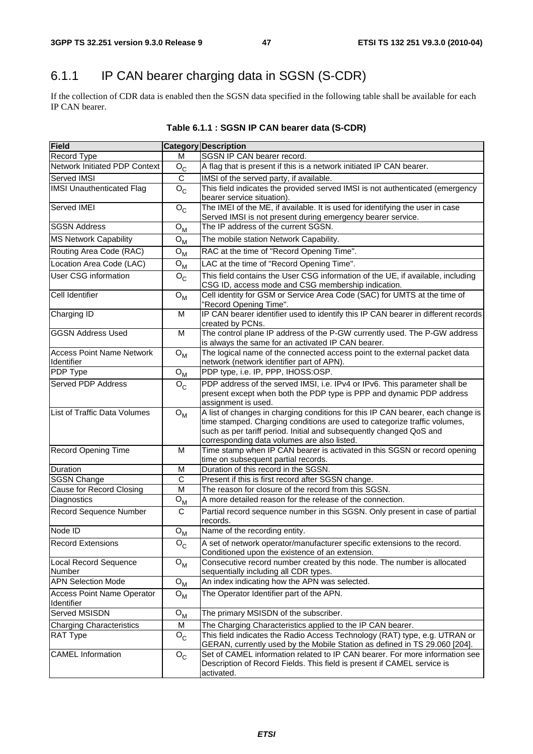### 6.1.1 IP CAN bearer charging data in SGSN (S-CDR)

If the collection of CDR data is enabled then the SGSN data specified in the following table shall be available for each IP CAN bearer.

**Table 6.1.1 : SGSN IP CAN bearer data (S-CDR)**

| Field | Category | Description |
|---|---|---|
| Record Type | M | SGSN IP CAN bearer record. |
| Network Initiated PDP Context | $O_C$ | A flag that is present if this is a network initiated IP CAN bearer. |
| Served IMSI | C | IMSI of the served party, if available. |
| IMSI Unauthenticated Flag | $O_C$ | This field indicates the provided served IMSI is not authenticated (emergency bearer service situation). |
| Served IMEI | $O_C$ | The IMEI of the ME, if available. It is used for identifying the user in case Served IMSI is not present during emergency bearer service. |
| SGSN Address | $O_M$ | The IP address of the current SGSN. |
| MS Network Capability | $O_M$ | The mobile station Network Capability. |
| Routing Area Code (RAC) | $O_M$ | RAC at the time of "Record Opening Time". |
| Location Area Code (LAC) | $O_M$ | LAC at the time of "Record Opening Time". |
| User CSG information | $O_C$ | This field contains the User CSG information of the UE, if available, including CSG ID, access mode and CSG membership indication. |
| Cell Identifier | $O_M$ | Cell identity for GSM or Service Area Code (SAC) for UMTS at the time of "Record Opening Time". |
| Charging ID | M | IP CAN bearer identifier used to identify this IP CAN bearer in different records created by PCNs. |
| GGSN Address Used | M | The control plane IP address of the P-GW currently used. The P-GW address is always the same for an activated IP CAN bearer. |
| Access Point Name Network Identifier | $O_M$ | The logical name of the connected access point to the external packet data network (network identifier part of APN). |
| PDP Type | $O_M$ | PDP type, i.e. IP, PPP, IHOSS:OSP. |
| Served PDP Address | $O_C$ | PDP address of the served IMSI, i.e. IPv4 or IPv6. This parameter shall be present except when both the PDP type is PPP and dynamic PDP address assignment is used. |
| List of Traffic Data Volumes | $O_M$ | A list of changes in charging conditions for this IP CAN bearer, each change is time stamped. Charging conditions are used to categorize traffic volumes, such as per tariff period. Initial and subsequently changed QoS and corresponding data volumes are also listed. |
| Record Opening Time | M | Time stamp when IP CAN bearer is activated in this SGSN or record opening time on subsequent partial records. |
| Duration | M | Duration of this record in the SGSN. |
| SGSN Change | C | Present if this is first record after SGSN change. |
| Cause for Record Closing | M | The reason for closure of the record from this SGSN. |
| Diagnostics | $O_M$ | A more detailed reason for the release of the connection. |
| Record Sequence Number | C | Partial record sequence number in this SGSN. Only present in case of partial records. |
| Node ID | $O_M$ | Name of the recording entity. |
| Record Extensions | $O_C$ | A set of network operator/manufacturer specific extensions to the record. Conditioned upon the existence of an extension. |
| Local Record Sequence Number | $O_M$ | Consecutive record number created by this node. The number is allocated sequentially including all CDR types. |
| APN Selection Mode | $O_M$ | An index indicating how the APN was selected. |
| Access Point Name Operator Identifier | $O_M$ | The Operator Identifier part of the APN. |
| Served MSISDN | $O_M$ | The primary MSISDN of the subscriber. |
| Charging Characteristics | M | The Charging Characteristics applied to the IP CAN bearer. |
| RAT Type | $O_C$ | This field indicates the Radio Access Technology (RAT) type, e.g. UTRAN or GERAN, currently used by the Mobile Station as defined in TS 29.060 [204]. |
| CAMEL Information | $O_C$ | Set of CAMEL information related to IP CAN bearer. For more information see Description of Record Fields. This field is present if CAMEL service is activated. |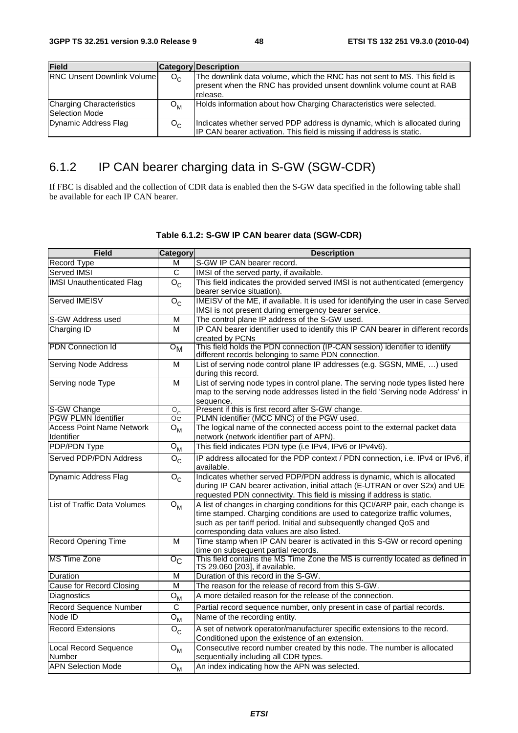| Field | Category | Description |
|---|---|---|
| RNC Unsent Downlink Volume | $O_C$ | The downlink data volume, which the RNC has not sent to MS. This field is present when the RNC has provided unsent downlink volume count at RAB release. |
| Charging Characteristics Selection Mode | $O_M$ | Holds information about how Charging Characteristics were selected. |
| Dynamic Address Flag | $O_C$ | Indicates whether served PDP address is dynamic, which is allocated during IP CAN bearer activation. This field is missing if address is static. |

## 6.1.2 IP CAN bearer charging data in S-GW (SGW-CDR)

If FBC is disabled and the collection of CDR data is enabled then the S-GW data specified in the following table shall be available for each IP CAN bearer.

**Table 6.1.2: S-GW IP CAN bearer data (SGW-CDR)**

| Field | Category | Description |
|---|---|---|
| Record Type | M | S-GW IP CAN bearer record. |
| Served IMSI | C | IMSI of the served party, if available. |
| IMSI Unauthenticated Flag | $O_C$ | This field indicates the provided served IMSI is not authenticated (emergency bearer service situation). |
| Served IMEISV | $O_C$ | IMEISV of the ME, if available. It is used for identifying the user in case Served IMSI is not present during emergency bearer service. |
| S-GW Address used | M | The control plane IP address of the S-GW used. |
| Charging ID | M | IP CAN bearer identifier used to identify this IP CAN bearer in different records created by PCNs |
| PDN Connection Id | $O_M$ | This field holds the PDN connection (IP-CAN session) identifier to identify different records belonging to same PDN connection. |
| Serving Node Address | M | List of serving node control plane IP addresses (e.g. SGSN, MME, …) used during this record. |
| Serving node Type | M | List of serving node types in control plane. The serving node types listed here map to the serving node addresses listed in the field 'Serving node Address' in sequence. |
| S-GW Change | $O_C$ | Present if this is first record after S-GW change. |
| PGW PLMN Identifier | $O_C$ | PLMN identifier (MCC MNC) of the PGW used. |
| Access Point Name Network Identifier | $O_M$ | The logical name of the connected access point to the external packet data network (network identifier part of APN). |
| PDP/PDN Type | $O_M$ | This field indicates PDN type (i.e IPv4, IPv6 or IPv4v6). |
| Served PDP/PDN Address | $O_C$ | IP address allocated for the PDP context / PDN connection, i.e. IPv4 or IPv6, if available. |
| Dynamic Address Flag | $O_C$ | Indicates whether served PDP/PDN address is dynamic, which is allocated during IP CAN bearer activation, initial attach (E-UTRAN or over S2x) and UE requested PDN connectivity. This field is missing if address is static. |
| List of Traffic Data Volumes | $O_M$ | A list of changes in charging conditions for this QCI/ARP pair, each change is time stamped. Charging conditions are used to categorize traffic volumes, such as per tariff period. Initial and subsequently changed QoS and corresponding data values are also listed. |
| Record Opening Time | M | Time stamp when IP CAN bearer is activated in this S-GW or record opening time on subsequent partial records. |
| MS Time Zone | $O_C$ | This field contains the MS Time Zone the MS is currently located as defined in TS 29.060 [203], if available. |
| Duration | M | Duration of this record in the S-GW. |
| Cause for Record Closing | M | The reason for the release of record from this S-GW. |
| Diagnostics | $O_M$ | A more detailed reason for the release of the connection. |
| Record Sequence Number | C | Partial record sequence number, only present in case of partial records. |
| Node ID | $O_M$ | Name of the recording entity. |
| Record Extensions | $O_C$ | A set of network operator/manufacturer specific extensions to the record. Conditioned upon the existence of an extension. |
| Local Record Sequence Number | $O_M$ | Consecutive record number created by this node. The number is allocated sequentially including all CDR types. |
| APN Selection Mode | $O_M$ | An index indicating how the APN was selected. |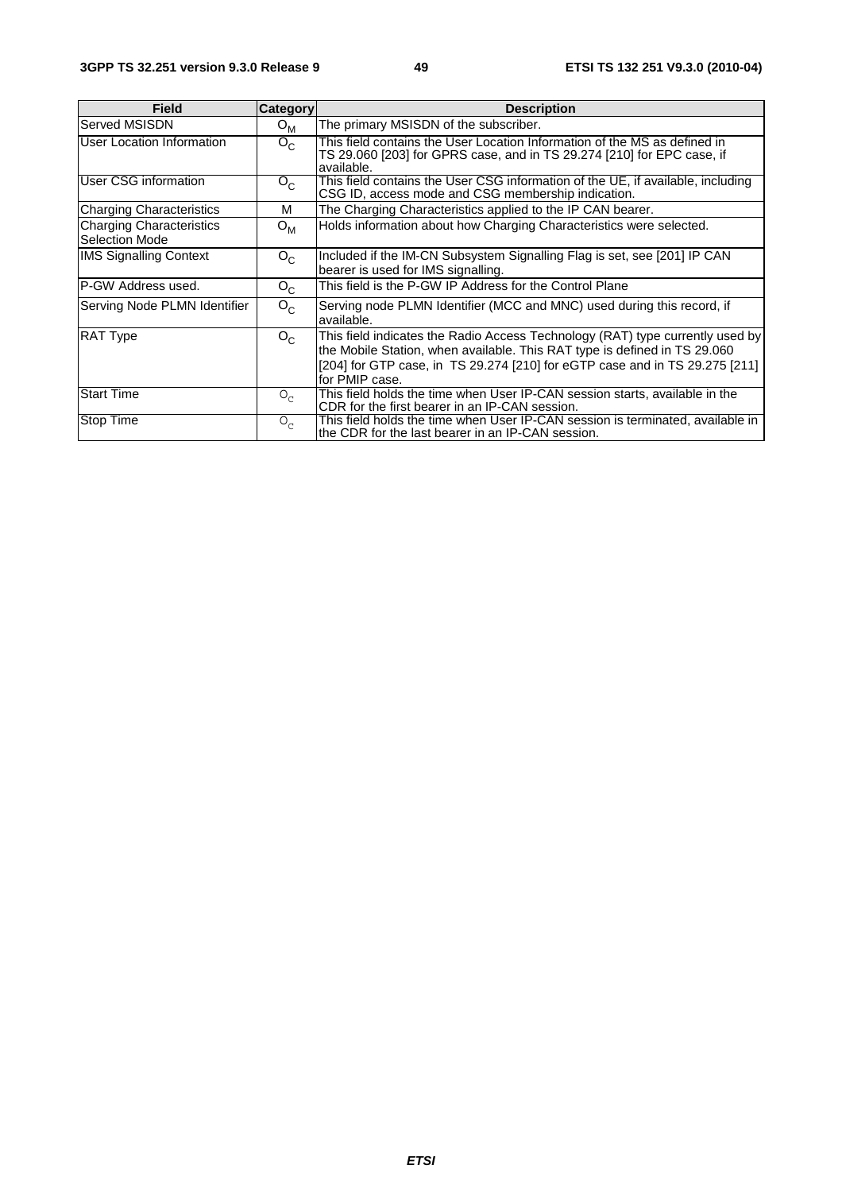| Field | Category | Description |
| --- | --- | --- |
| Served MSISDN | $O_M$ | The primary MSISDN of the subscriber. |
| User Location Information | $O_C$ | This field contains the User Location Information of the MS as defined in TS 29.060 [203] for GPRS case, and in TS 29.274 [210] for EPC case, if available. |
| User CSG information | $O_C$ | This field contains the User CSG information of the UE, if available, including CSG ID, access mode and CSG membership indication. |
| Charging Characteristics | M | The Charging Characteristics applied to the IP CAN bearer. |
| Charging Characteristics Selection Mode | $O_M$ | Holds information about how Charging Characteristics were selected. |
| IMS Signalling Context | $O_C$ | Included if the IM-CN Subsystem Signalling Flag is set, see [201] IP CAN bearer is used for IMS signalling. |
| P-GW Address used. | $O_C$ | This field is the P-GW IP Address for the Control Plane |
| Serving Node PLMN Identifier | $O_C$ | Serving node PLMN Identifier (MCC and MNC) used during this record, if available. |
| RAT Type | $O_C$ | This field indicates the Radio Access Technology (RAT) type currently used by the Mobile Station, when available. This RAT type is defined in TS 29.060 [204] for GTP case, in TS 29.274 [210] for eGTP case and in TS 29.275 [211] for PMIP case. |
| Start Time | $O_C$ | This field holds the time when User IP-CAN session starts, available in the CDR for the first bearer in an IP-CAN session. |
| Stop Time | $O_C$ | This field holds the time when User IP-CAN session is terminated, available in the CDR for the last bearer in an IP-CAN session. |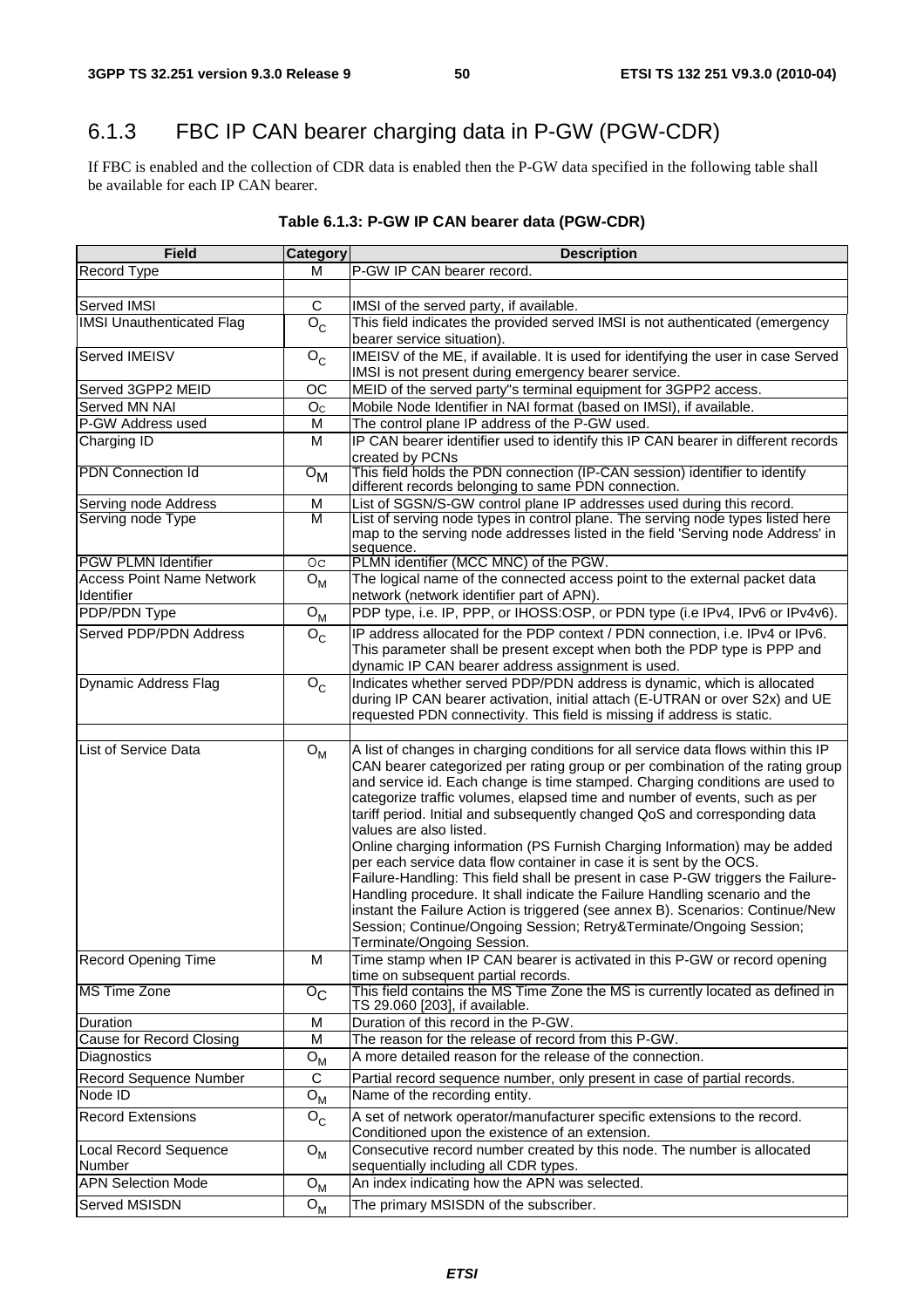## 6.1.3 FBC IP CAN bearer charging data in P-GW (PGW-CDR)

If FBC is enabled and the collection of CDR data is enabled then the P-GW data specified in the following table shall be available for each IP CAN bearer.

**Table 6.1.3: P-GW IP CAN bearer data (PGW-CDR)**

| Field | Category | Description |
|---|---|---|
| Record Type | M | P-GW IP CAN bearer record. |
| | | |
| Served IMSI | C | IMSI of the served party, if available. |
| IMSI Unauthenticated Flag | $O_C$ | This field indicates the provided served IMSI is not authenticated (emergency bearer service situation). |
| Served IMEISV | $O_C$ | IMEISV of the ME, if available. It is used for identifying the user in case Served IMSI is not present during emergency bearer service. |
| Served 3GPP2 MEID | OC | MEID of the served party"s terminal equipment for 3GPP2 access. |
| Served MN NAI | $O_C$ | Mobile Node Identifier in NAI format (based on IMSI), if available. |
| P-GW Address used | M | The control plane IP address of the P-GW used. |
| Charging ID | M | IP CAN bearer identifier used to identify this IP CAN bearer in different records created by PCNs |
| PDN Connection Id | $O_M$ | This field holds the PDN connection (IP-CAN session) identifier to identify different records belonging to same PDN connection. |
| Serving node Address | M | List of SGSN/S-GW control plane IP addresses used during this record. |
| Serving node Type | M | List of serving node types in control plane. The serving node types listed here map to the serving node addresses listed in the field 'Serving node Address' in sequence. |
| PGW PLMN Identifier | OC | PLMN identifier (MCC MNC) of the PGW. |
| Access Point Name Network Identifier | $O_M$ | The logical name of the connected access point to the external packet data network (network identifier part of APN). |
| PDP/PDN Type | $O_M$ | PDP type, i.e. IP, PPP, or IHOSS:OSP, or PDN type (i.e IPv4, IPv6 or IPv4v6). |
| Served PDP/PDN Address | $O_C$ | IP address allocated for the PDP context / PDN connection, i.e. IPv4 or IPv6. This parameter shall be present except when both the PDP type is PPP and dynamic IP CAN bearer address assignment is used. |
| Dynamic Address Flag | $O_C$ | Indicates whether served PDP/PDN address is dynamic, which is allocated during IP CAN bearer activation, initial attach (E-UTRAN or over S2x) and UE requested PDN connectivity. This field is missing if address is static. |
| | | |
| List of Service Data | $O_M$ | A list of changes in charging conditions for all service data flows within this IP CAN bearer categorized per rating group or per combination of the rating group and service id. Each change is time stamped. Charging conditions are used to categorize traffic volumes, elapsed time and number of events, such as per tariff period. Initial and subsequently changed QoS and corresponding data values are also listed.<br>Online charging information (PS Furnish Charging Information) may be added per each service data flow container in case it is sent by the OCS.<br>Failure-Handling: This field shall be present in case P-GW triggers the Failure-Handling procedure. It shall indicate the Failure Handling scenario and the instant the Failure Action is triggered (see annex B). Scenarios: Continue/New Session; Continue/Ongoing Session; Retry&Terminate/Ongoing Session; Terminate/Ongoing Session. |
| Record Opening Time | M | Time stamp when IP CAN bearer is activated in this P-GW or record opening time on subsequent partial records. |
| MS Time Zone | $O_C$ | This field contains the MS Time Zone the MS is currently located as defined in TS 29.060 [203], if available. |
| Duration | M | Duration of this record in the P-GW. |
| Cause for Record Closing | M | The reason for the release of record from this P-GW. |
| Diagnostics | $O_M$ | A more detailed reason for the release of the connection. |
| Record Sequence Number | C | Partial record sequence number, only present in case of partial records. |
| Node ID | $O_M$ | Name of the recording entity. |
| Record Extensions | $O_C$ | A set of network operator/manufacturer specific extensions to the record. Conditioned upon the existence of an extension. |
| Local Record Sequence Number | $O_M$ | Consecutive record number created by this node. The number is allocated sequentially including all CDR types. |
| APN Selection Mode | $O_M$ | An index indicating how the APN was selected. |
| Served MSISDN | $O_M$ | The primary MSISDN of the subscriber. |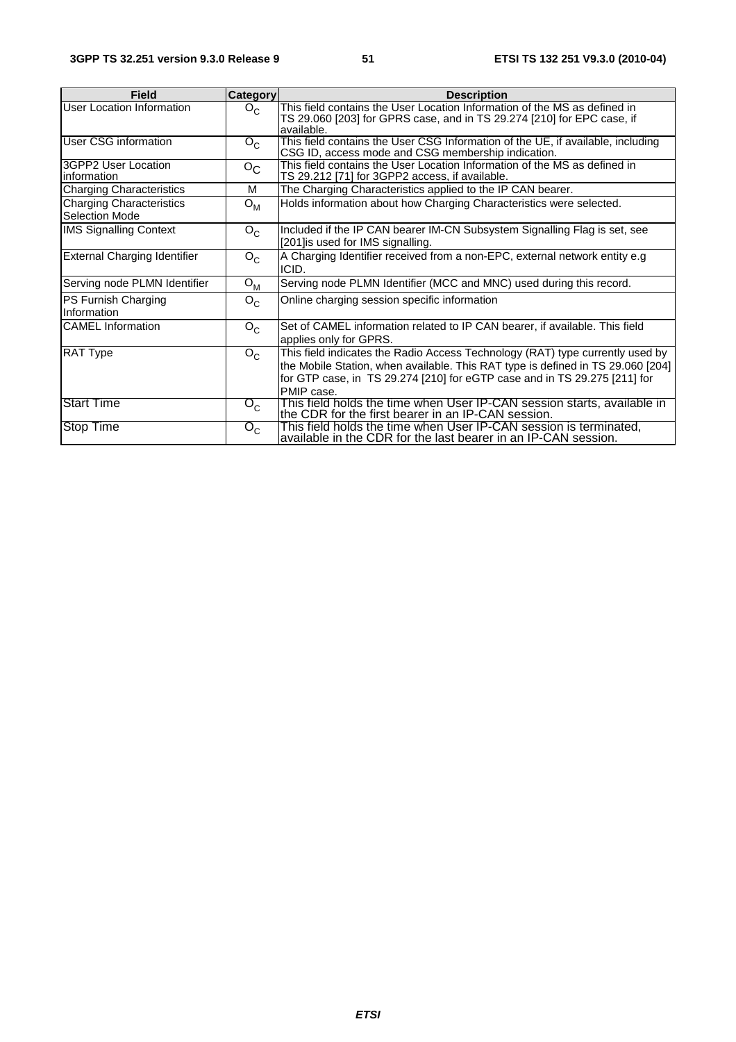| Field | Category | Description |
|---|---|---|
| User Location Information | $O_C$ | This field contains the User Location Information of the MS as defined in TS 29.060 [203] for GPRS case, and in TS 29.274 [210] for EPC case, if available. |
| User CSG information | $O_C$ | This field contains the User CSG Information of the UE, if available, including CSG ID, access mode and CSG membership indication. |
| 3GPP2 User Location information | $O_C$ | This field contains the User Location Information of the MS as defined in TS 29.212 [71] for 3GPP2 access, if available. |
| Charging Characteristics | M | The Charging Characteristics applied to the IP CAN bearer. |
| Charging Characteristics Selection Mode | $O_M$ | Holds information about how Charging Characteristics were selected. |
| IMS Signalling Context | $O_C$ | Included if the IP CAN bearer IM-CN Subsystem Signalling Flag is set, see [201]is used for IMS signalling. |
| External Charging Identifier | $O_C$ | A Charging Identifier received from a non-EPC, external network entity e.g ICID. |
| Serving node PLMN Identifier | $O_M$ | Serving node PLMN Identifier (MCC and MNC) used during this record. |
| PS Furnish Charging Information | $O_C$ | Online charging session specific information |
| CAMEL Information | $O_C$ | Set of CAMEL information related to IP CAN bearer, if available. This field applies only for GPRS. |
| RAT Type | $O_C$ | This field indicates the Radio Access Technology (RAT) type currently used by the Mobile Station, when available. This RAT type is defined in TS 29.060 [204] for GTP case, in TS 29.274 [210] for eGTP case and in TS 29.275 [211] for PMIP case. |
| Start Time | $O_C$ | This field holds the time when User IP-CAN session starts, available in the CDR for the first bearer in an IP-CAN session. |
| Stop Time | $O_C$ | This field holds the time when User IP-CAN session is terminated, available in the CDR for the last bearer in an IP-CAN session. |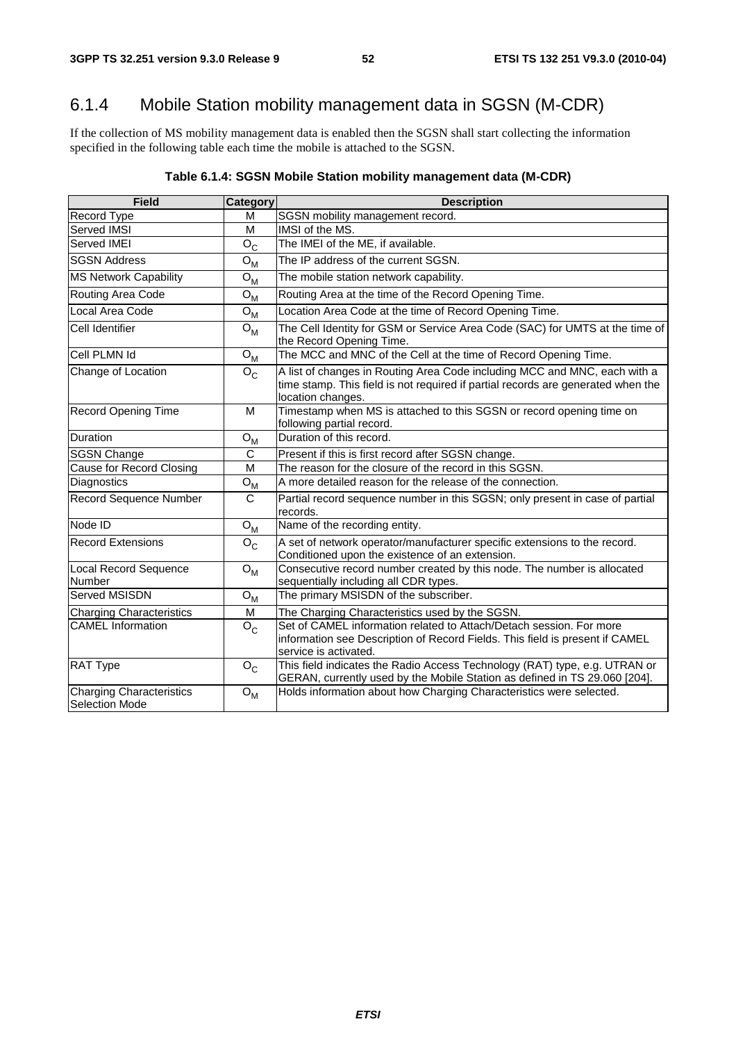## 6.1.4 Mobile Station mobility management data in SGSN (M-CDR)

If the collection of MS mobility management data is enabled then the SGSN shall start collecting the information specified in the following table each time the mobile is attached to the SGSN.

**Table 6.1.4: SGSN Mobile Station mobility management data (M-CDR)**

| Field | Category | Description |
|---|---|---|
| Record Type | M | SGSN mobility management record. |
| Served IMSI | M | IMSI of the MS. |
| Served IMEI | $O_C$ | The IMEI of the ME, if available. |
| SGSN Address | $O_M$ | The IP address of the current SGSN. |
| MS Network Capability | $O_M$ | The mobile station network capability. |
| Routing Area Code | $O_M$ | Routing Area at the time of the Record Opening Time. |
| Local Area Code | $O_M$ | Location Area Code at the time of Record Opening Time. |
| Cell Identifier | $O_M$ | The Cell Identity for GSM or Service Area Code (SAC) for UMTS at the time of the Record Opening Time. |
| Cell PLMN Id | $O_M$ | The MCC and MNC of the Cell at the time of Record Opening Time. |
| Change of Location | $O_C$ | A list of changes in Routing Area Code including MCC and MNC, each with a time stamp. This field is not required if partial records are generated when the location changes. |
| Record Opening Time | M | Timestamp when MS is attached to this SGSN or record opening time on following partial record. |
| Duration | $O_M$ | Duration of this record. |
| SGSN Change | C | Present if this is first record after SGSN change. |
| Cause for Record Closing | M | The reason for the closure of the record in this SGSN. |
| Diagnostics | $O_M$ | A more detailed reason for the release of the connection. |
| Record Sequence Number | C | Partial record sequence number in this SGSN; only present in case of partial records. |
| Node ID | $O_M$ | Name of the recording entity. |
| Record Extensions | $O_C$ | A set of network operator/manufacturer specific extensions to the record. Conditioned upon the existence of an extension. |
| Local Record Sequence Number | $O_M$ | Consecutive record number created by this node. The number is allocated sequentially including all CDR types. |
| Served MSISDN | $O_M$ | The primary MSISDN of the subscriber. |
| Charging Characteristics | M | The Charging Characteristics used by the SGSN. |
| CAMEL Information | $O_C$ | Set of CAMEL information related to Attach/Detach session. For more information see Description of Record Fields. This field is present if CAMEL service is activated. |
| RAT Type | $O_C$ | This field indicates the Radio Access Technology (RAT) type, e.g. UTRAN or GERAN, currently used by the Mobile Station as defined in TS 29.060 [204]. |
| Charging Characteristics Selection Mode | $O_M$ | Holds information about how Charging Characteristics were selected. |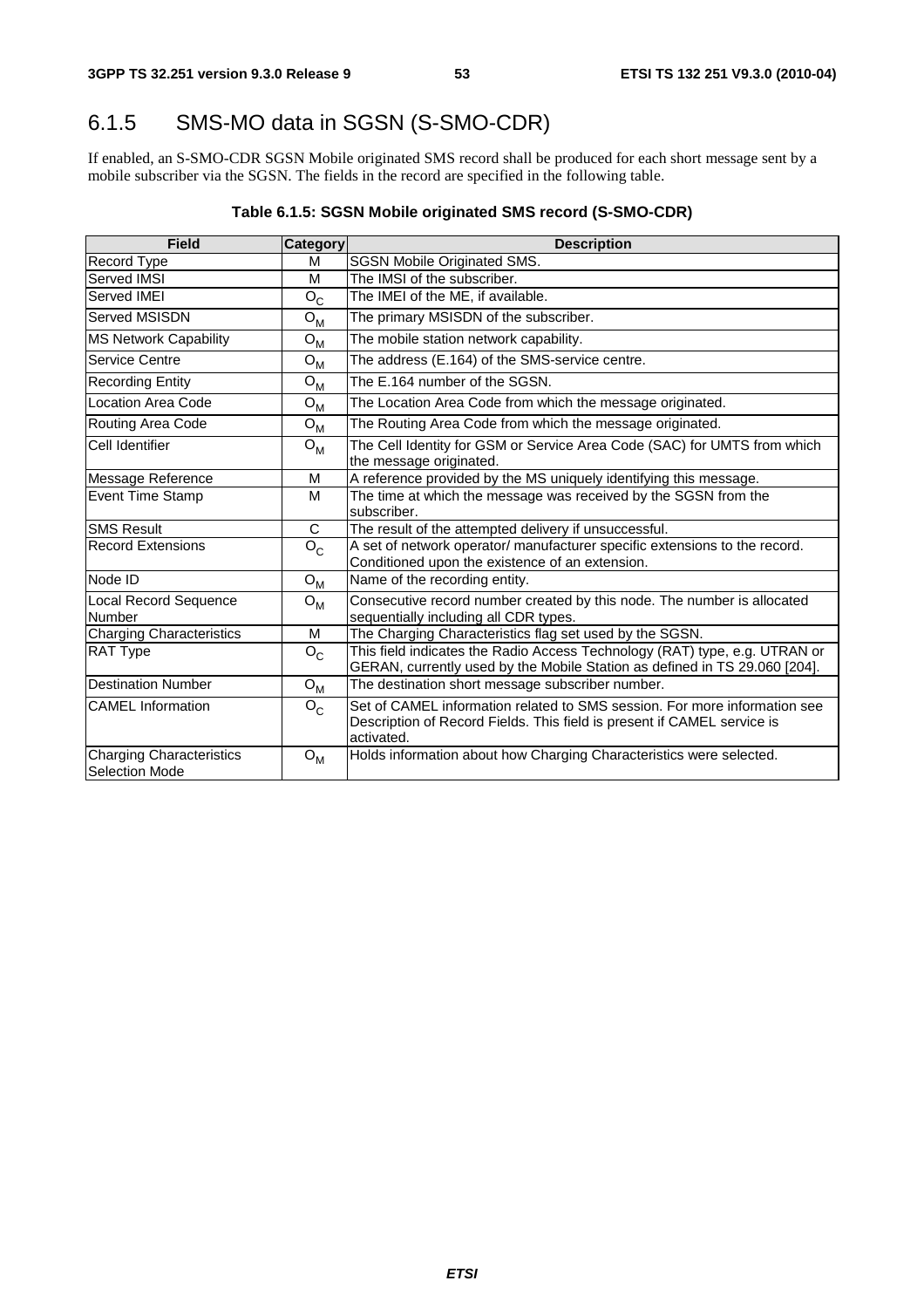## 6.1.5 SMS-MO data in SGSN (S-SMO-CDR)

If enabled, an S-SMO-CDR SGSN Mobile originated SMS record shall be produced for each short message sent by a mobile subscriber via the SGSN. The fields in the record are specified in the following table.

**Table 6.1.5: SGSN Mobile originated SMS record (S-SMO-CDR)**

| Field | Category | Description |
|---|---|---|
| Record Type | M | SGSN Mobile Originated SMS. |
| Served IMSI | M | The IMSI of the subscriber. |
| Served IMEI | $O_C$ | The IMEI of the ME, if available. |
| Served MSISDN | $O_M$ | The primary MSISDN of the subscriber. |
| MS Network Capability | $O_M$ | The mobile station network capability. |
| Service Centre | $O_M$ | The address (E.164) of the SMS-service centre. |
| Recording Entity | $O_M$ | The E.164 number of the SGSN. |
| Location Area Code | $O_M$ | The Location Area Code from which the message originated. |
| Routing Area Code | $O_M$ | The Routing Area Code from which the message originated. |
| Cell Identifier | $O_M$ | The Cell Identity for GSM or Service Area Code (SAC) for UMTS from which the message originated. |
| Message Reference | M | A reference provided by the MS uniquely identifying this message. |
| Event Time Stamp | M | The time at which the message was received by the SGSN from the subscriber. |
| SMS Result | C | The result of the attempted delivery if unsuccessful. |
| Record Extensions | $O_C$ | A set of network operator/ manufacturer specific extensions to the record. Conditioned upon the existence of an extension. |
| Node ID | $O_M$ | Name of the recording entity. |
| Local Record Sequence Number | $O_M$ | Consecutive record number created by this node. The number is allocated sequentially including all CDR types. |
| Charging Characteristics | M | The Charging Characteristics flag set used by the SGSN. |
| RAT Type | $O_C$ | This field indicates the Radio Access Technology (RAT) type, e.g. UTRAN or GERAN, currently used by the Mobile Station as defined in TS 29.060 [204]. |
| Destination Number | $O_M$ | The destination short message subscriber number. |
| CAMEL Information | $O_C$ | Set of CAMEL information related to SMS session. For more information see Description of Record Fields. This field is present if CAMEL service is activated. |
| Charging Characteristics Selection Mode | $O_M$ | Holds information about how Charging Characteristics were selected. |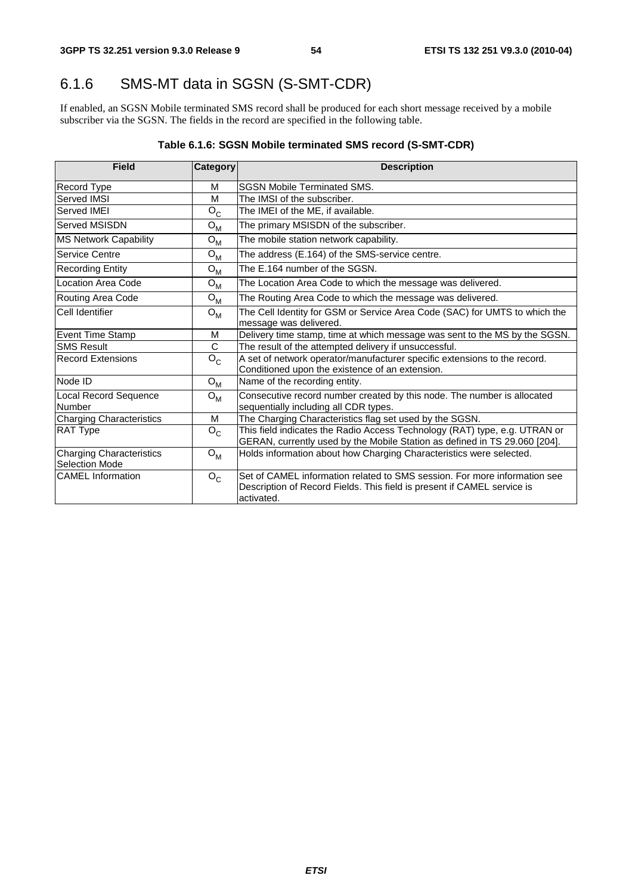## 6.1.6 SMS-MT data in SGSN (S-SMT-CDR)

If enabled, an SGSN Mobile terminated SMS record shall be produced for each short message received by a mobile subscriber via the SGSN. The fields in the record are specified in the following table.

**Table 6.1.6: SGSN Mobile terminated SMS record (S-SMT-CDR)**

| Field | Category | Description |
|---|---|---|
| Record Type | M | SGSN Mobile Terminated SMS. |
| Served IMSI | M | The IMSI of the subscriber. |
| Served IMEI | $O_C$ | The IMEI of the ME, if available. |
| Served MSISDN | $O_M$ | The primary MSISDN of the subscriber. |
| MS Network Capability | $O_M$ | The mobile station network capability. |
| Service Centre | $O_M$ | The address (E.164) of the SMS-service centre. |
| Recording Entity | $O_M$ | The E.164 number of the SGSN. |
| Location Area Code | $O_M$ | The Location Area Code to which the message was delivered. |
| Routing Area Code | $O_M$ | The Routing Area Code to which the message was delivered. |
| Cell Identifier | $O_M$ | The Cell Identity for GSM or Service Area Code (SAC) for UMTS to which the message was delivered. |
| Event Time Stamp | M | Delivery time stamp, time at which message was sent to the MS by the SGSN. |
| SMS Result | C | The result of the attempted delivery if unsuccessful. |
| Record Extensions | $O_C$ | A set of network operator/manufacturer specific extensions to the record. Conditioned upon the existence of an extension. |
| Node ID | $O_M$ | Name of the recording entity. |
| Local Record Sequence Number | $O_M$ | Consecutive record number created by this node. The number is allocated sequentially including all CDR types. |
| Charging Characteristics | M | The Charging Characteristics flag set used by the SGSN. |
| RAT Type | $O_C$ | This field indicates the Radio Access Technology (RAT) type, e.g. UTRAN or GERAN, currently used by the Mobile Station as defined in TS 29.060 [204]. |
| Charging Characteristics Selection Mode | $O_M$ | Holds information about how Charging Characteristics were selected. |
| CAMEL Information | $O_C$ | Set of CAMEL information related to SMS session. For more information see Description of Record Fields. This field is present if CAMEL service is activated. |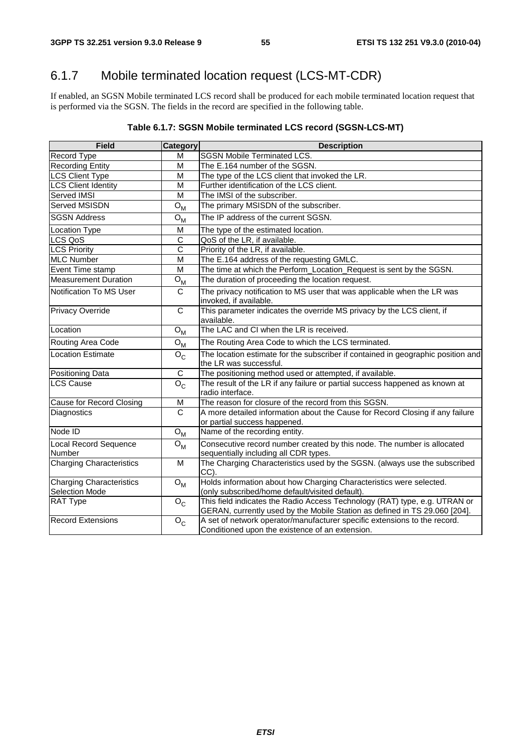## 6.1.7 Mobile terminated location request (LCS-MT-CDR)

If enabled, an SGSN Mobile terminated LCS record shall be produced for each mobile terminated location request that is performed via the SGSN. The fields in the record are specified in the following table.

**Table 6.1.7: SGSN Mobile terminated LCS record (SGSN-LCS-MT)**

| Field | Category | Description |
|---|---|---|
| Record Type | M | SGSN Mobile Terminated LCS. |
| Recording Entity | M | The E.164 number of the SGSN. |
| LCS Client Type | M | The type of the LCS client that invoked the LR. |
| LCS Client Identity | M | Further identification of the LCS client. |
| Served IMSI | M | The IMSI of the subscriber. |
| Served MSISDN | $O_M$ | The primary MSISDN of the subscriber. |
| SGSN Address | $O_M$ | The IP address of the current SGSN. |
| Location Type | M | The type of the estimated location. |
| LCS QoS | C | QoS of the LR, if available. |
| LCS Priority | C | Priority of the LR, if available. |
| MLC Number | M | The E.164 address of the requesting GMLC. |
| Event Time stamp | M | The time at which the Perform_Location_Request is sent by the SGSN. |
| Measurement Duration | $O_M$ | The duration of proceeding the location request. |
| Notification To MS User | C | The privacy notification to MS user that was applicable when the LR was invoked, if available. |
| Privacy Override | C | This parameter indicates the override MS privacy by the LCS client, if available. |
| Location | $O_M$ | The LAC and CI when the LR is received. |
| Routing Area Code | $O_M$ | The Routing Area Code to which the LCS terminated. |
| Location Estimate | $O_C$ | The location estimate for the subscriber if contained in geographic position and the LR was successful. |
| Positioning Data | C | The positioning method used or attempted, if available. |
| LCS Cause | $O_C$ | The result of the LR if any failure or partial success happened as known at radio interface. |
| Cause for Record Closing | M | The reason for closure of the record from this SGSN. |
| Diagnostics | C | A more detailed information about the Cause for Record Closing if any failure or partial success happened. |
| Node ID | $O_M$ | Name of the recording entity. |
| Local Record Sequence Number | $O_M$ | Consecutive record number created by this node. The number is allocated sequentially including all CDR types. |
| Charging Characteristics | M | The Charging Characteristics used by the SGSN. (always use the subscribed CC). |
| Charging Characteristics Selection Mode | $O_M$ | Holds information about how Charging Characteristics were selected. (only subscribed/home default/visited default). |
| RAT Type | $O_C$ | This field indicates the Radio Access Technology (RAT) type, e.g. UTRAN or GERAN, currently used by the Mobile Station as defined in TS 29.060 [204]. |
| Record Extensions | $O_C$ | A set of network operator/manufacturer specific extensions to the record. Conditioned upon the existence of an extension. |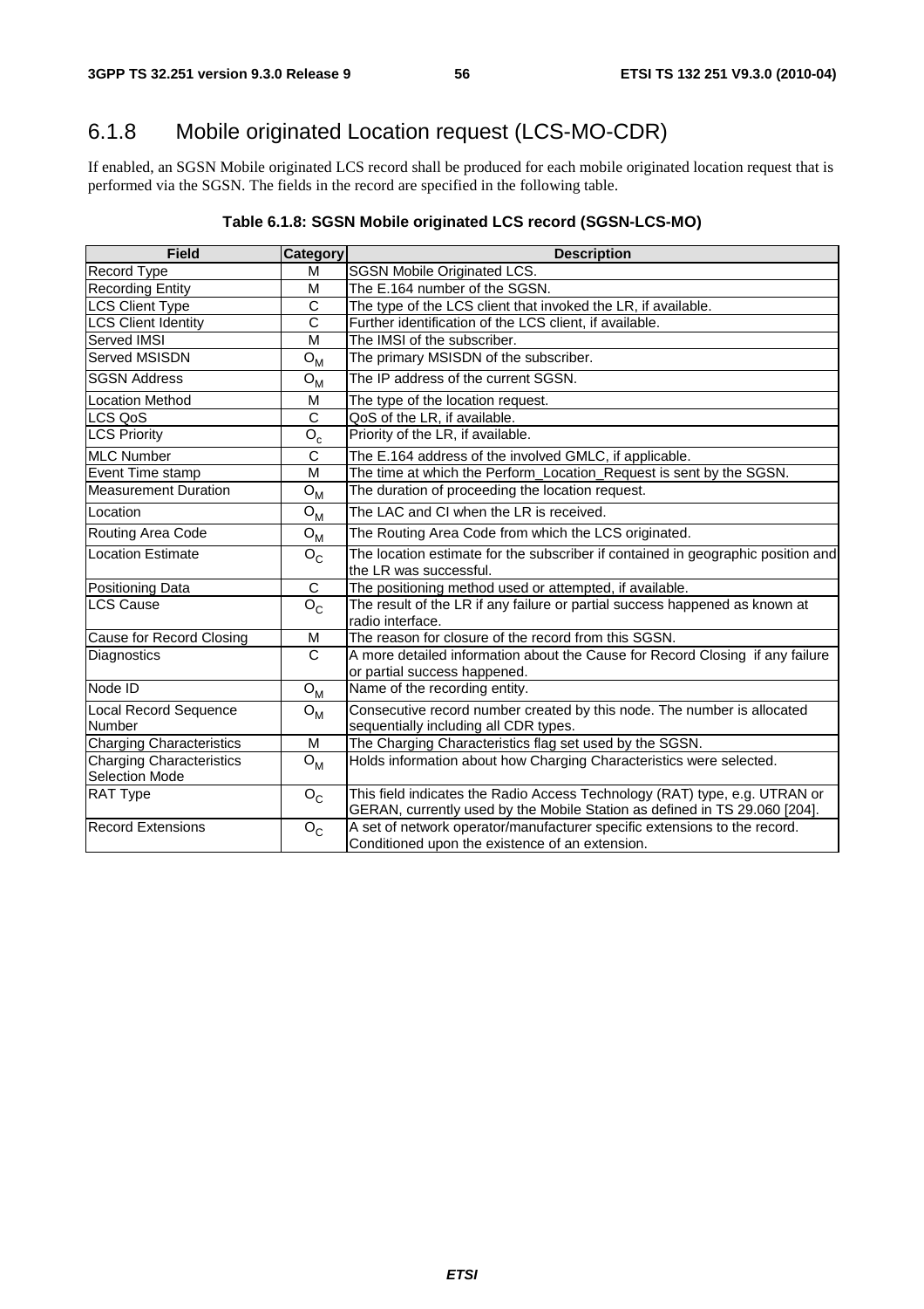## 6.1.8 Mobile originated Location request (LCS-MO-CDR)

If enabled, an SGSN Mobile originated LCS record shall be produced for each mobile originated location request that is performed via the SGSN. The fields in the record are specified in the following table.

**Table 6.1.8: SGSN Mobile originated LCS record (SGSN-LCS-MO)**

| Field | Category | Description |
| --- | --- | --- |
| Record Type | M | SGSN Mobile Originated LCS. |
| Recording Entity | M | The E.164 number of the SGSN. |
| LCS Client Type | C | The type of the LCS client that invoked the LR, if available. |
| LCS Client Identity | C | Further identification of the LCS client, if available. |
| Served IMSI | M | The IMSI of the subscriber. |
| Served MSISDN | $O_M$ | The primary MSISDN of the subscriber. |
| SGSN Address | $O_M$ | The IP address of the current SGSN. |
| Location Method | M | The type of the location request. |
| LCS QoS | C | QoS of the LR, if available. |
| LCS Priority | $O_c$ | Priority of the LR, if available. |
| MLC Number | C | The E.164 address of the involved GMLC, if applicable. |
| Event Time stamp | M | The time at which the Perform_Location_Request is sent by the SGSN. |
| Measurement Duration | $O_M$ | The duration of proceeding the location request. |
| Location | $O_M$ | The LAC and CI when the LR is received. |
| Routing Area Code | $O_M$ | The Routing Area Code from which the LCS originated. |
| Location Estimate | $O_C$ | The location estimate for the subscriber if contained in geographic position and the LR was successful. |
| Positioning Data | C | The positioning method used or attempted, if available. |
| LCS Cause | $O_C$ | The result of the LR if any failure or partial success happened as known at radio interface. |
| Cause for Record Closing | M | The reason for closure of the record from this SGSN. |
| Diagnostics | C | A more detailed information about the Cause for Record Closing if any failure or partial success happened. |
| Node ID | $O_M$ | Name of the recording entity. |
| Local Record Sequence Number | $O_M$ | Consecutive record number created by this node. The number is allocated sequentially including all CDR types. |
| Charging Characteristics | M | The Charging Characteristics flag set used by the SGSN. |
| Charging Characteristics Selection Mode | $O_M$ | Holds information about how Charging Characteristics were selected. |
| RAT Type | $O_C$ | This field indicates the Radio Access Technology (RAT) type, e.g. UTRAN or GERAN, currently used by the Mobile Station as defined in TS 29.060 [204]. |
| Record Extensions | $O_C$ | A set of network operator/manufacturer specific extensions to the record. Conditioned upon the existence of an extension. |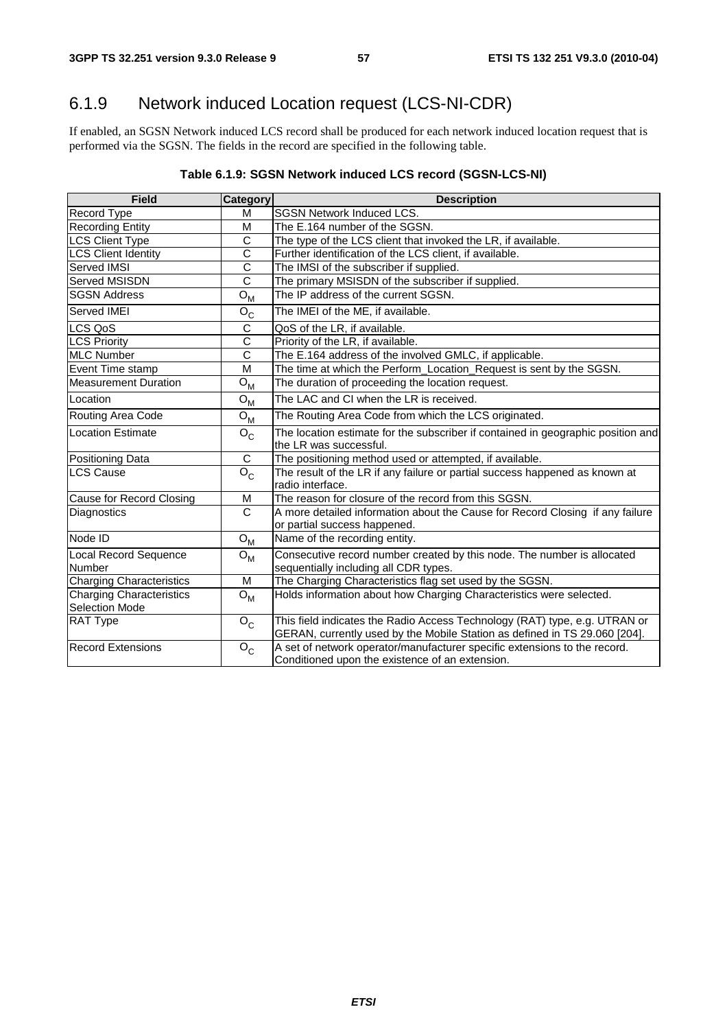## 6.1.9 Network induced Location request (LCS-NI-CDR)

If enabled, an SGSN Network induced LCS record shall be produced for each network induced location request that is performed via the SGSN. The fields in the record are specified in the following table.

**Table 6.1.9: SGSN Network induced LCS record (SGSN-LCS-NI)**

| Field | Category | Description |
|---|---|---|
| Record Type | M | SGSN Network Induced LCS. |
| Recording Entity | M | The E.164 number of the SGSN. |
| LCS Client Type | C | The type of the LCS client that invoked the LR, if available. |
| LCS Client Identity | C | Further identification of the LCS client, if available. |
| Served IMSI | C | The IMSI of the subscriber if supplied. |
| Served MSISDN | C | The primary MSISDN of the subscriber if supplied. |
| SGSN Address | $O_M$ | The IP address of the current SGSN. |
| Served IMEI | $O_C$ | The IMEI of the ME, if available. |
| LCS QoS | C | QoS of the LR, if available. |
| LCS Priority | C | Priority of the LR, if available. |
| MLC Number | C | The E.164 address of the involved GMLC, if applicable. |
| Event Time stamp | M | The time at which the Perform_Location_Request is sent by the SGSN. |
| Measurement Duration | $O_M$ | The duration of proceeding the location request. |
| Location | $O_M$ | The LAC and CI when the LR is received. |
| Routing Area Code | $O_M$ | The Routing Area Code from which the LCS originated. |
| Location Estimate | $O_C$ | The location estimate for the subscriber if contained in geographic position and the LR was successful. |
| Positioning Data | C | The positioning method used or attempted, if available. |
| LCS Cause | $O_C$ | The result of the LR if any failure or partial success happened as known at radio interface. |
| Cause for Record Closing | M | The reason for closure of the record from this SGSN. |
| Diagnostics | C | A more detailed information about the Cause for Record Closing if any failure or partial success happened. |
| Node ID | $O_M$ | Name of the recording entity. |
| Local Record Sequence Number | $O_M$ | Consecutive record number created by this node. The number is allocated sequentially including all CDR types. |
| Charging Characteristics | M | The Charging Characteristics flag set used by the SGSN. |
| Charging Characteristics Selection Mode | $O_M$ | Holds information about how Charging Characteristics were selected. |
| RAT Type | $O_C$ | This field indicates the Radio Access Technology (RAT) type, e.g. UTRAN or GERAN, currently used by the Mobile Station as defined in TS 29.060 [204]. |
| Record Extensions | $O_C$ | A set of network operator/manufacturer specific extensions to the record. Conditioned upon the existence of an extension. |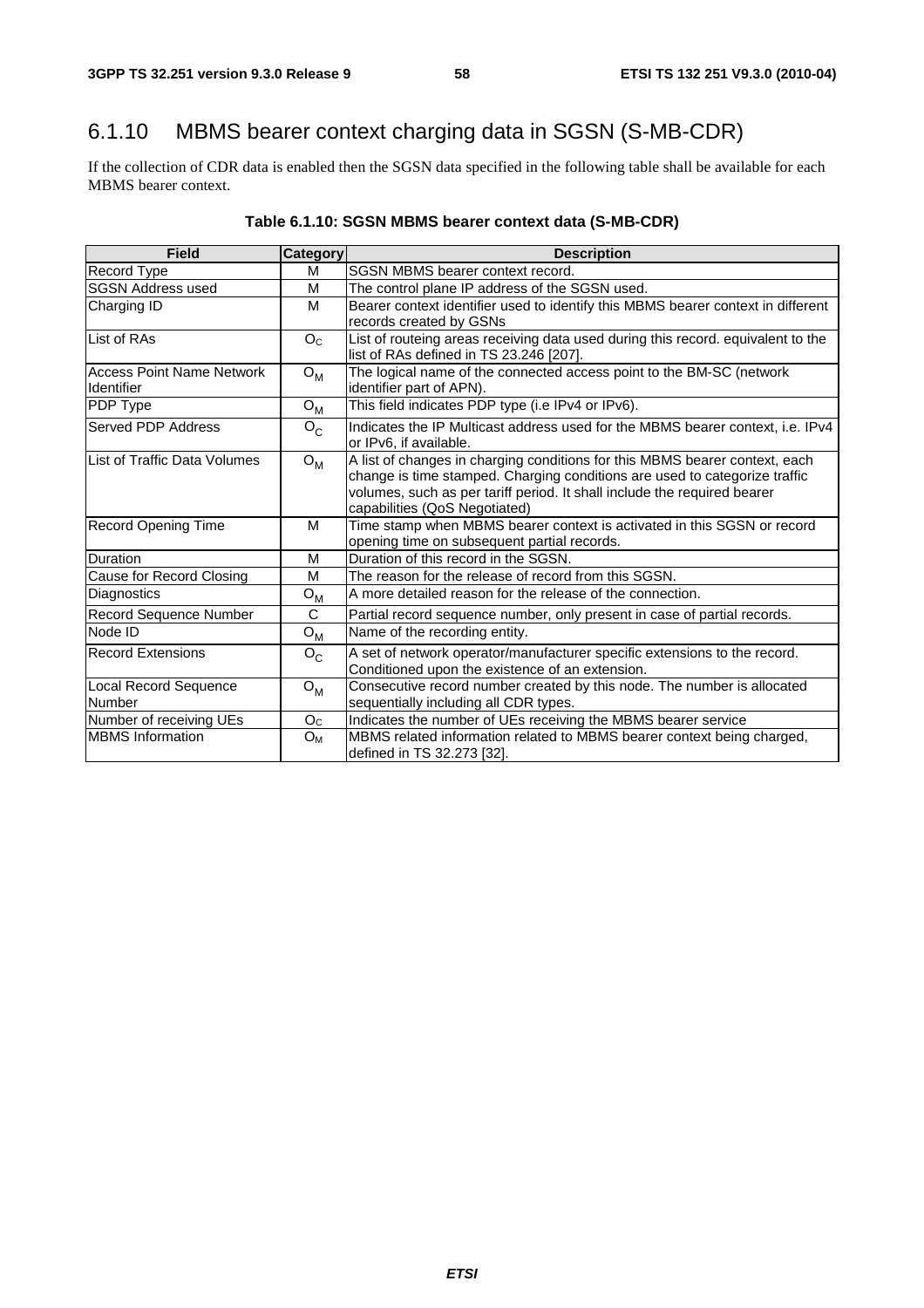### 6.1.10 MBMS bearer context charging data in SGSN (S-MB-CDR)

If the collection of CDR data is enabled then the SGSN data specified in the following table shall be available for each MBMS bearer context.

**Table 6.1.10: SGSN MBMS bearer context data (S-MB-CDR)**

| Field | Category | Description |
|---|---|---|
| Record Type | M | SGSN MBMS bearer context record. |
| SGSN Address used | M | The control plane IP address of the SGSN used. |
| Charging ID | M | Bearer context identifier used to identify this MBMS bearer context in different records created by GSNs |
| List of RAs | $O_C$ | List of routeing areas receiving data used during this record. equivalent to the list of RAs defined in TS 23.246 [207]. |
| Access Point Name Network Identifier | $O_M$ | The logical name of the connected access point to the BM-SC (network identifier part of APN). |
| PDP Type | $O_M$ | This field indicates PDP type (i.e IPv4 or IPv6). |
| Served PDP Address | $O_C$ | Indicates the IP Multicast address used for the MBMS bearer context, i.e. IPv4 or IPv6, if available. |
| List of Traffic Data Volumes | $O_M$ | A list of changes in charging conditions for this MBMS bearer context, each change is time stamped. Charging conditions are used to categorize traffic volumes, such as per tariff period. It shall include the required bearer capabilities (QoS Negotiated) |
| Record Opening Time | M | Time stamp when MBMS bearer context is activated in this SGSN or record opening time on subsequent partial records. |
| Duration | M | Duration of this record in the SGSN. |
| Cause for Record Closing | M | The reason for the release of record from this SGSN. |
| Diagnostics | $O_M$ | A more detailed reason for the release of the connection. |
| Record Sequence Number | C | Partial record sequence number, only present in case of partial records. |
| Node ID | $O_M$ | Name of the recording entity. |
| Record Extensions | $O_C$ | A set of network operator/manufacturer specific extensions to the record. Conditioned upon the existence of an extension. |
| Local Record Sequence Number | $O_M$ | Consecutive record number created by this node. The number is allocated sequentially including all CDR types. |
| Number of receiving UEs | $O_C$ | Indicates the number of UEs receiving the MBMS bearer service |
| MBMS Information | $O_M$ | MBMS related information related to MBMS bearer context being charged, defined in TS 32.273 [32]. |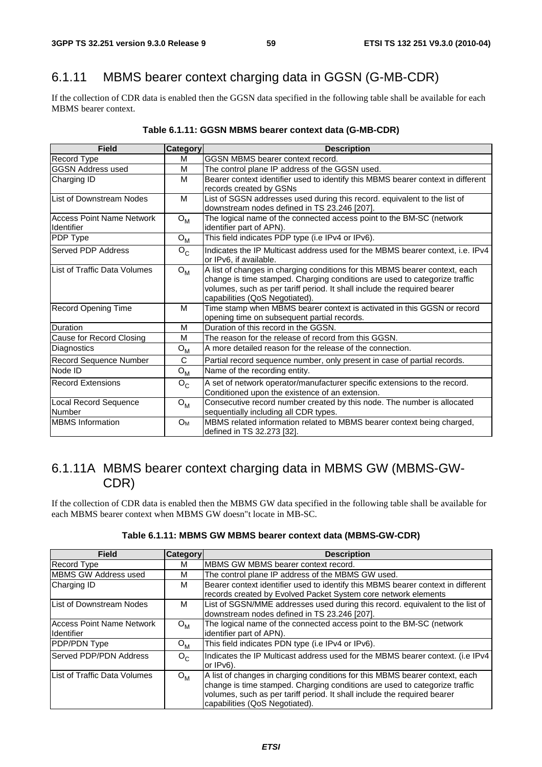## 6.1.11 MBMS bearer context charging data in GGSN (G-MB-CDR)

If the collection of CDR data is enabled then the GGSN data specified in the following table shall be available for each MBMS bearer context.

**Table 6.1.11: GGSN MBMS bearer context data (G-MB-CDR)**

| Field | Category | Description |
|---|---|---|
| Record Type | M | GGSN MBMS bearer context record. |
| GGSN Address used | M | The control plane IP address of the GGSN used. |
| Charging ID | M | Bearer context identifier used to identify this MBMS bearer context in different records created by GSNs |
| List of Downstream Nodes | M | List of SGSN addresses used during this record. equivalent to the list of downstream nodes defined in TS 23.246 [207]. |
| Access Point Name Network Identifier | $O_M$ | The logical name of the connected access point to the BM-SC (network identifier part of APN). |
| PDP Type | $O_M$ | This field indicates PDP type (i.e IPv4 or IPv6). |
| Served PDP Address | $O_C$ | Indicates the IP Multicast address used for the MBMS bearer context, i.e. IPv4 or IPv6, if available. |
| List of Traffic Data Volumes | $O_M$ | A list of changes in charging conditions for this MBMS bearer context, each change is time stamped. Charging conditions are used to categorize traffic volumes, such as per tariff period. It shall include the required bearer capabilities (QoS Negotiated). |
| Record Opening Time | M | Time stamp when MBMS bearer context is activated in this GGSN or record opening time on subsequent partial records. |
| Duration | M | Duration of this record in the GGSN. |
| Cause for Record Closing | M | The reason for the release of record from this GGSN. |
| Diagnostics | $O_M$ | A more detailed reason for the release of the connection. |
| Record Sequence Number | C | Partial record sequence number, only present in case of partial records. |
| Node ID | $O_M$ | Name of the recording entity. |
| Record Extensions | $O_C$ | A set of network operator/manufacturer specific extensions to the record. Conditioned upon the existence of an extension. |
| Local Record Sequence Number | $O_M$ | Consecutive record number created by this node. The number is allocated sequentially including all CDR types. |
| MBMS Information | $O_M$ | MBMS related information related to MBMS bearer context being charged, defined in TS 32.273 [32]. |

## 6.1.11A MBMS bearer context charging data in MBMS GW (MBMS-GW-CDR)

If the collection of CDR data is enabled then the MBMS GW data specified in the following table shall be available for each MBMS bearer context when MBMS GW doesn"t locate in MB-SC.

**Table 6.1.11: MBMS GW MBMS bearer context data (MBMS-GW-CDR)**

| Field | Category | Description |
|---|---|---|
| Record Type | M | MBMS GW MBMS bearer context record. |
| MBMS GW Address used | M | The control plane IP address of the MBMS GW used. |
| Charging ID | M | Bearer context identifier used to identify this MBMS bearer context in different records created by Evolved Packet System core network elements |
| List of Downstream Nodes | M | List of SGSN/MME addresses used during this record. equivalent to the list of downstream nodes defined in TS 23.246 [207]. |
| Access Point Name Network Identifier | $O_M$ | The logical name of the connected access point to the BM-SC (network identifier part of APN). |
| PDP/PDN Type | $O_M$ | This field indicates PDN type (i.e IPv4 or IPv6). |
| Served PDP/PDN Address | $O_C$ | Indicates the IP Multicast address used for the MBMS bearer context. (i.e IPv4 or IPv6). |
| List of Traffic Data Volumes | $O_M$ | A list of changes in charging conditions for this MBMS bearer context, each change is time stamped. Charging conditions are used to categorize traffic volumes, such as per tariff period. It shall include the required bearer capabilities (QoS Negotiated). |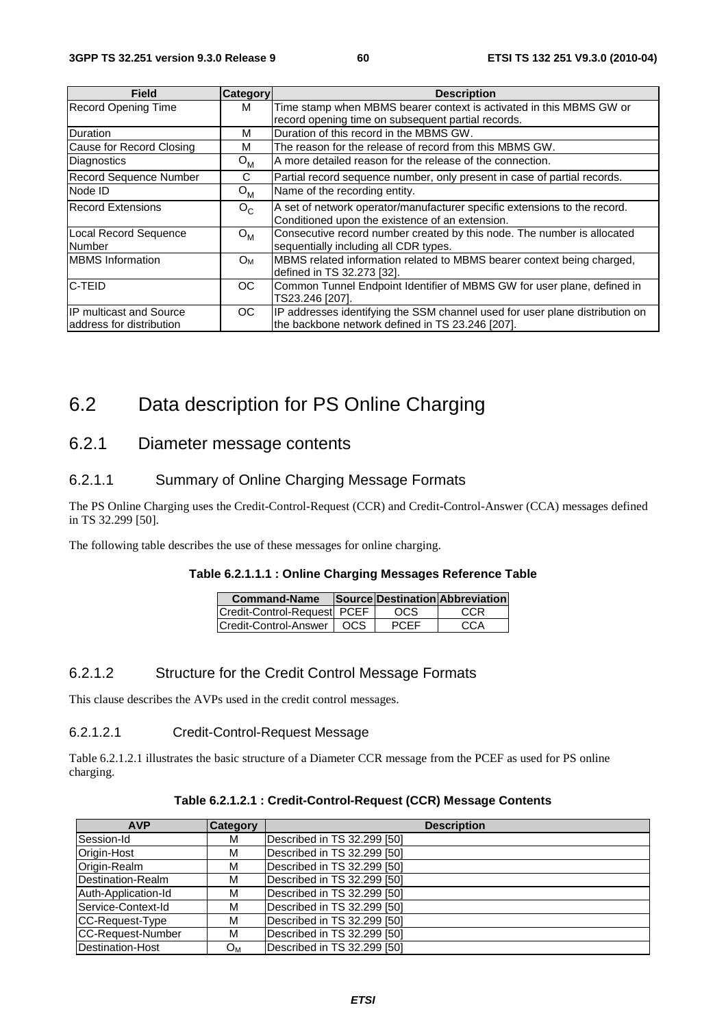| Field | Category | Description |
|---|---|---|
| Record Opening Time | M | Time stamp when MBMS bearer context is activated in this MBMS GW or record opening time on subsequent partial records. |
| Duration | M | Duration of this record in the MBMS GW. |
| Cause for Record Closing | M | The reason for the release of record from this MBMS GW. |
| Diagnostics | $O_M$ | A more detailed reason for the release of the connection. |
| Record Sequence Number | C | Partial record sequence number, only present in case of partial records. |
| Node ID | $O_M$ | Name of the recording entity. |
| Record Extensions | $O_C$ | A set of network operator/manufacturer specific extensions to the record. Conditioned upon the existence of an extension. |
| Local Record Sequence Number | $O_M$ | Consecutive record number created by this node. The number is allocated sequentially including all CDR types. |
| MBMS Information | $O_M$ | MBMS related information related to MBMS bearer context being charged, defined in TS 32.273 [32]. |
| C-TEID | OC | Common Tunnel Endpoint Identifier of MBMS GW for user plane, defined in TS23.246 [207]. |
| IP multicast and Source address for distribution | OC | IP addresses identifying the SSM channel used for user plane distribution on the backbone network defined in TS 23.246 [207]. |

# 6.2 Data description for PS Online Charging

## 6.2.1 Diameter message contents

### 6.2.1.1 Summary of Online Charging Message Formats

The PS Online Charging uses the Credit-Control-Request (CCR) and Credit-Control-Answer (CCA) messages defined in TS 32.299 [50].

The following table describes the use of these messages for online charging.

**Table 6.2.1.1.1 : Online Charging Messages Reference Table**

| Command-Name | Source | Destination | Abbreviation |
|---|---|---|---|
| Credit-Control-Request | PCEF | OCS | CCR |
| Credit-Control-Answer | OCS | PCEF | CCA |

### 6.2.1.2 Structure for the Credit Control Message Formats

This clause describes the AVPs used in the credit control messages.

#### 6.2.1.2.1 Credit-Control-Request Message

Table 6.2.1.2.1 illustrates the basic structure of a Diameter CCR message from the PCEF as used for PS online charging.

**Table 6.2.1.2.1 : Credit-Control-Request (CCR) Message Contents**

| AVP | Category | Description |
|---|---|---|
| Session-Id | M | Described in TS 32.299 [50] |
| Origin-Host | M | Described in TS 32.299 [50] |
| Origin-Realm | M | Described in TS 32.299 [50] |
| Destination-Realm | M | Described in TS 32.299 [50] |
| Auth-Application-Id | M | Described in TS 32.299 [50] |
| Service-Context-Id | M | Described in TS 32.299 [50] |
| CC-Request-Type | M | Described in TS 32.299 [50] |
| CC-Request-Number | M | Described in TS 32.299 [50] |
| Destination-Host | $O_M$ | Described in TS 32.299 [50] |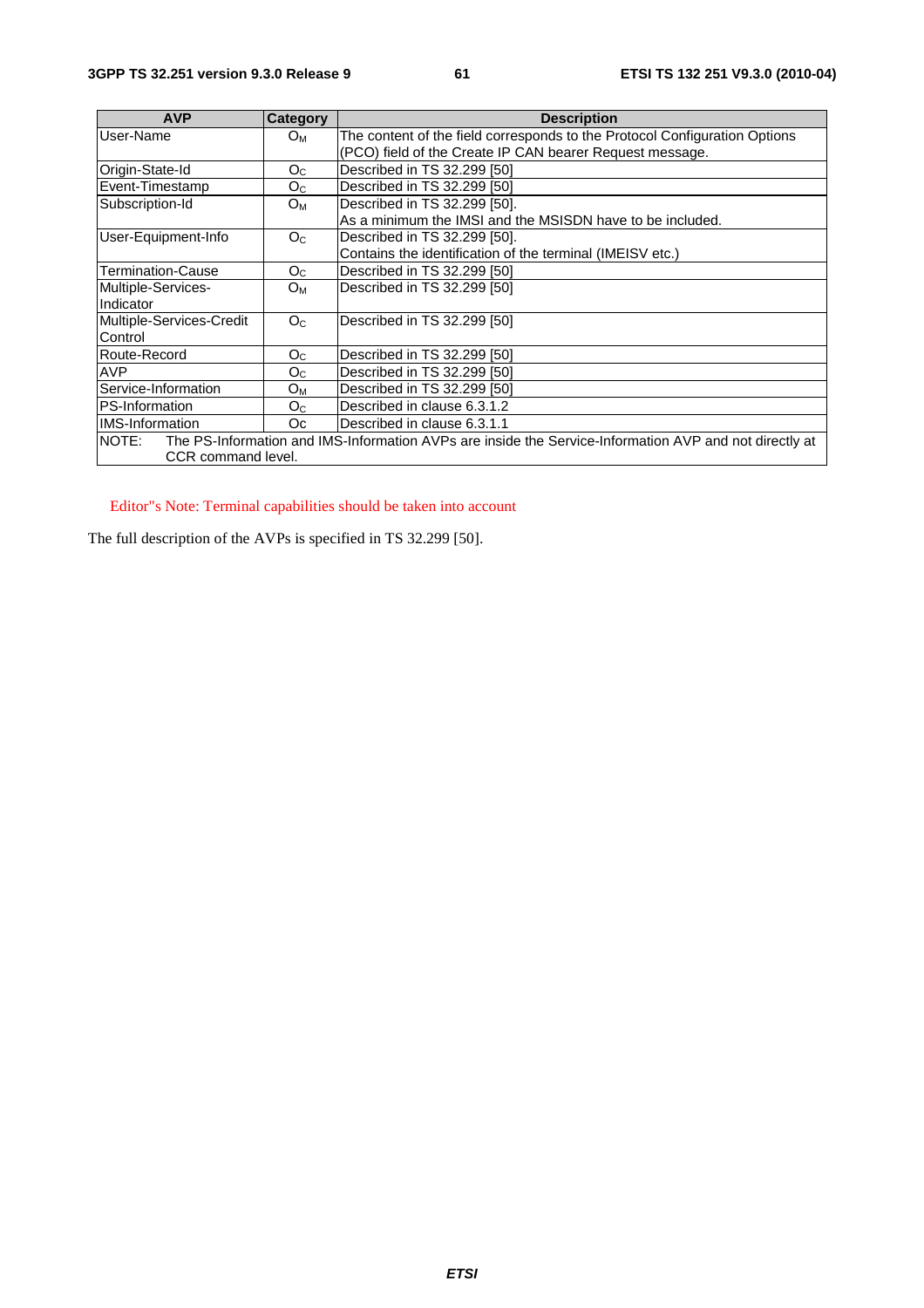| AVP | Category | Description |
| --- | --- | --- |
| User-Name | $O_M$ | The content of the field corresponds to the Protocol Configuration Options (PCO) field of the Create IP CAN bearer Request message. |
| Origin-State-Id | $O_C$ | Described in TS 32.299 [50] |
| Event-Timestamp | $O_C$ | Described in TS 32.299 [50] |
| Subscription-Id | $O_M$ | Described in TS 32.299 [50].<br>As a minimum the IMSI and the MSISDN have to be included. |
| User-Equipment-Info | $O_C$ | Described in TS 32.299 [50].<br>Contains the identification of the terminal (IMEISV etc.) |
| Termination-Cause | $O_C$ | Described in TS 32.299 [50] |
| Multiple-Services-Indicator | $O_M$ | Described in TS 32.299 [50] |
| Multiple-Services-Credit Control | $O_C$ | Described in TS 32.299 [50] |
| Route-Record | $O_C$ | Described in TS 32.299 [50] |
| AVP | $O_C$ | Described in TS 32.299 [50] |
| Service-Information | $O_M$ | Described in TS 32.299 [50] |
| PS-Information | $O_C$ | Described in clause 6.3.1.2 |
| IMS-Information | Oc | Described in clause 6.3.1.1 |
| NOTE: The PS-Information and IMS-Information AVPs are inside the Service-Information AVP and not directly at CCR command level. | | |

Editor"s Note: Terminal capabilities should be taken into account

The full description of the AVPs is specified in TS 32.299 [50].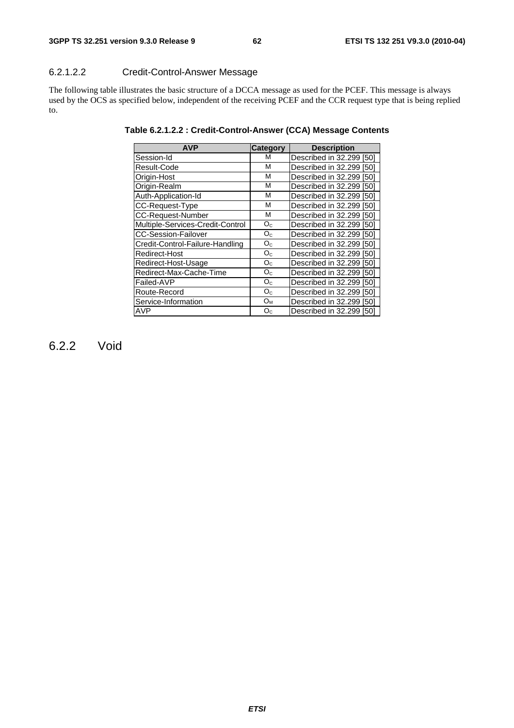#### 6.2.1.2.2 Credit-Control-Answer Message

The following table illustrates the basic structure of a DCCA message as used for the PCEF. This message is always used by the OCS as specified below, independent of the receiving PCEF and the CCR request type that is being replied to.

**Table 6.2.1.2.2 : Credit-Control-Answer (CCA) Message Contents**

| AVP | Category | Description |
|---|---|---|
| Session-Id | M | Described in 32.299 [50] |
| Result-Code | M | Described in 32.299 [50] |
| Origin-Host | M | Described in 32.299 [50] |
| Origin-Realm | M | Described in 32.299 [50] |
| Auth-Application-Id | M | Described in 32.299 [50] |
| CC-Request-Type | M | Described in 32.299 [50] |
| CC-Request-Number | M | Described in 32.299 [50] |
| Multiple-Services-Credit-Control | $O_C$ | Described in 32.299 [50] |
| CC-Session-Failover | $O_C$ | Described in 32.299 [50] |
| Credit-Control-Failure-Handling | $O_C$ | Described in 32.299 [50] |
| Redirect-Host | $O_C$ | Described in 32.299 [50] |
| Redirect-Host-Usage | $O_C$ | Described in 32.299 [50] |
| Redirect-Max-Cache-Time | $O_C$ | Described in 32.299 [50] |
| Failed-AVP | $O_C$ | Described in 32.299 [50] |
| Route-Record | $O_C$ | Described in 32.299 [50] |
| Service-Information | $O_M$ | Described in 32.299 [50] |
| AVP | $O_C$ | Described in 32.299 [50] |

## 6.2.2 Void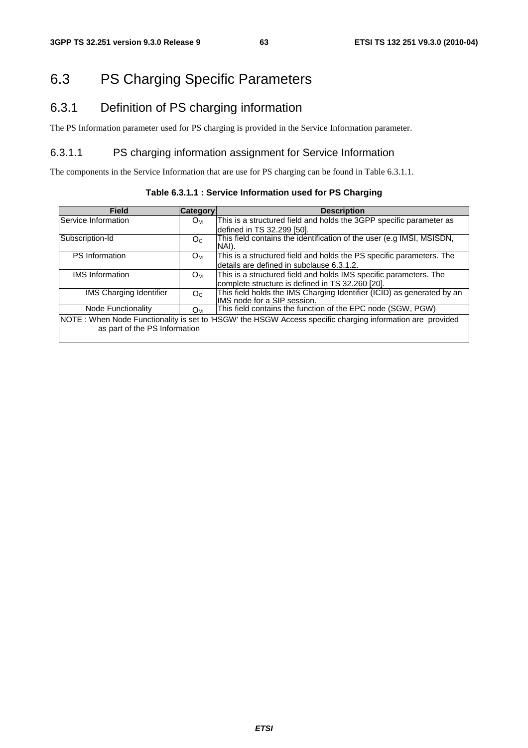# 6.3 PS Charging Specific Parameters

## 6.3.1 Definition of PS charging information

The PS Information parameter used for PS charging is provided in the Service Information parameter.

### 6.3.1.1 PS charging information assignment for Service Information

The components in the Service Information that are use for PS charging can be found in Table 6.3.1.1.

**Table 6.3.1.1 : Service Information used for PS Charging**

| Field | Category | Description |
|---|---|---|
| Service Information | $O_M$ | This is a structured field and holds the 3GPP specific parameter as defined in TS 32.299 [50]. |
| Subscription-Id | $O_C$ | This field contains the identification of the user (e.g IMSI, MSISDN, NAI). |
| PS Information | $O_M$ | This is a structured field and holds the PS specific parameters. The details are defined in subclause 6.3.1.2. |
| IMS Information | $O_M$ | This is a structured field and holds IMS specific parameters. The complete structure is defined in TS 32.260 [20]. |
| IMS Charging Identifier | $O_C$ | This field holds the IMS Charging Identifier (ICID) as generated by an IMS node for a SIP session. |
| Node Functionality | $O_M$ | This field contains the function of the EPC node (SGW, PGW) |
| NOTE : When Node Functionality is set to 'HSGW' the HSGW Access specific charging information are provided as part of the PS Information | | |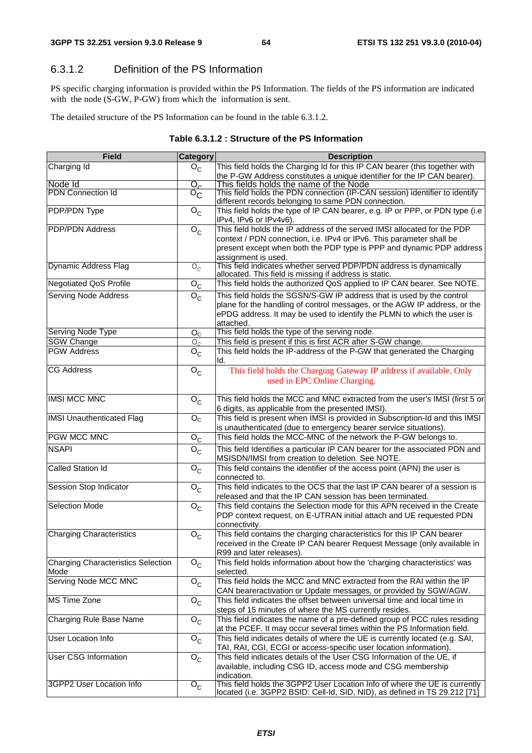### 6.3.1.2 Definition of the PS Information

PS specific charging information is provided within the PS Information. The fields of the PS information are indicated with the node (S-GW, P-GW) from which the information is sent.

The detailed structure of the PS Information can be found in the table 6.3.1.2.

**Table 6.3.1.2 : Structure of the PS Information**

| Field | Category | Description |
|---|---|---|
| Charging Id | $O_C$ | This field holds the Charging Id for this IP CAN bearer (this together with the P-GW Address constitutes a unique identifier for the IP CAN bearer). |
| Node Id | $O_C$ | This fields holds the name of the Node |
| PDN Connection Id | $O_C$ | This field holds the PDN connection (IP-CAN session) identifier to identify different records belonging to same PDN connection. |
| PDP/PDN Type | $O_C$ | This field holds the type of IP CAN bearer, e.g. IP or PPP, or PDN type (i.e IPv4, IPv6 or IPv4v6). |
| PDP/PDN Address | $O_C$ | This field holds the IP address of the served IMSI allocated for the PDP context / PDN connection, i.e. IPv4 or IPv6. This parameter shall be present except when both the PDP type is PPP and dynamic PDP address assignment is used. |
| Dynamic Address Flag | $O_C$ | This field indicates whether served PDP/PDN address is dynamically allocated. This field is missing if address is static. |
| Negotiated QoS Profile | $O_C$ | This field holds the authorized QoS applied to IP CAN bearer. See NOTE. |
| Serving Node Address | $O_C$ | This field holds the SGSN/S-GW IP address that is used by the control plane for the handling of control messages, or the AGW IP address, or the ePDG address. It may be used to identify the PLMN to which the user is attached. |
| Serving Node Type | $O_C$ | This field holds the type of the serving node. |
| SGW Change | $O_C$ | This field is present if this is first ACR after S-GW change. |
| PGW Address | $O_C$ | This field holds the IP-address of the P-GW that generated the Charging Id. |
| CG Address | $O_C$ | This field holds the Charging Gateway IP address if available. Only used in EPC Online Charging. |
| IMSI MCC MNC | $O_C$ | This field holds the MCC and MNC extracted from the user's IMSI (first 5 or 6 digits, as applicable from the presented IMSI). |
| IMSI Unauthenticated Flag | $O_C$ | This field is present when IMSI is provided in Subscription-Id and this IMSI is unauthenticated (due to emergency bearer service situations). |
| PGW MCC MNC | $O_C$ | This field holds the MCC-MNC of the network the P-GW belongs to. |
| NSAPI | $O_C$ | This field Identifies a particular IP CAN bearer for the associated PDN and MSISDN/IMSI from creation to deletion. See NOTE. |
| Called Station Id | $O_C$ | This field contains the identifier of the access point (APN) the user is connected to. |
| Session Stop Indicator | $O_C$ | This field indicates to the OCS that the last IP CAN bearer of a session is released and that the IP CAN session has been terminated. |
| Selection Mode | $O_C$ | This field contains the Selection mode for this APN received in the Create PDP context request, on E-UTRAN initial attach and UE requested PDN connectivity. |
| Charging Characteristics | $O_C$ | This field contains the charging characteristics for this IP CAN bearer received in the Create IP CAN bearer Request Message (only available in R99 and later releases). |
| Charging Characteristics Selection Mode | $O_C$ | This field holds information about how the 'charging characteristics' was selected. |
| Serving Node MCC MNC | $O_C$ | This field holds the MCC and MNC extracted from the RAI within the IP CAN beareractivation or Update messages, or provided by SGW/AGW. |
| MS Time Zone | $O_C$ | This field indicates the offset between universal time and local time in steps of 15 minutes of where the MS currently resides. |
| Charging Rule Base Name | $O_C$ | This field indicates the name of a pre-defined group of PCC rules residing at the PCEF. It may occur several times within the PS Information field. |
| User Location Info | $O_C$ | This field indicates details of where the UE is currently located (e.g. SAI, TAI, RAI, CGI, ECGI or access-specific user location information). |
| User CSG Information | $O_C$ | This field indicates details of the User CSG Information of the UE, if available, including CSG ID, access mode and CSG membership indication. |
| 3GPP2 User Location Info | $O_C$ | This field holds the 3GPP2 User Location Info of where the UE is currently located (i.e. 3GPP2 BSID: Cell-Id, SID, NID), as defined in TS 29.212 [71] |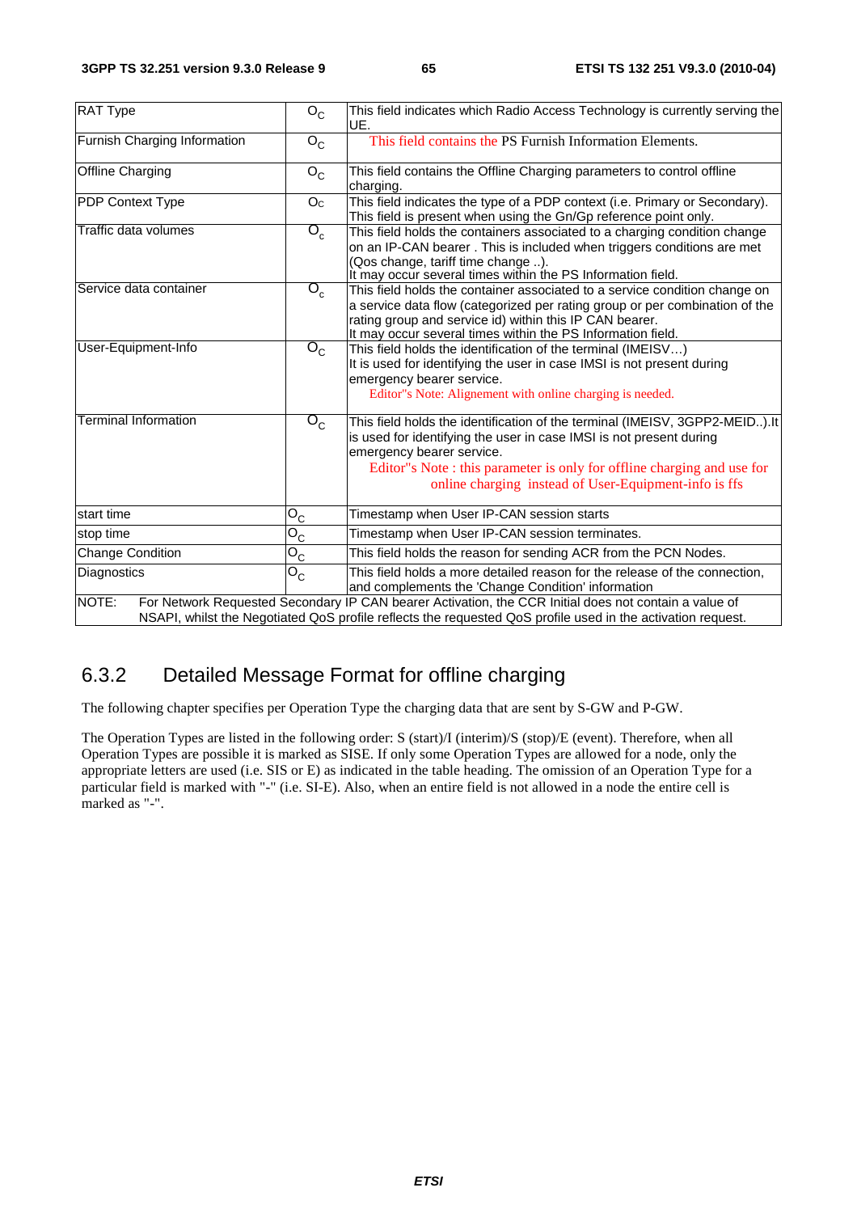| | | |
|---|---|---|
| RAT Type | $O_C$ | This field indicates which Radio Access Technology is currently serving the UE. |
| Furnish Charging Information | $O_C$ | This field contains the PS Furnish Information Elements. |
| Offline Charging | $O_C$ | This field contains the Offline Charging parameters to control offline charging. |
| PDP Context Type | $O_C$ | This field indicates the type of a PDP context (i.e. Primary or Secondary). This field is present when using the Gn/Gp reference point only. |
| Traffic data volumes | $O_c$ | This field holds the containers associated to a charging condition change on an IP-CAN bearer . This is included when triggers conditions are met (Qos change, tariff time change ..).<br>It may occur several times within the PS Information field. |
| Service data container | $O_c$ | This field holds the container associated to a service condition change on a service data flow (categorized per rating group or per combination of the rating group and service id) within this IP CAN bearer.<br>It may occur several times within the PS Information field. |
| User-Equipment-Info | $O_C$ | This field holds the identification of the terminal (IMEISV…)<br>It is used for identifying the user in case IMSI is not present during emergency bearer service.<br>Editor"s Note: Alignement with online charging is needed. |
| Terminal Information | $O_C$ | This field holds the identification of the terminal (IMEISV, 3GPP2-MEID..).It is used for identifying the user in case IMSI is not present during emergency bearer service.<br>Editor"s Note : this parameter is only for offline charging and use for online charging instead of User-Equipment-info is ffs |
| start time | $O_C$ | Timestamp when User IP-CAN session starts |
| stop time | $O_C$ | Timestamp when User IP-CAN session terminates. |
| Change Condition | $O_C$ | This field holds the reason for sending ACR from the PCN Nodes. |
| Diagnostics | $O_C$ | This field holds a more detailed reason for the release of the connection, and complements the 'Change Condition' information |
| NOTE: For Network Requested Secondary IP CAN bearer Activation, the CCR Initial does not contain a value of NSAPI, whilst the Negotiated QoS profile reflects the requested QoS profile used in the activation request. | | |

### 6.3.2 Detailed Message Format for offline charging

The following chapter specifies per Operation Type the charging data that are sent by S-GW and P-GW.

The Operation Types are listed in the following order: S (start)/I (interim)/S (stop)/E (event). Therefore, when all Operation Types are possible it is marked as SISE. If only some Operation Types are allowed for a node, only the appropriate letters are used (i.e. SIS or E) as indicated in the table heading. The omission of an Operation Type for a particular field is marked with "-" (i.e. SI-E). Also, when an entire field is not allowed in a node the entire cell is marked as "-".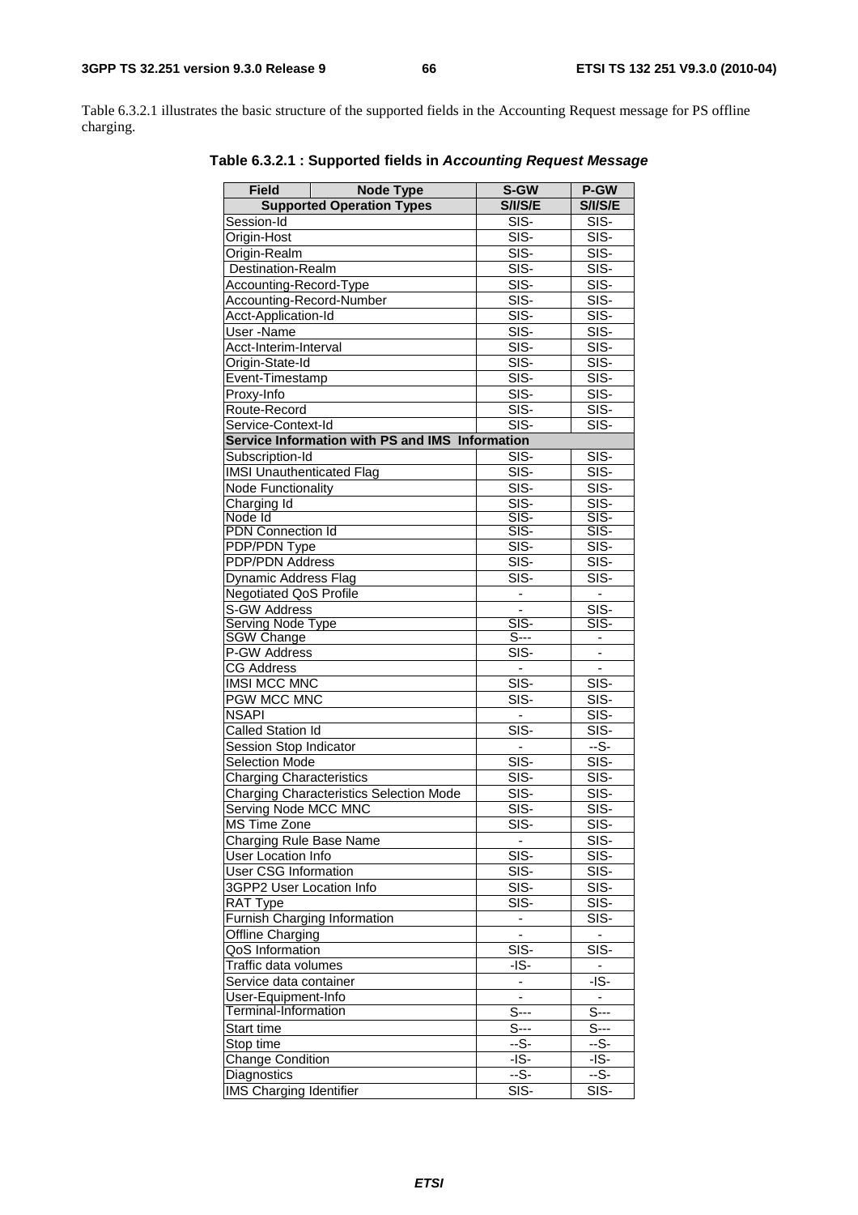Table 6.3.2.1 illustrates the basic structure of the supported fields in the Accounting Request message for PS offline charging.

**Table 6.3.2.1 : Supported fields in *Accounting Request Message***

| Field / Node Type | S-GW | P-GW |
|---|---|---|
| **Supported Operation Types** | **S/I/S/E** | **S/I/S/E** |
| Session-Id | SIS- | SIS- |
| Origin-Host | SIS- | SIS- |
| Origin-Realm | SIS- | SIS- |
| Destination-Realm | SIS- | SIS- |
| Accounting-Record-Type | SIS- | SIS- |
| Accounting-Record-Number | SIS- | SIS- |
| Acct-Application-Id | SIS- | SIS- |
| User -Name | SIS- | SIS- |
| Acct-Interim-Interval | SIS- | SIS- |
| Origin-State-Id | SIS- | SIS- |
| Event-Timestamp | SIS- | SIS- |
| Proxy-Info | SIS- | SIS- |
| Route-Record | SIS- | SIS- |
| Service-Context-Id | SIS- | SIS- |
| **Service Information with PS and IMS Information** | | |
| Subscription-Id | SIS- | SIS- |
| IMSI Unauthenticated Flag | SIS- | SIS- |
| Node Functionality | SIS- | SIS- |
| Charging Id | SIS- | SIS- |
| Node Id | SIS- | SIS- |
| PDN Connection Id | SIS- | SIS- |
| PDP/PDN Type | SIS- | SIS- |
| PDP/PDN Address | SIS- | SIS- |
| Dynamic Address Flag | SIS- | SIS- |
| Negotiated QoS Profile | - | - |
| S-GW Address | - | SIS- |
| Serving Node Type | SIS- | SIS- |
| SGW Change | S--- | - |
| P-GW Address | SIS- | - |
| CG Address | - | - |
| IMSI MCC MNC | SIS- | SIS- |
| PGW MCC MNC | SIS- | SIS- |
| NSAPI | - | SIS- |
| Called Station Id | SIS- | SIS- |
| Session Stop Indicator | - | --S- |
| Selection Mode | SIS- | SIS- |
| Charging Characteristics | SIS- | SIS- |
| Charging Characteristics Selection Mode | SIS- | SIS- |
| Serving Node MCC MNC | SIS- | SIS- |
| MS Time Zone | SIS- | SIS- |
| Charging Rule Base Name | - | SIS- |
| User Location Info | SIS- | SIS- |
| User CSG Information | SIS- | SIS- |
| 3GPP2 User Location Info | SIS- | SIS- |
| RAT Type | SIS- | SIS- |
| Furnish Charging Information | - | SIS- |
| Offline Charging | - | - |
| QoS Information | SIS- | SIS- |
| Traffic data volumes | -IS- | - |
| Service data container | - | -IS- |
| User-Equipment-Info | - | - |
| Terminal-Information | S--- | S--- |
| Start time | S--- | S--- |
| Stop time | --S- | --S- |
| Change Condition | -IS- | -IS- |
| Diagnostics | --S- | --S- |
| IMS Charging Identifier | SIS- | SIS- |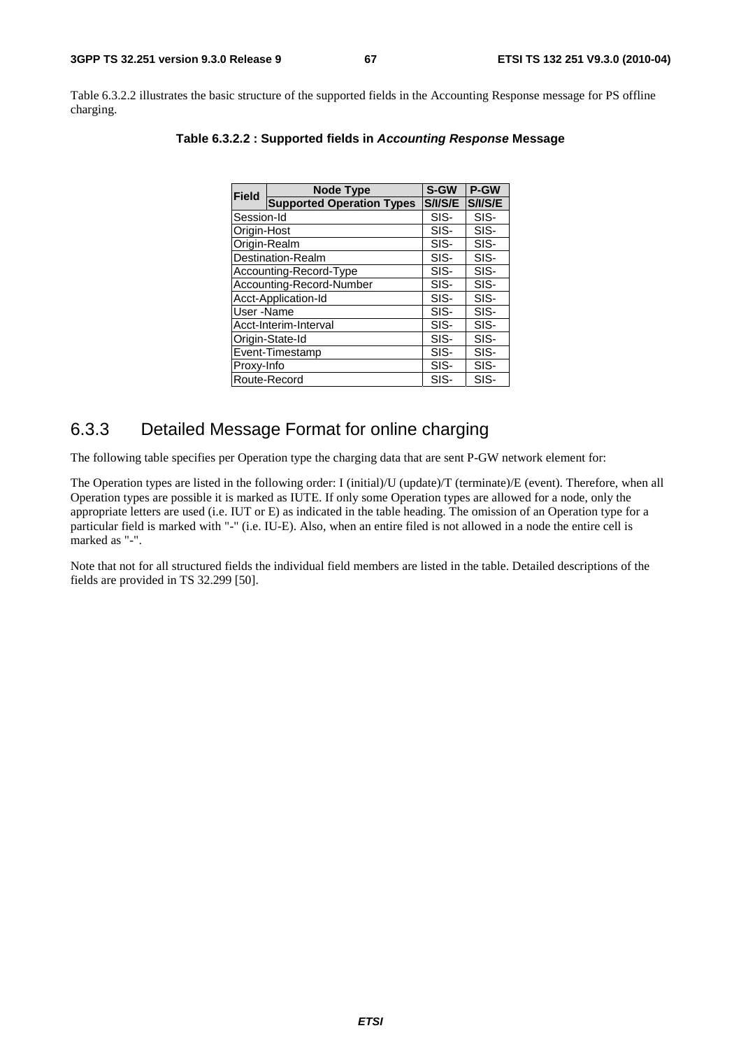Table 6.3.2.2 illustrates the basic structure of the supported fields in the Accounting Response message for PS offline charging.

**Table 6.3.2.2 : Supported fields in *Accounting Response* Message**

| Field | Node Type | S-GW | P-GW |
|---|---|---|---|
| | Supported Operation Types | S/I/S/E | S/I/S/E |
| Session-Id | | SIS- | SIS- |
| Origin-Host | | SIS- | SIS- |
| Origin-Realm | | SIS- | SIS- |
| Destination-Realm | | SIS- | SIS- |
| Accounting-Record-Type | | SIS- | SIS- |
| Accounting-Record-Number | | SIS- | SIS- |
| Acct-Application-Id | | SIS- | SIS- |
| User -Name | | SIS- | SIS- |
| Acct-Interim-Interval | | SIS- | SIS- |
| Origin-State-Id | | SIS- | SIS- |
| Event-Timestamp | | SIS- | SIS- |
| Proxy-Info | | SIS- | SIS- |
| Route-Record | | SIS- | SIS- |

### 6.3.3 Detailed Message Format for online charging

The following table specifies per Operation type the charging data that are sent P-GW network element for:

The Operation types are listed in the following order: I (initial)/U (update)/T (terminate)/E (event). Therefore, when all Operation types are possible it is marked as IUTE. If only some Operation types are allowed for a node, only the appropriate letters are used (i.e. IUT or E) as indicated in the table heading. The omission of an Operation type for a particular field is marked with "-" (i.e. IU-E). Also, when an entire filed is not allowed in a node the entire cell is marked as "-".

Note that not for all structured fields the individual field members are listed in the table. Detailed descriptions of the fields are provided in TS 32.299 [50].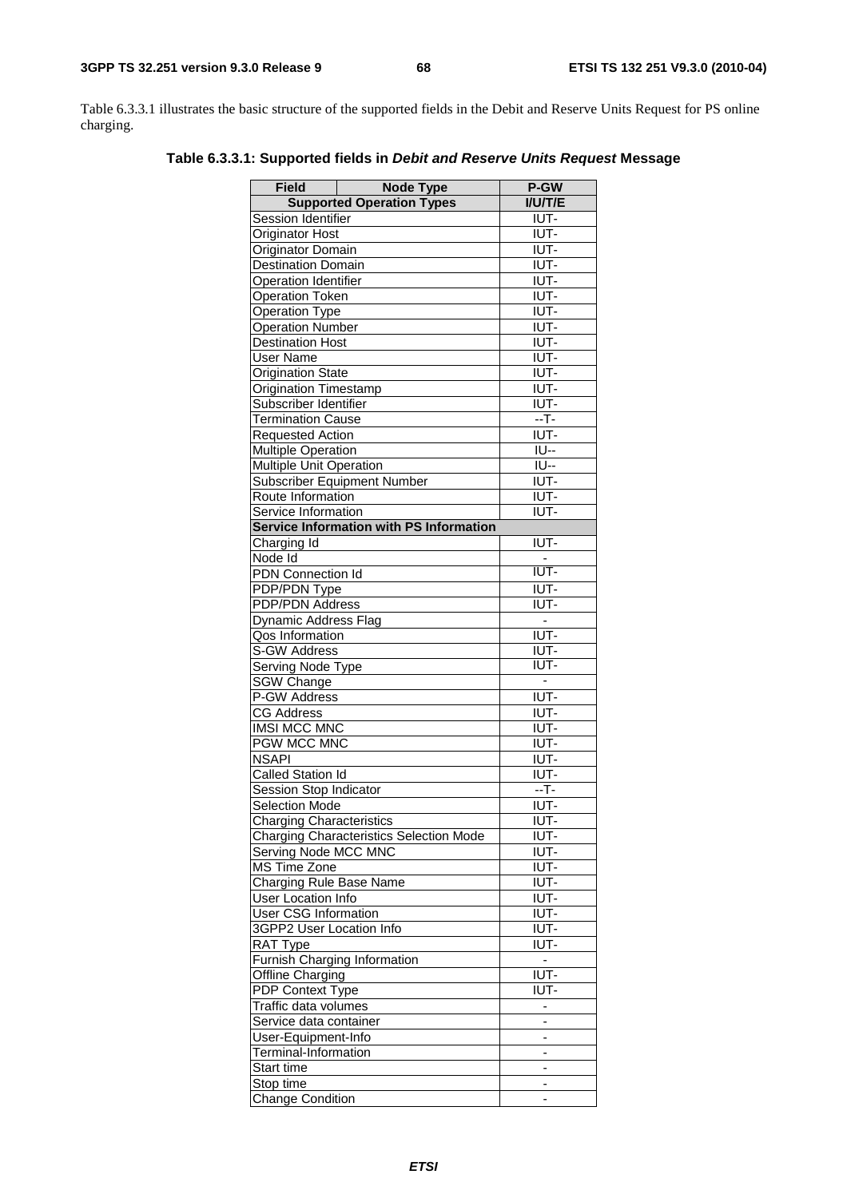Table 6.3.3.1 illustrates the basic structure of the supported fields in the Debit and Reserve Units Request for PS online charging.

**Table 6.3.3.1: Supported fields in *Debit and Reserve Units Request* Message**

| Field | Node Type | P-GW |
|---|---|---|
| Supported Operation Types | | I/U/T/E |
| Session Identifier | | IUT- |
| Originator Host | | IUT- |
| Originator Domain | | IUT- |
| Destination Domain | | IUT- |
| Operation Identifier | | IUT- |
| Operation Token | | IUT- |
| Operation Type | | IUT- |
| Operation Number | | IUT- |
| Destination Host | | IUT- |
| User Name | | IUT- |
| Origination State | | IUT- |
| Origination Timestamp | | IUT- |
| Subscriber Identifier | | IUT- |
| Termination Cause | | --T- |
| Requested Action | | IUT- |
| Multiple Operation | | IU-- |
| Multiple Unit Operation | | IU-- |
| Subscriber Equipment Number | | IUT- |
| Route Information | | IUT- |
| Service Information | | IUT- |
| **Service Information with PS Information** | | |
| Charging Id | | IUT- |
| Node Id | | - |
| PDN Connection Id | | IUT- |
| PDP/PDN Type | | IUT- |
| PDP/PDN Address | | IUT- |
| Dynamic Address Flag | | - |
| Qos Information | | IUT- |
| S-GW Address | | IUT- |
| Serving Node Type | | IUT- |
| SGW Change | | - |
| P-GW Address | | IUT- |
| CG Address | | IUT- |
| IMSI MCC MNC | | IUT- |
| PGW MCC MNC | | IUT- |
| NSAPI | | IUT- |
| Called Station Id | | IUT- |
| Session Stop Indicator | | --T- |
| Selection Mode | | IUT- |
| Charging Characteristics | | IUT- |
| Charging Characteristics Selection Mode | | IUT- |
| Serving Node MCC MNC | | IUT- |
| MS Time Zone | | IUT- |
| Charging Rule Base Name | | IUT- |
| User Location Info | | IUT- |
| User CSG Information | | IUT- |
| 3GPP2 User Location Info | | IUT- |
| RAT Type | | IUT- |
| Furnish Charging Information | | - |
| Offline Charging | | IUT- |
| PDP Context Type | | IUT- |
| Traffic data volumes | | - |
| Service data container | | - |
| User-Equipment-Info | | - |
| Terminal-Information | | - |
| Start time | | - |
| Stop time | | - |
| Change Condition | | - |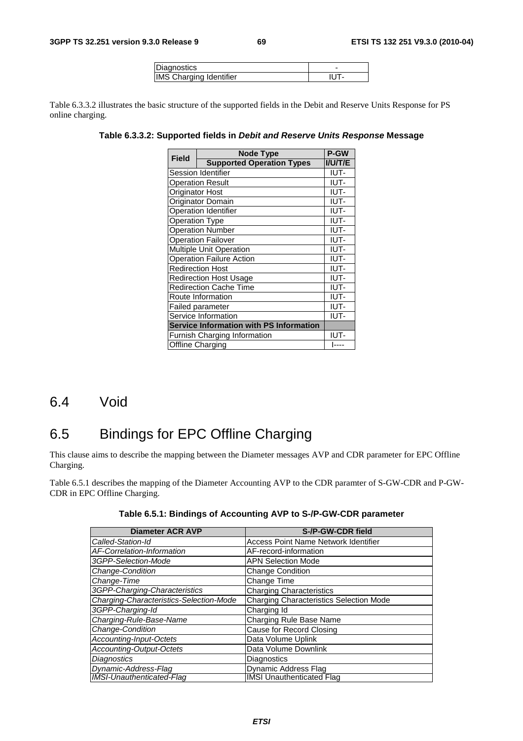| | |
|---|---|
| Diagnostics | - |
| IMS Charging Identifier | IUT- |

Table 6.3.3.2 illustrates the basic structure of the supported fields in the Debit and Reserve Units Response for PS online charging.

**Table 6.3.3.2: Supported fields in *Debit and Reserve Units Response* Message**

| Field | Node Type | P-GW |
|---|---|---|
| | **Supported Operation Types** | **I/U/T/E** |
| Session Identifier | | IUT- |
| Operation Result | | IUT- |
| Originator Host | | IUT- |
| Originator Domain | | IUT- |
| Operation Identifier | | IUT- |
| Operation Type | | IUT- |
| Operation Number | | IUT- |
| Operation Failover | | IUT- |
| Multiple Unit Operation | | IUT- |
| Operation Failure Action | | IUT- |
| Redirection Host | | IUT- |
| Redirection Host Usage | | IUT- |
| Redirection Cache Time | | IUT- |
| Route Information | | IUT- |
| Failed parameter | | IUT- |
| Service Information | | IUT- |
| **Service Information with PS Information** | | |
| Furnish Charging Information | | IUT- |
| Offline Charging | | I---- |

## 6.4 Void

## 6.5 Bindings for EPC Offline Charging

This clause aims to describe the mapping between the Diameter messages AVP and CDR parameter for EPC Offline Charging.

Table 6.5.1 describes the mapping of the Diameter Accounting AVP to the CDR paramter of S-GW-CDR and P-GW-CDR in EPC Offline Charging.

**Table 6.5.1: Bindings of Accounting AVP to S-/P-GW-CDR parameter**

| Diameter ACR AVP | S-/P-GW-CDR field |
|---|---|
| *Called-Station-Id* | Access Point Name Network Identifier |
| *AF-Correlation-Information* | AF-record-information |
| *3GPP-Selection-Mode* | APN Selection Mode |
| *Change-Condition* | Change Condition |
| *Change-Time* | Change Time |
| *3GPP-Charging-Characteristics* | Charging Characteristics |
| *Charging-Characteristics-Selection-Mode* | Charging Characteristics Selection Mode |
| *3GPP-Charging-Id* | Charging Id |
| *Charging-Rule-Base-Name* | Charging Rule Base Name |
| *Change-Condition* | Cause for Record Closing |
| *Accounting-Input-Octets* | Data Volume Uplink |
| *Accounting-Output-Octets* | Data Volume Downlink |
| *Diagnostics* | Diagnostics |
| *Dynamic-Address-Flag* | Dynamic Address Flag |
| *IMSI-Unauthenticated-Flag* | IMSI Unauthenticated Flag |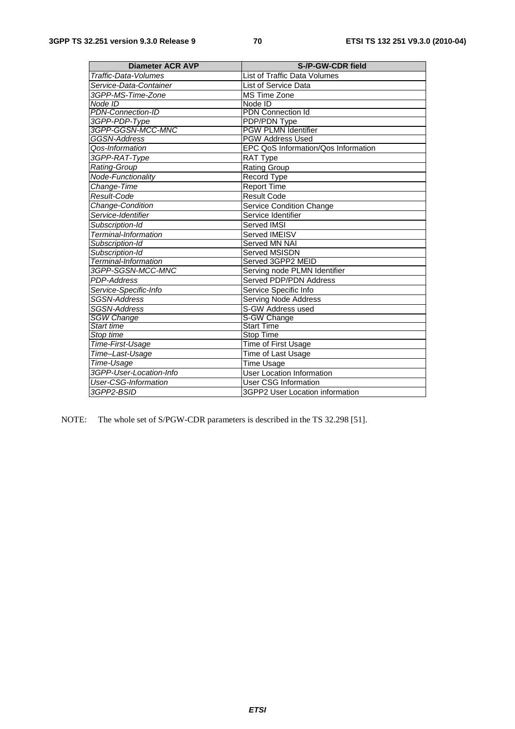| Diameter ACR AVP | S-/P-GW-CDR field |
|---|---|
| *Traffic-Data-Volumes* | List of Traffic Data Volumes |
| *Service-Data-Container* | List of Service Data |
| *3GPP-MS-Time-Zone* | MS Time Zone |
| *Node ID* | Node ID |
| *PDN-Connection-ID* | PDN Connection Id |
| *3GPP-PDP-Type* | PDP/PDN Type |
| *3GPP-GGSN-MCC-MNC* | PGW PLMN Identifier |
| *GGSN-Address* | PGW Address Used |
| *Qos-Information* | EPC QoS Information/Qos Information |
| *3GPP-RAT-Type* | RAT Type |
| *Rating-Group* | Rating Group |
| *Node-Functionality* | Record Type |
| *Change-Time* | Report Time |
| *Result-Code* | Result Code |
| *Change-Condition* | Service Condition Change |
| *Service-Identifier* | Service Identifier |
| *Subscription-Id* | Served IMSI |
| *Terminal-Information* | Served IMEISV |
| *Subscription-Id* | Served MN NAI |
| *Subscription-Id* | Served MSISDN |
| *Terminal-Information* | Served 3GPP2 MEID |
| *3GPP-SGSN-MCC-MNC* | Serving node PLMN Identifier |
| *PDP-Address* | Served PDP/PDN Address |
| *Service-Specific-Info* | Service Specific Info |
| *SGSN-Address* | Serving Node Address |
| *SGSN-Address* | S-GW Address used |
| *SGW Change* | S-GW Change |
| *Start time* | Start Time |
| *Stop time* | Stop Time |
| *Time-First-Usage* | Time of First Usage |
| *Time–Last-Usage* | Time of Last Usage |
| *Time-Usage* | Time Usage |
| *3GPP-User-Location-Info* | User Location Information |
| *User-CSG-Information* | User CSG Information |
| *3GPP2-BSID* | 3GPP2 User Location information |

NOTE: The whole set of S/PGW-CDR parameters is described in the TS 32.298 [51].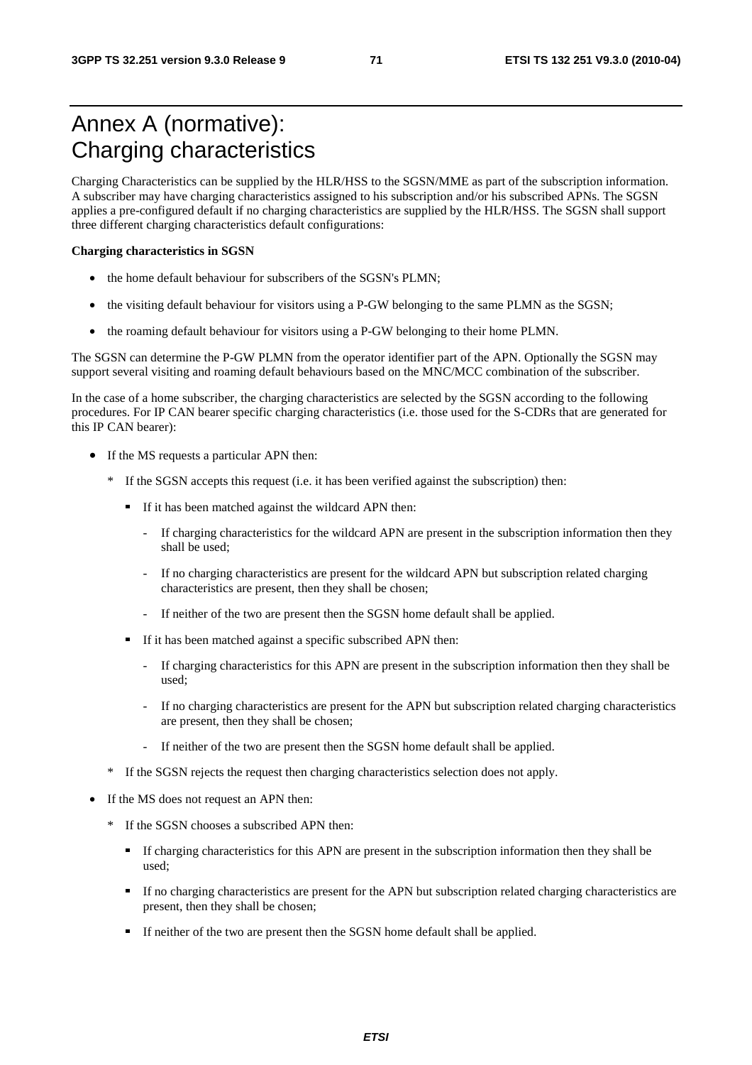# Annex A (normative): Charging characteristics

Charging Characteristics can be supplied by the HLR/HSS to the SGSN/MME as part of the subscription information. A subscriber may have charging characteristics assigned to his subscription and/or his subscribed APNs. The SGSN applies a pre-configured default if no charging characteristics are supplied by the HLR/HSS. The SGSN shall support three different charging characteristics default configurations:

**Charging characteristics in SGSN**

- the home default behaviour for subscribers of the SGSN's PLMN;
- the visiting default behaviour for visitors using a P-GW belonging to the same PLMN as the SGSN;
- the roaming default behaviour for visitors using a P-GW belonging to their home PLMN.

The SGSN can determine the P-GW PLMN from the operator identifier part of the APN. Optionally the SGSN may support several visiting and roaming default behaviours based on the MNC/MCC combination of the subscriber.

In the case of a home subscriber, the charging characteristics are selected by the SGSN according to the following procedures. For IP CAN bearer specific charging characteristics (i.e. those used for the S-CDRs that are generated for this IP CAN bearer):

- If the MS requests a particular APN then:
  - \* If the SGSN accepts this request (i.e. it has been verified against the subscription) then:
    - If it has been matched against the wildcard APN then:
      - If charging characteristics for the wildcard APN are present in the subscription information then they shall be used;
      - If no charging characteristics are present for the wildcard APN but subscription related charging characteristics are present, then they shall be chosen;
      - If neither of the two are present then the SGSN home default shall be applied.
    - If it has been matched against a specific subscribed APN then:
      - If charging characteristics for this APN are present in the subscription information then they shall be used;
      - If no charging characteristics are present for the APN but subscription related charging characteristics are present, then they shall be chosen;
      - If neither of the two are present then the SGSN home default shall be applied.
  - \* If the SGSN rejects the request then charging characteristics selection does not apply.
- If the MS does not request an APN then:
  - \* If the SGSN chooses a subscribed APN then:
    - If charging characteristics for this APN are present in the subscription information then they shall be used;
    - If no charging characteristics are present for the APN but subscription related charging characteristics are present, then they shall be chosen;
    - If neither of the two are present then the SGSN home default shall be applied.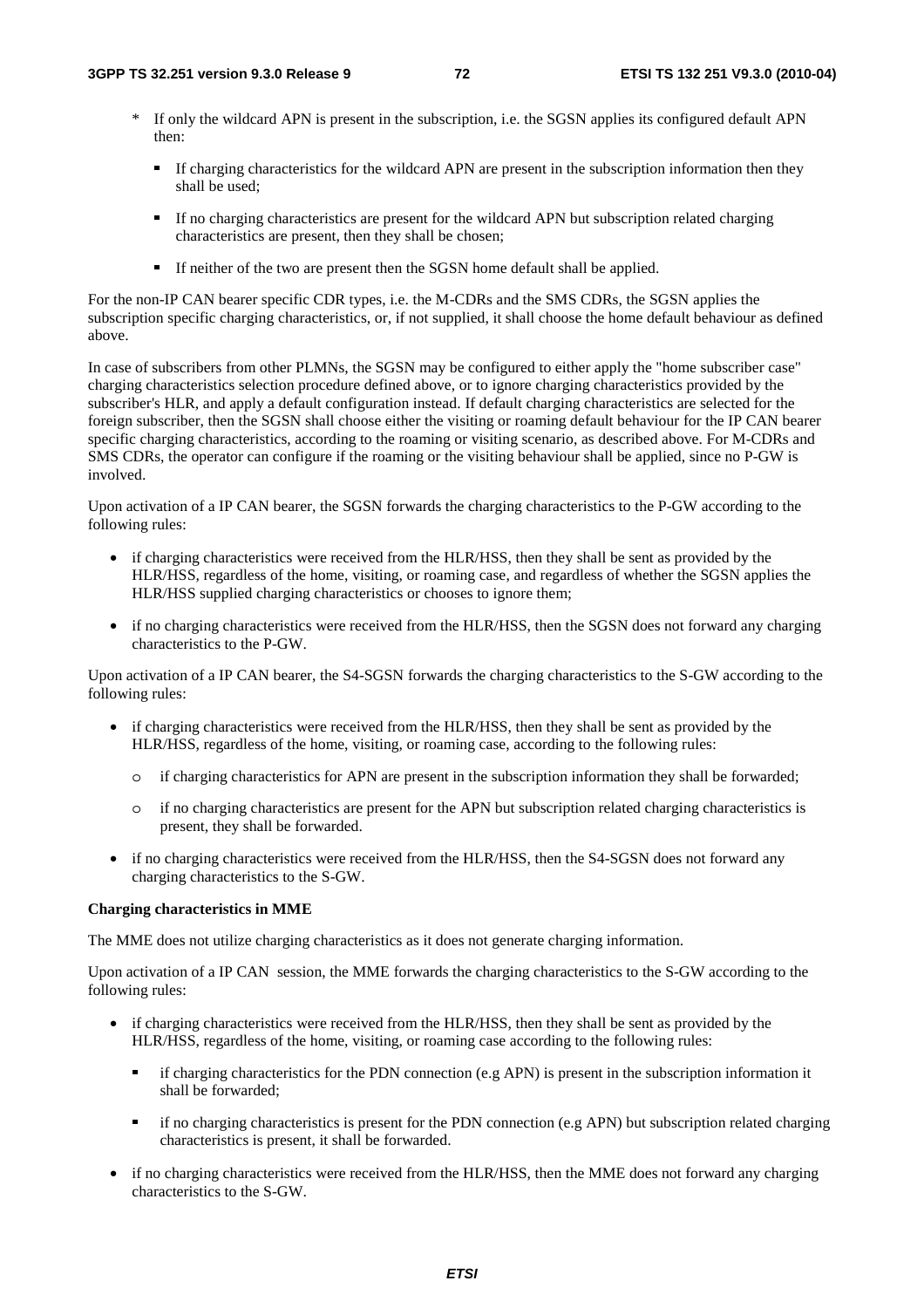- * If only the wildcard APN is present in the subscription, i.e. the SGSN applies its configured default APN then:
  - If charging characteristics for the wildcard APN are present in the subscription information then they shall be used;
  - If no charging characteristics are present for the wildcard APN but subscription related charging characteristics are present, then they shall be chosen;
  - If neither of the two are present then the SGSN home default shall be applied.

For the non-IP CAN bearer specific CDR types, i.e. the M-CDRs and the SMS CDRs, the SGSN applies the subscription specific charging characteristics, or, if not supplied, it shall choose the home default behaviour as defined above.

In case of subscribers from other PLMNs, the SGSN may be configured to either apply the "home subscriber case" charging characteristics selection procedure defined above, or to ignore charging characteristics provided by the subscriber's HLR, and apply a default configuration instead. If default charging characteristics are selected for the foreign subscriber, then the SGSN shall choose either the visiting or roaming default behaviour for the IP CAN bearer specific charging characteristics, according to the roaming or visiting scenario, as described above. For M-CDRs and SMS CDRs, the operator can configure if the roaming or the visiting behaviour shall be applied, since no P-GW is involved.

Upon activation of a IP CAN bearer, the SGSN forwards the charging characteristics to the P-GW according to the following rules:

- if charging characteristics were received from the HLR/HSS, then they shall be sent as provided by the HLR/HSS, regardless of the home, visiting, or roaming case, and regardless of whether the SGSN applies the HLR/HSS supplied charging characteristics or chooses to ignore them;
- if no charging characteristics were received from the HLR/HSS, then the SGSN does not forward any charging characteristics to the P-GW.

Upon activation of a IP CAN bearer, the S4-SGSN forwards the charging characteristics to the S-GW according to the following rules:

- if charging characteristics were received from the HLR/HSS, then they shall be sent as provided by the HLR/HSS, regardless of the home, visiting, or roaming case, according to the following rules:
  - if charging characteristics for APN are present in the subscription information they shall be forwarded;
  - if no charging characteristics are present for the APN but subscription related charging characteristics is present, they shall be forwarded.
- if no charging characteristics were received from the HLR/HSS, then the S4-SGSN does not forward any charging characteristics to the S-GW.

**Charging characteristics in MME**

The MME does not utilize charging characteristics as it does not generate charging information.

Upon activation of a IP CAN session, the MME forwards the charging characteristics to the S-GW according to the following rules:

- if charging characteristics were received from the HLR/HSS, then they shall be sent as provided by the HLR/HSS, regardless of the home, visiting, or roaming case according to the following rules:
  - if charging characteristics for the PDN connection (e.g APN) is present in the subscription information it shall be forwarded;
  - if no charging characteristics is present for the PDN connection (e.g APN) but subscription related charging characteristics is present, it shall be forwarded.
- if no charging characteristics were received from the HLR/HSS, then the MME does not forward any charging characteristics to the S-GW.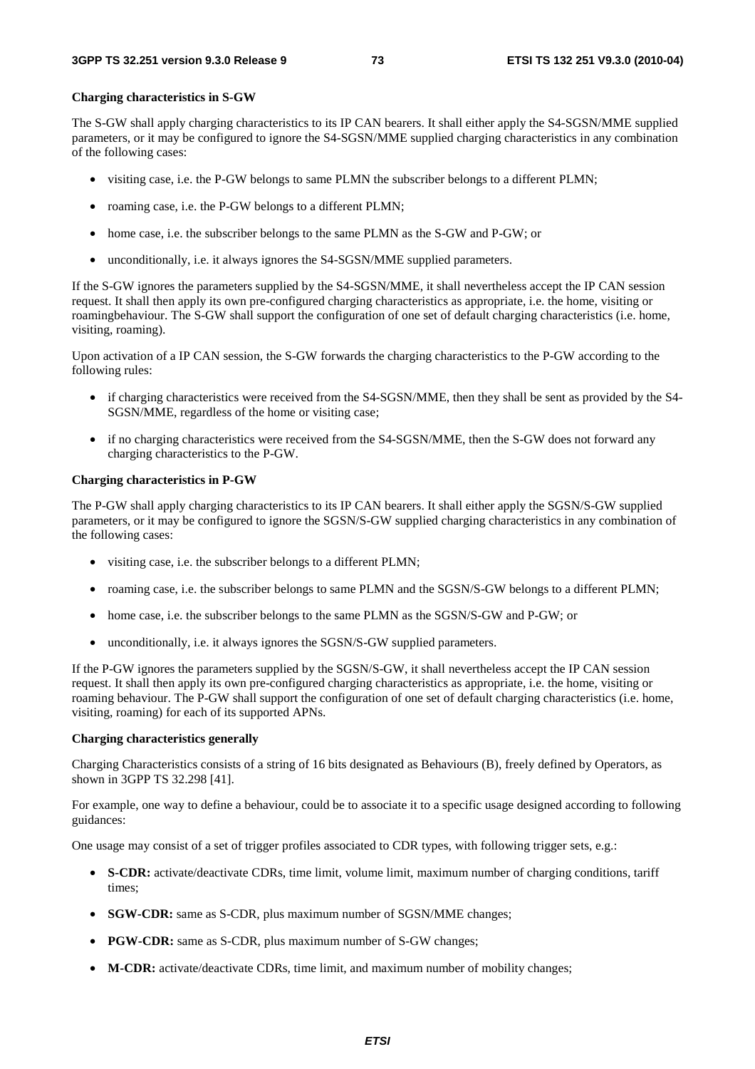**Charging characteristics in S-GW**

The S-GW shall apply charging characteristics to its IP CAN bearers. It shall either apply the S4-SGSN/MME supplied parameters, or it may be configured to ignore the S4-SGSN/MME supplied charging characteristics in any combination of the following cases:

- visiting case, i.e. the P-GW belongs to same PLMN the subscriber belongs to a different PLMN;
- roaming case, i.e. the P-GW belongs to a different PLMN;
- home case, i.e. the subscriber belongs to the same PLMN as the S-GW and P-GW; or
- unconditionally, i.e. it always ignores the S4-SGSN/MME supplied parameters.

If the S-GW ignores the parameters supplied by the S4-SGSN/MME, it shall nevertheless accept the IP CAN session request. It shall then apply its own pre-configured charging characteristics as appropriate, i.e. the home, visiting or roamingbehaviour. The S-GW shall support the configuration of one set of default charging characteristics (i.e. home, visiting, roaming).

Upon activation of a IP CAN session, the S-GW forwards the charging characteristics to the P-GW according to the following rules:

- if charging characteristics were received from the S4-SGSN/MME, then they shall be sent as provided by the S4-SGSN/MME, regardless of the home or visiting case;
- if no charging characteristics were received from the S4-SGSN/MME, then the S-GW does not forward any charging characteristics to the P-GW.

**Charging characteristics in P-GW**

The P-GW shall apply charging characteristics to its IP CAN bearers. It shall either apply the SGSN/S-GW supplied parameters, or it may be configured to ignore the SGSN/S-GW supplied charging characteristics in any combination of the following cases:

- visiting case, i.e. the subscriber belongs to a different PLMN;
- roaming case, i.e. the subscriber belongs to same PLMN and the SGSN/S-GW belongs to a different PLMN;
- home case, i.e. the subscriber belongs to the same PLMN as the SGSN/S-GW and P-GW; or
- unconditionally, i.e. it always ignores the SGSN/S-GW supplied parameters.

If the P-GW ignores the parameters supplied by the SGSN/S-GW, it shall nevertheless accept the IP CAN session request. It shall then apply its own pre-configured charging characteristics as appropriate, i.e. the home, visiting or roaming behaviour. The P-GW shall support the configuration of one set of default charging characteristics (i.e. home, visiting, roaming) for each of its supported APNs.

**Charging characteristics generally**

Charging Characteristics consists of a string of 16 bits designated as Behaviours (B), freely defined by Operators, as shown in 3GPP TS 32.298 [41].

For example, one way to define a behaviour, could be to associate it to a specific usage designed according to following guidances:

One usage may consist of a set of trigger profiles associated to CDR types, with following trigger sets, e.g.:

- **S-CDR:** activate/deactivate CDRs, time limit, volume limit, maximum number of charging conditions, tariff times;
- **SGW-CDR:** same as S-CDR, plus maximum number of SGSN/MME changes;
- **PGW-CDR:** same as S-CDR, plus maximum number of S-GW changes;
- **M-CDR:** activate/deactivate CDRs, time limit, and maximum number of mobility changes;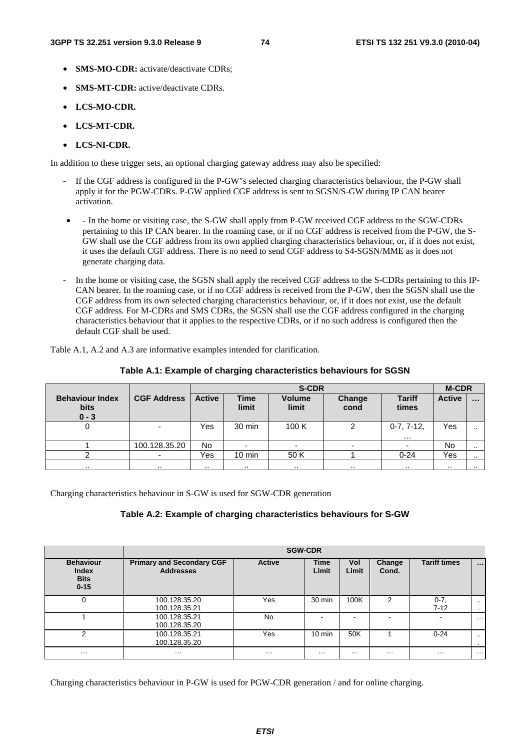- **SMS-MO-CDR:** activate/deactivate CDRs;
- **SMS-MT-CDR:** active/deactivate CDRs.
- **LCS-MO-CDR.**
- **LCS-MT-CDR.**
- **LCS-NI-CDR.**

In addition to these trigger sets, an optional charging gateway address may also be specified:

- If the CGF address is configured in the P-GW"s selected charging characteristics behaviour, the P-GW shall apply it for the PGW-CDRs. P-GW applied CGF address is sent to SGSN/S-GW during IP CAN bearer activation.

- - In the home or visiting case, the S-GW shall apply from P-GW received CGF address to the SGW-CDRs pertaining to this IP CAN bearer. In the roaming case, or if no CGF address is received from the P-GW, the S-GW shall use the CGF address from its own applied charging characteristics behaviour, or, if it does not exist, it uses the default CGF address. There is no need to send CGF address to S4-SGSN/MME as it does not generate charging data.

- In the home or visiting case, the SGSN shall apply the received CGF address to the S-CDRs pertaining to this IP-CAN bearer. In the roaming case, or if no CGF address is received from the P-GW, then the SGSN shall use the CGF address from its own selected charging characteristics behaviour, or, if it does not exist, use the default CGF address. For M-CDRs and SMS CDRs, the SGSN shall use the CGF address configured in the charging characteristics behaviour that it applies to the respective CDRs, or if no such address is configured then the default CGF shall be used.

Table A.1, A.2 and A.3 are informative examples intended for clarification.

**Table A.1: Example of charging characteristics behaviours for SGSN**

| | | S-CDR | | | | | M-CDR | |
|---|---|---|---|---|---|---|---|---|
| **Behaviour Index bits 0 - 3** | **CGF Address** | **Active** | **Time limit** | **Volume limit** | **Change cond** | **Tariff times** | **Active** | **...** |
| 0 | - | Yes | 30 min | 100 K | 2 | 0-7, 7-12, ... | Yes | .. |
| 1 | 100.128.35.20 | No | - | - | - | - | No | .. |
| 2 | - | Yes | 10 min | 50 K | 1 | 0-24 | Yes | .. |
| .. | .. | .. | .. | .. | .. | .. | .. | .. |

Charging characteristics behaviour in S-GW is used for SGW-CDR generation

**Table A.2: Example of charging characteristics behaviours for S-GW**

| | SGW-CDR | | | | | | |
|---|---|---|---|---|---|---|---|
| **Behaviour Index Bits 0-15** | **Primary and Secondary CGF Addresses** | **Active** | **Time Limit** | **Vol Limit** | **Change Cond.** | **Tariff times** | **...** |
| 0 | 100.128.35.20<br>100.128.35.21 | Yes | 30 min | 100K | 2 | 0-7,<br>7-12 | ... |
| 1 | 100.128.35.21<br>100.128.35.20 | No | - | - | - | - | ... |
| 2 | 100.128.35.21<br>100.128.35.20 | Yes | 10 min | 50K | 1 | 0-24 | ... |
| ... | ... | ... | ... | ... | ... | ... | ... |

Charging characteristics behaviour in P-GW is used for PGW-CDR generation / and for online charging.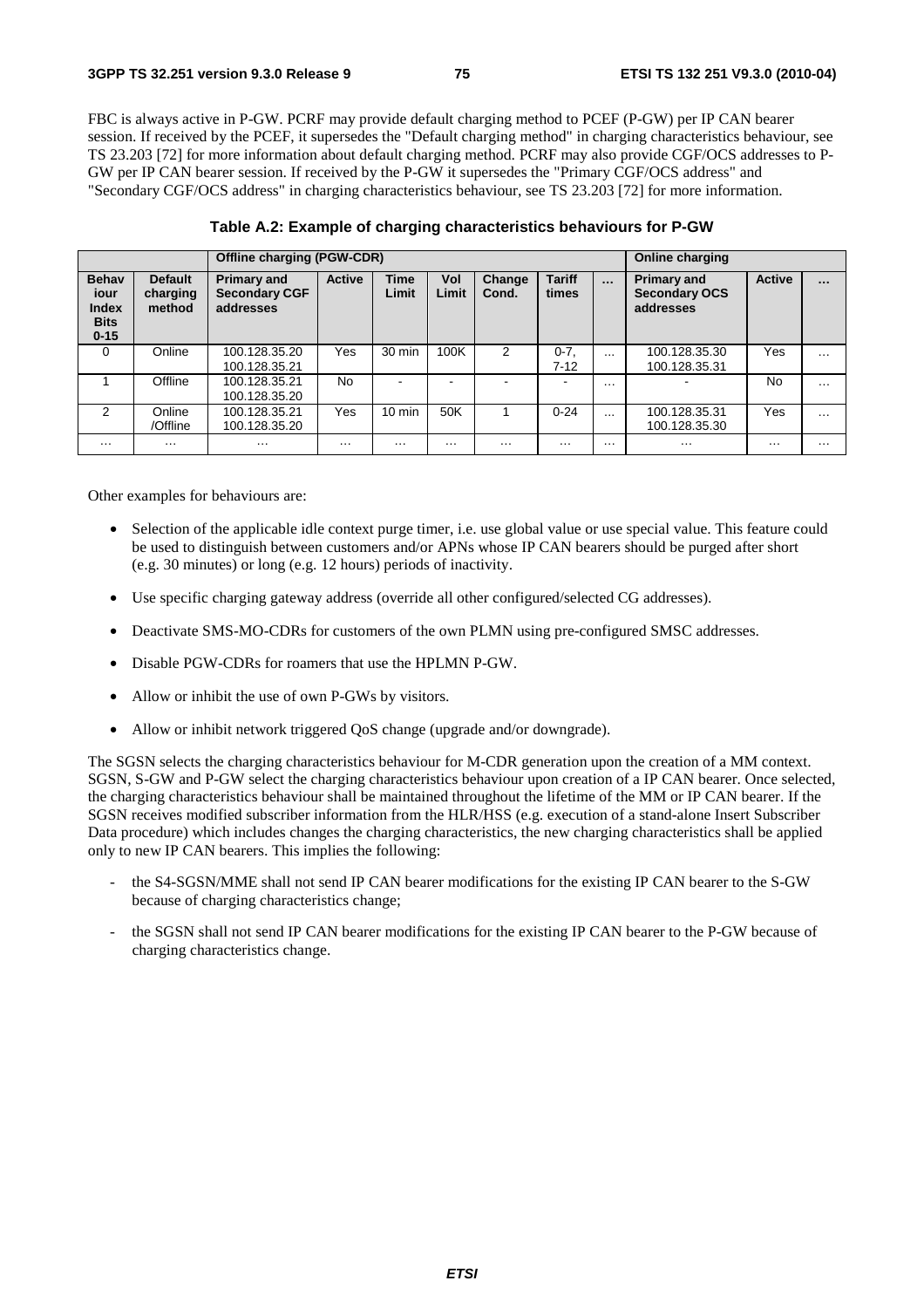FBC is always active in P-GW. PCRF may provide default charging method to PCEF (P-GW) per IP CAN bearer session. If received by the PCEF, it supersedes the "Default charging method" in charging characteristics behaviour, see TS 23.203 [72] for more information about default charging method. PCRF may also provide CGF/OCS addresses to P-GW per IP CAN bearer session. If received by the P-GW it supersedes the "Primary CGF/OCS address" and "Secondary CGF/OCS address" in charging characteristics behaviour, see TS 23.203 [72] for more information.

**Table A.2: Example of charging characteristics behaviours for P-GW**

| | | Offline charging (PGW-CDR) | | | | | | | Online charging | | |
|---|---|---|---|---|---|---|---|---|---|---|---|
| **Behaviour Index Bits 0-15** | **Default charging method** | **Primary and Secondary CGF addresses** | **Active** | **Time Limit** | **Vol Limit** | **Change Cond.** | **Tariff times** | **…** | **Primary and Secondary OCS addresses** | **Active** | **…** |
| 0 | Online | 100.128.35.20<br>100.128.35.21 | Yes | 30 min | 100K | 2 | 0-7, 7-12 | … | 100.128.35.30<br>100.128.35.31 | Yes | … |
| 1 | Offline | 100.128.35.21<br>100.128.35.20 | No | - | - | - | - | … | - | No | … |
| 2 | Online /Offline | 100.128.35.21<br>100.128.35.20 | Yes | 10 min | 50K | 1 | 0-24 | … | 100.128.35.31<br>100.128.35.30 | Yes | … |
| … | … | … | … | … | … | … | … | … | … | … | … |

Other examples for behaviours are:

- Selection of the applicable idle context purge timer, i.e. use global value or use special value. This feature could be used to distinguish between customers and/or APNs whose IP CAN bearers should be purged after short (e.g. 30 minutes) or long (e.g. 12 hours) periods of inactivity.
- Use specific charging gateway address (override all other configured/selected CG addresses).
- Deactivate SMS-MO-CDRs for customers of the own PLMN using pre-configured SMSC addresses.
- Disable PGW-CDRs for roamers that use the HPLMN P-GW.
- Allow or inhibit the use of own P-GWs by visitors.
- Allow or inhibit network triggered QoS change (upgrade and/or downgrade).

The SGSN selects the charging characteristics behaviour for M-CDR generation upon the creation of a MM context. SGSN, S-GW and P-GW select the charging characteristics behaviour upon creation of a IP CAN bearer. Once selected, the charging characteristics behaviour shall be maintained throughout the lifetime of the MM or IP CAN bearer. If the SGSN receives modified subscriber information from the HLR/HSS (e.g. execution of a stand-alone Insert Subscriber Data procedure) which includes changes the charging characteristics, the new charging characteristics shall be applied only to new IP CAN bearers. This implies the following:

- the S4-SGSN/MME shall not send IP CAN bearer modifications for the existing IP CAN bearer to the S-GW because of charging characteristics change;
- the SGSN shall not send IP CAN bearer modifications for the existing IP CAN bearer to the P-GW because of charging characteristics change.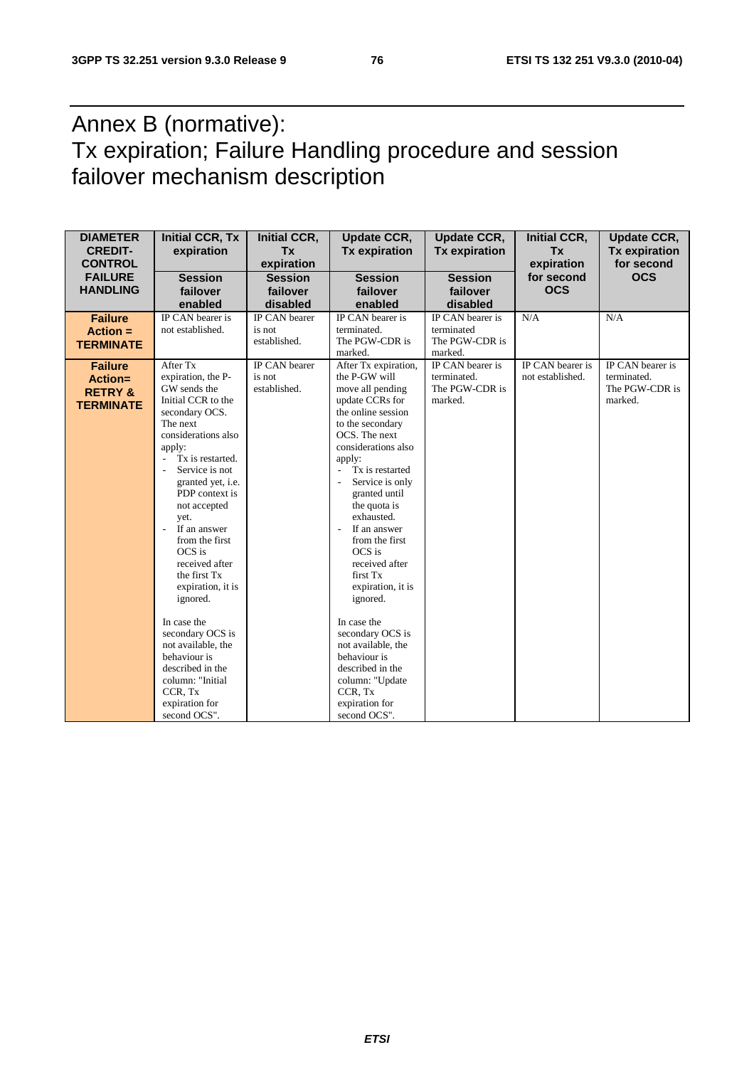# Annex B (normative): Tx expiration; Failure Handling procedure and session failover mechanism description

| DIAMETER CREDIT-CONTROL FAILURE HANDLING | Initial CCR, Tx expiration<br>Session failover enabled | Initial CCR, Tx expiration<br>Session failover disabled | Update CCR, Tx expiration<br>Session failover enabled | Update CCR, Tx expiration<br>Session failover disabled | Initial CCR, Tx expiration for second OCS | Update CCR, Tx expiration for second OCS |
|---|---|---|---|---|---|---|
| **Failure Action = TERMINATE** | IP CAN bearer is not established. | IP CAN bearer is not established. | IP CAN bearer is terminated.<br>The PGW-CDR is marked. | IP CAN bearer is terminated<br>The PGW-CDR is marked. | N/A | N/A |
| **Failure Action= RETRY & TERMINATE** | After Tx expiration, the P-GW sends the Initial CCR to the secondary OCS. The next considerations also apply:<br>- Tx is restarted.<br>- Service is not granted yet, i.e. PDP context is not accepted yet.<br>- If an answer from the first OCS is received after the first Tx expiration, it is ignored.<br><br>In case the secondary OCS is not available, the behaviour is described in the column: "Initial CCR, Tx expiration for second OCS". | IP CAN bearer is not established. | After Tx expiration, the P-GW will move all pending update CCRs for the online session to the secondary OCS. The next considerations also apply:<br>- Tx is restarted<br>- Service is only granted until the quota is exhausted.<br>- If an answer from the first OCS is received after first Tx expiration, it is ignored.<br><br>In case the secondary OCS is not available, the behaviour is described in the column: "Update CCR, Tx expiration for second OCS". | IP CAN bearer is terminated.<br>The PGW-CDR is marked. | IP CAN bearer is not established. | IP CAN bearer is terminated.<br>The PGW-CDR is marked. |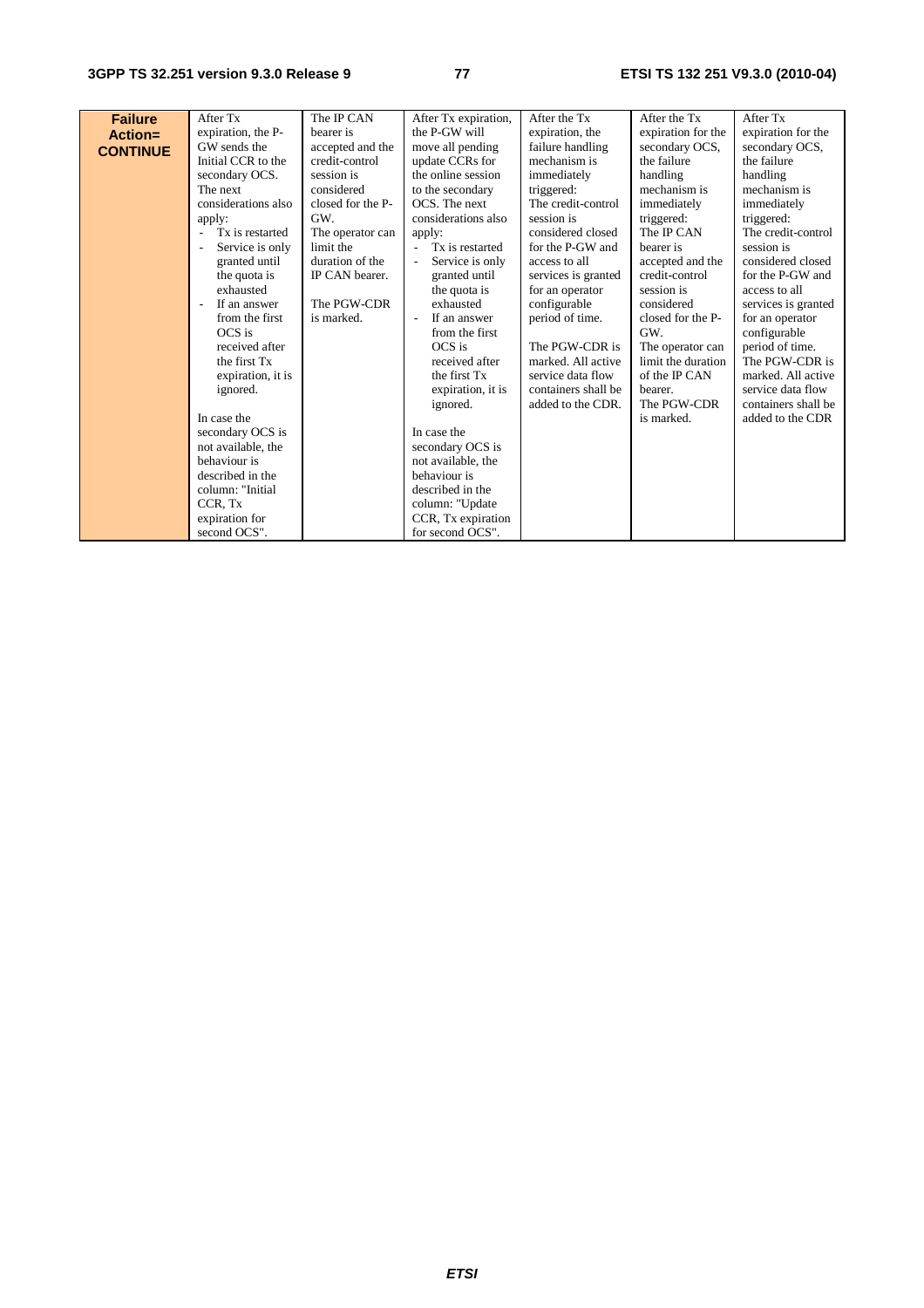| **Failure Action= CONTINUE** | After Tx expiration, the P-GW sends the Initial CCR to the secondary OCS. The next considerations also apply:<br>- Tx is restarted<br>- Service is only granted until the quota is exhausted<br>- If an answer from the first OCS is received after the first Tx expiration, it is ignored.<br><br>In case the secondary OCS is not available, the behaviour is described in the column: "Initial CCR, Tx expiration for second OCS". | The IP CAN bearer is accepted and the credit-control session is considered closed for the P-GW. The operator can limit the duration of the IP CAN bearer.<br><br>The PGW-CDR is marked. | After Tx expiration, the P-GW will move all pending update CCRs for the online session to the secondary OCS. The next considerations also apply:<br>- Tx is restarted<br>- Service is only granted until the quota is exhausted<br>- If an answer from the first OCS is received after the first Tx expiration, it is ignored.<br><br>In case the secondary OCS is not available, the behaviour is described in the column: "Update CCR, Tx expiration for second OCS". | After the Tx expiration, the failure handling mechanism is immediately triggered: The credit-control session is considered closed for the P-GW and access to all services is granted for an operator configurable period of time.<br><br>The PGW-CDR is marked. All active service data flow containers shall be added to the CDR. | After the Tx expiration for the secondary OCS, the failure handling mechanism is immediately triggered: The IP CAN bearer is accepted and the credit-control session is considered closed for the P-GW. The operator can limit the duration of the IP CAN bearer. The PGW-CDR is marked. | After Tx expiration for the secondary OCS, the failure handling mechanism is immediately triggered: The credit-control session is considered closed for the P-GW and access to all services is granted for an operator configurable period of time. The PGW-CDR is marked. All active service data flow containers shall be added to the CDR |
|---|---|---|---|---|---|---|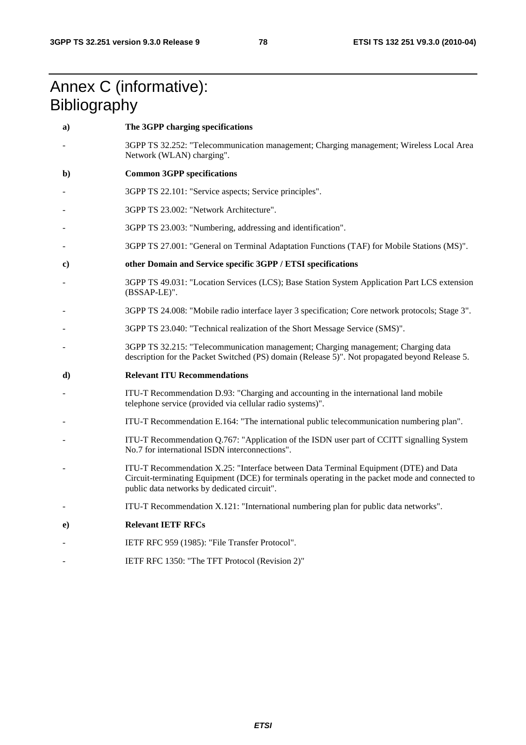# Annex C (informative): Bibliography

**a) The 3GPP charging specifications**

- 3GPP TS 32.252: "Telecommunication management; Charging management; Wireless Local Area Network (WLAN) charging".

**b) Common 3GPP specifications**

- 3GPP TS 22.101: "Service aspects; Service principles".
- 3GPP TS 23.002: "Network Architecture".
- 3GPP TS 23.003: "Numbering, addressing and identification".
- 3GPP TS 27.001: "General on Terminal Adaptation Functions (TAF) for Mobile Stations (MS)".

**c) other Domain and Service specific 3GPP / ETSI specifications**

- 3GPP TS 49.031: "Location Services (LCS); Base Station System Application Part LCS extension (BSSAP-LE)".
- 3GPP TS 24.008: "Mobile radio interface layer 3 specification; Core network protocols; Stage 3".
- 3GPP TS 23.040: "Technical realization of the Short Message Service (SMS)".
- 3GPP TS 32.215: "Telecommunication management; Charging management; Charging data description for the Packet Switched (PS) domain (Release 5)". Not propagated beyond Release 5.

**d) Relevant ITU Recommendations**

- ITU-T Recommendation D.93: "Charging and accounting in the international land mobile telephone service (provided via cellular radio systems)".
- ITU-T Recommendation E.164: "The international public telecommunication numbering plan".
- ITU-T Recommendation Q.767: "Application of the ISDN user part of CCITT signalling System No.7 for international ISDN interconnections".
- ITU-T Recommendation X.25: "Interface between Data Terminal Equipment (DTE) and Data Circuit-terminating Equipment (DCE) for terminals operating in the packet mode and connected to public data networks by dedicated circuit".
- ITU-T Recommendation X.121: "International numbering plan for public data networks".

**e) Relevant IETF RFCs**

- IETF RFC 959 (1985): "File Transfer Protocol".
- IETF RFC 1350: "The TFT Protocol (Revision 2)"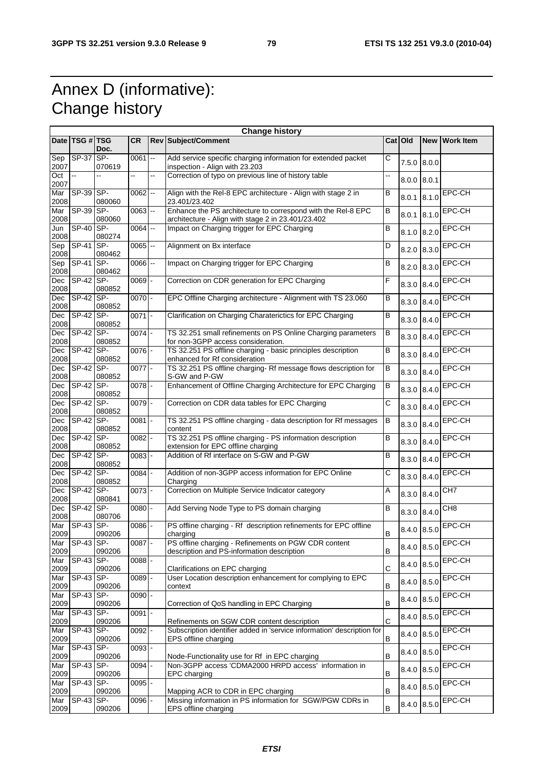# Annex D (informative): Change history

| Change history | | | | | | | | | |
|---|---|---|---|---|---|---|---|---|---|
| Date | TSG # | TSG Doc. | CR | Rev | Subject/Comment | Cat | Old | New | Work Item |
| Sep 2007 | SP-37 | SP-070619 | 0061 | -- | Add service specific charging information for extended packet inspection - Align with 23.203 | C | 7.5.0 | 8.0.0 | |
| Oct 2007 | -- | -- | -- | -- | Correction of typo on previous line of history table | -- | 8.0.0 | 8.0.1 | |
| Mar 2008 | SP-39 | SP-080060 | 0062 | -- | Align with the Rel-8 EPC architecture - Align with stage 2 in 23.401/23.402 | B | 8.0.1 | 8.1.0 | EPC-CH |
| Mar 2008 | SP-39 | SP-080060 | 0063 | -- | Enhance the PS architecture to correspond with the Rel-8 EPC architecture - Align with stage 2 in 23.401/23.402 | B | 8.0.1 | 8.1.0 | EPC-CH |
| Jun 2008 | SP-40 | SP-080274 | 0064 | -- | Impact on Charging trigger for EPC Charging | B | 8.1.0 | 8.2.0 | EPC-CH |
| Sep 2008 | SP-41 | SP-080462 | 0065 | -- | Alignment on Bx interface | D | 8.2.0 | 8.3.0 | EPC-CH |
| Sep 2008 | SP-41 | SP-080462 | 0066 | -- | Impact on Charging trigger for EPC Charging | B | 8.2.0 | 8.3.0 | EPC-CH |
| Dec 2008 | SP-42 | SP-080852 | 0069 | - | Correction on CDR generation for EPC Charging | F | 8.3.0 | 8.4.0 | EPC-CH |
| Dec 2008 | SP-42 | SP-080852 | 0070 | - | EPC Offline Charging architecture - Alignment with TS 23.060 | B | 8.3.0 | 8.4.0 | EPC-CH |
| Dec 2008 | SP-42 | SP-080852 | 0071 | - | Clarification on Charging Charaterictics for EPC Charging | B | 8.3.0 | 8.4.0 | EPC-CH |
| Dec 2008 | SP-42 | SP-080852 | 0074 | - | TS 32.251 small refinements on PS Online Charging parameters for non-3GPP access consideration. | B | 8.3.0 | 8.4.0 | EPC-CH |
| Dec 2008 | SP-42 | SP-080852 | 0076 | - | TS 32.251 PS offline charging - basic principles description enhanced for Rf consideration | B | 8.3.0 | 8.4.0 | EPC-CH |
| Dec 2008 | SP-42 | SP-080852 | 0077 | - | TS 32.251 PS offline charging- Rf message flows description for S-GW and P-GW | B | 8.3.0 | 8.4.0 | EPC-CH |
| Dec 2008 | SP-42 | SP-080852 | 0078 | - | Enhancement of Offline Charging Architecture for EPC Charging | B | 8.3.0 | 8.4.0 | EPC-CH |
| Dec 2008 | SP-42 | SP-080852 | 0079 | - | Correction on CDR data tables for EPC Charging | C | 8.3.0 | 8.4.0 | EPC-CH |
| Dec 2008 | SP-42 | SP-080852 | 0081 | - | TS 32.251 PS offline charging - data description for Rf messages content | B | 8.3.0 | 8.4.0 | EPC-CH |
| Dec 2008 | SP-42 | SP-080852 | 0082 | - | TS 32.251 PS offline charging - PS information description extension for EPC offline charging | B | 8.3.0 | 8.4.0 | EPC-CH |
| Dec 2008 | SP-42 | SP-080852 | 0083 | - | Addition of Rf interface on S-GW and P-GW | B | 8.3.0 | 8.4.0 | EPC-CH |
| Dec 2008 | SP-42 | SP-080852 | 0084 | - | Addition of non-3GPP access information for EPC Online Charging | C | 8.3.0 | 8.4.0 | EPC-CH |
| Dec 2008 | SP-42 | SP-080841 | 0073 | - | Correction on Multiple Service Indicator category | A | 8.3.0 | 8.4.0 | CH7 |
| Dec 2008 | SP-42 | SP-080706 | 0080 | - | Add Serving Node Type to PS domain charging | B | 8.3.0 | 8.4.0 | CH8 |
| Mar 2009 | SP-43 | SP-090206 | 0086 | - | PS offline charging - Rf description refinements for EPC offline charging | B | 8.4.0 | 8.5.0 | EPC-CH |
| Mar 2009 | SP-43 | SP-090206 | 0087 | - | PS offline charging - Refinements on PGW CDR content description and PS-information description | B | 8.4.0 | 8.5.0 | EPC-CH |
| Mar 2009 | SP-43 | SP-090206 | 0088 | - | Clarifications on EPC charging | C | 8.4.0 | 8.5.0 | EPC-CH |
| Mar 2009 | SP-43 | SP-090206 | 0089 | - | User Location description enhancement for complying to EPC context | B | 8.4.0 | 8.5.0 | EPC-CH |
| Mar 2009 | SP-43 | SP-090206 | 0090 | - | Correction of QoS handling in EPC Charging | B | 8.4.0 | 8.5.0 | EPC-CH |
| Mar 2009 | SP-43 | SP-090206 | 0091 | - | Refinements on SGW CDR content description | C | 8.4.0 | 8.5.0 | EPC-CH |
| Mar 2009 | SP-43 | SP-090206 | 0092 | - | Subscription identifier added in 'service information' description for EPS offline charging | B | 8.4.0 | 8.5.0 | EPC-CH |
| Mar 2009 | SP-43 | SP-090206 | 0093 | - | Node-Functionality use for Rf in EPC charging | B | 8.4.0 | 8.5.0 | EPC-CH |
| Mar 2009 | SP-43 | SP-090206 | 0094 | - | Non-3GPP access 'CDMA2000 HRPD access' information in EPC charging | B | 8.4.0 | 8.5.0 | EPC-CH |
| Mar 2009 | SP-43 | SP-090206 | 0095 | - | Mapping ACR to CDR in EPC charging | B | 8.4.0 | 8.5.0 | EPC-CH |
| Mar 2009 | SP-43 | SP-090206 | 0096 | - | Missing information in PS information for SGW/PGW CDRs in EPS offline charging | B | 8.4.0 | 8.5.0 | EPC-CH |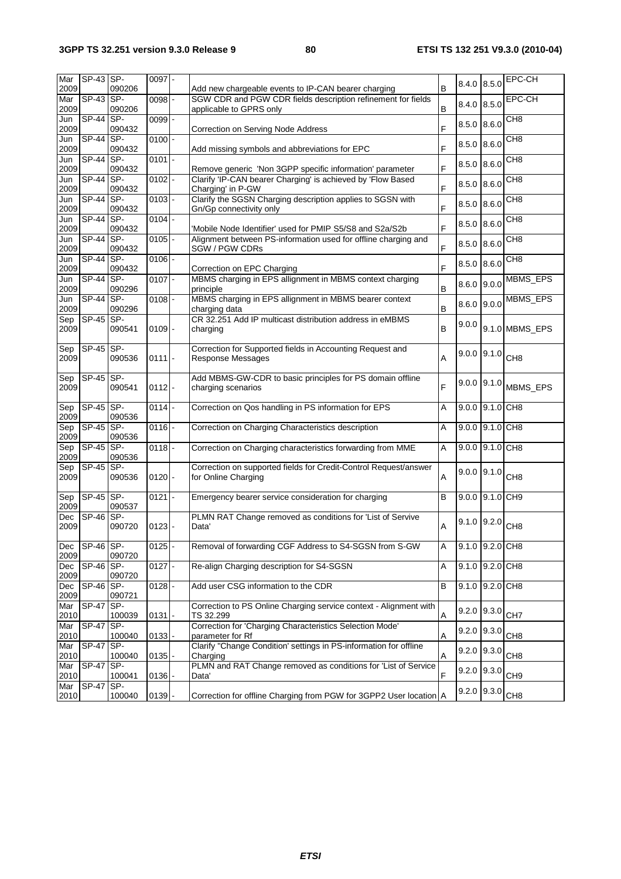| Mar 2009 | SP-43 | SP-090206 | 0097 | - | Add new chargeable events to IP-CAN bearer charging | B | 8.4.0 | 8.5.0 | EPC-CH |
|---|---|---|---|---|---|---|---|---|---|
| Mar 2009 | SP-43 | SP-090206 | 0098 | - | SGW CDR and PGW CDR fields description refinement for fields applicable to GPRS only | B | 8.4.0 | 8.5.0 | EPC-CH |
| Jun 2009 | SP-44 | SP-090432 | 0099 | - | Correction on Serving Node Address | F | 8.5.0 | 8.6.0 | CH8 |
| Jun 2009 | SP-44 | SP-090432 | 0100 | - | Add missing symbols and abbreviations for EPC | F | 8.5.0 | 8.6.0 | CH8 |
| Jun 2009 | SP-44 | SP-090432 | 0101 | - | Remove generic 'Non 3GPP specific information' parameter | F | 8.5.0 | 8.6.0 | CH8 |
| Jun 2009 | SP-44 | SP-090432 | 0102 | - | Clarify 'IP-CAN bearer Charging' is achieved by 'Flow Based Charging' in P-GW | F | 8.5.0 | 8.6.0 | CH8 |
| Jun 2009 | SP-44 | SP-090432 | 0103 | - | Clarify the SGSN Charging description applies to SGSN with Gn/Gp connectivity only | F | 8.5.0 | 8.6.0 | CH8 |
| Jun 2009 | SP-44 | SP-090432 | 0104 | - | 'Mobile Node Identifier' used for PMIP S5/S8 and S2a/S2b | F | 8.5.0 | 8.6.0 | CH8 |
| Jun 2009 | SP-44 | SP-090432 | 0105 | - | Alignment between PS-information used for offline charging and SGW / PGW CDRs | F | 8.5.0 | 8.6.0 | CH8 |
| Jun 2009 | SP-44 | SP-090432 | 0106 | - | Correction on EPC Charging | F | 8.5.0 | 8.6.0 | CH8 |
| Jun 2009 | SP-44 | SP-090296 | 0107 | - | MBMS charging in EPS allignment in MBMS context charging principle | B | 8.6.0 | 9.0.0 | MBMS_EPS |
| Jun 2009 | SP-44 | SP-090296 | 0108 | - | MBMS charging in EPS allignment in MBMS bearer context charging data | B | 8.6.0 | 9.0.0 | MBMS_EPS |
| Sep 2009 | SP-45 | SP-090541 | 0109 | - | CR 32.251 Add IP multicast distribution address in eMBMS charging | B | 9.0.0 | 9.1.0 | MBMS_EPS |
| Sep 2009 | SP-45 | SP-090536 | 0111 | - | Correction for Supported fields in Accounting Request and Response Messages | A | 9.0.0 | 9.1.0 | CH8 |
| Sep 2009 | SP-45 | SP-090541 | 0112 | - | Add MBMS-GW-CDR to basic principles for PS domain offline charging scenarios | F | 9.0.0 | 9.1.0 | MBMS_EPS |
| Sep 2009 | SP-45 | SP-090536 | 0114 | - | Correction on Qos handling in PS information for EPS | A | 9.0.0 | 9.1.0 | CH8 |
| Sep 2009 | SP-45 | SP-090536 | 0116 | - | Correction on Charging Characteristics description | A | 9.0.0 | 9.1.0 | CH8 |
| Sep 2009 | SP-45 | SP-090536 | 0118 | - | Correction on Charging characteristics forwarding from MME | A | 9.0.0 | 9.1.0 | CH8 |
| Sep 2009 | SP-45 | SP-090536 | 0120 | - | Correction on supported fields for Credit-Control Request/answer for Online Charging | A | 9.0.0 | 9.1.0 | CH8 |
| Sep 2009 | SP-45 | SP-090537 | 0121 | - | Emergency bearer service consideration for charging | B | 9.0.0 | 9.1.0 | CH9 |
| Dec 2009 | SP-46 | SP-090720 | 0123 | - | PLMN RAT Change removed as conditions for 'List of Servive Data' | A | 9.1.0 | 9.2.0 | CH8 |
| Dec 2009 | SP-46 | SP-090720 | 0125 | - | Removal of forwarding CGF Address to S4-SGSN from S-GW | A | 9.1.0 | 9.2.0 | CH8 |
| Dec 2009 | SP-46 | SP-090720 | 0127 | - | Re-align Charging description for S4-SGSN | A | 9.1.0 | 9.2.0 | CH8 |
| Dec 2009 | SP-46 | SP-090721 | 0128 | - | Add user CSG information to the CDR | B | 9.1.0 | 9.2.0 | CH8 |
| Mar 2010 | SP-47 | SP-100039 | 0131 | - | Correction to PS Online Charging service context - Alignment with TS 32.299 | A | 9.2.0 | 9.3.0 | CH7 |
| Mar 2010 | SP-47 | SP-100040 | 0133 | - | Correction for 'Charging Characteristics Selection Mode' parameter for Rf | A | 9.2.0 | 9.3.0 | CH8 |
| Mar 2010 | SP-47 | SP-100040 | 0135 | - | Clarify "Change Condition' settings in PS-information for offline Charging | A | 9.2.0 | 9.3.0 | CH8 |
| Mar 2010 | SP-47 | SP-100041 | 0136 | - | PLMN and RAT Change removed as conditions for 'List of Service Data' | F | 9.2.0 | 9.3.0 | CH9 |
| Mar 2010 | SP-47 | SP-100040 | 0139 | - | Correction for offline Charging from PGW for 3GPP2 User location | A | 9.2.0 | 9.3.0 | CH8 |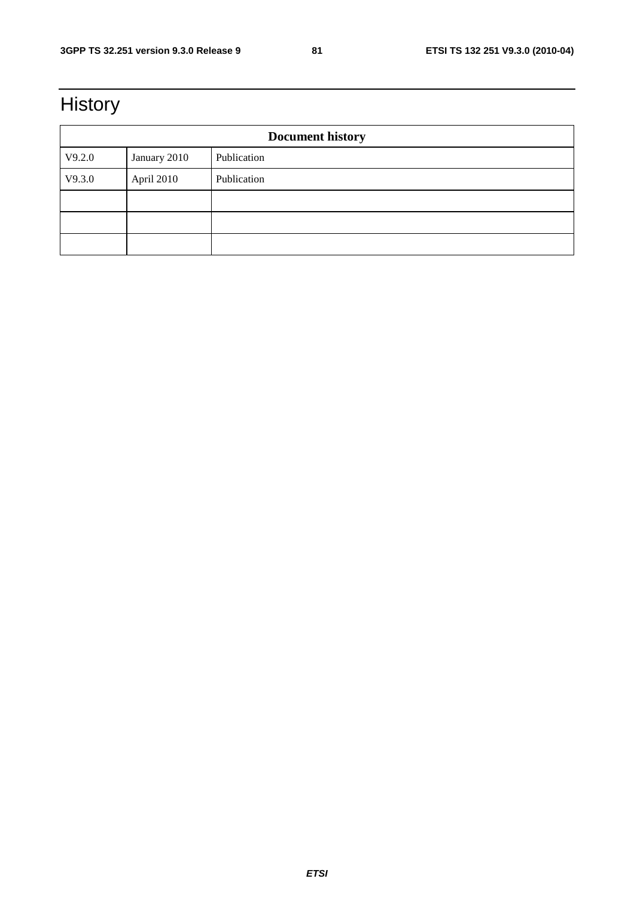# History

| Document history | | |
|---|---|---|
| V9.2.0 | January 2010 | Publication |
| V9.3.0 | April 2010 | Publication |
| | | |
| | | |
| | | |